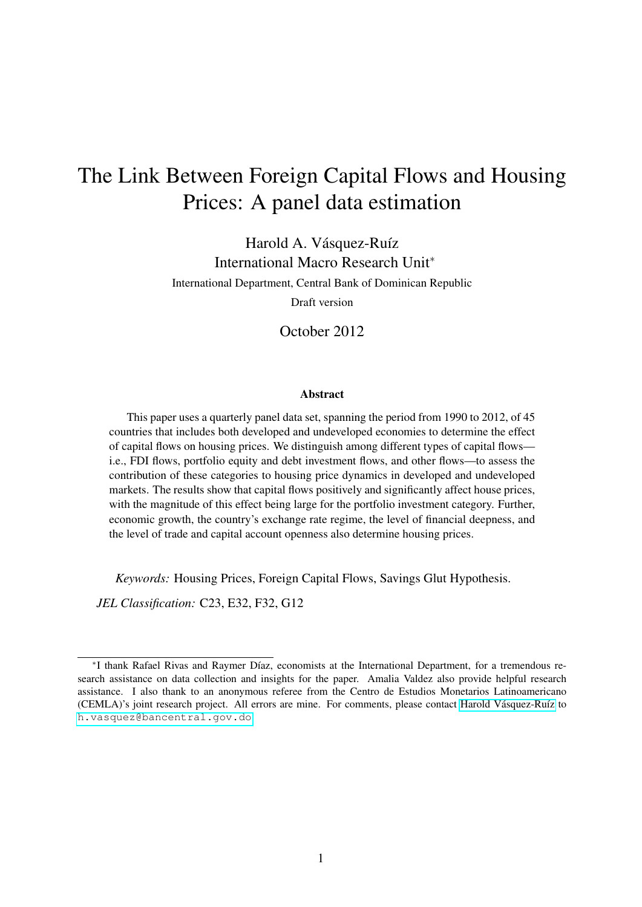# The Link Between Foreign Capital Flows and Housing Prices: A panel data estimation

Harold A. Vásquez-Ruíz

International Macro Research Unit*

International Department, Central Bank of Dominican Republic

Draft version

October 2012

### Abstract

This paper uses a quarterly panel data set, spanning the period from 1990 to 2012, of 45 countries that includes both developed and undeveloped economies to determine the effect of capital flows on housing prices. We distinguish among different types of capital flows—i.e., FDI flows, portfolio equity and debt investment flows, and other flows—to assess the contribution of these categories to housing price dynamics in developed and undeveloped markets. The results show that capital flows positively and significantly affect house prices, with the magnitude of this effect being large for the portfolio investment category. Further, economic growth, the country's exchange rate regime, the level of financial deepness, and the level of trade and capital account openness also determine housing prices.

*Keywords:* Housing Prices, Foreign Capital Flows, Savings Glut Hypothesis.

*JEL Classification:* C23, E32, F32, G12

---

*I thank Rafael Rivas and Raymer Díaz, economists at the International Department, for a tremendous research assistance on data collection and insights for the paper. Amalia Valdez also provide helpful research assistance. I also thank to an anonymous referee from the Centro de Estudios Monetarios Latinoamericano (CEMLA)'s joint research project. All errors are mine. For comments, please contact Harold Vásquez-Ruíz to h.vasquez@bancentral.gov.do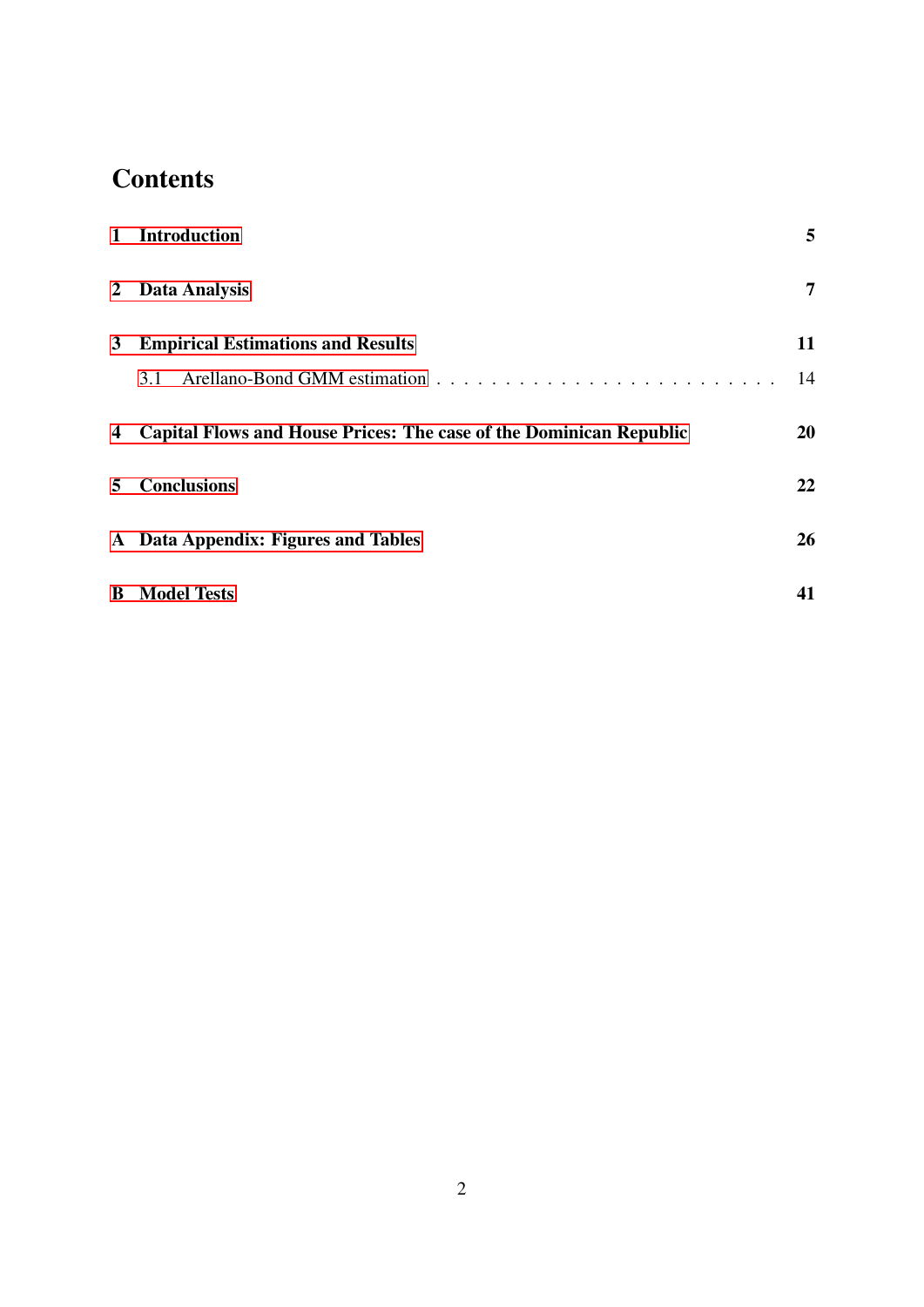# Contents

| | |
|---|---|
| **1 Introduction** | **5** |
| **2 Data Analysis** | **7** |
| **3 Empirical Estimations and Results** | **11** |
| 3.1 Arellano-Bond GMM estimation | 14 |
| **4 Capital Flows and House Prices: The case of the Dominican Republic** | **20** |
| **5 Conclusions** | **22** |
| **A Data Appendix: Figures and Tables** | **26** |
| **B Model Tests** | **41** |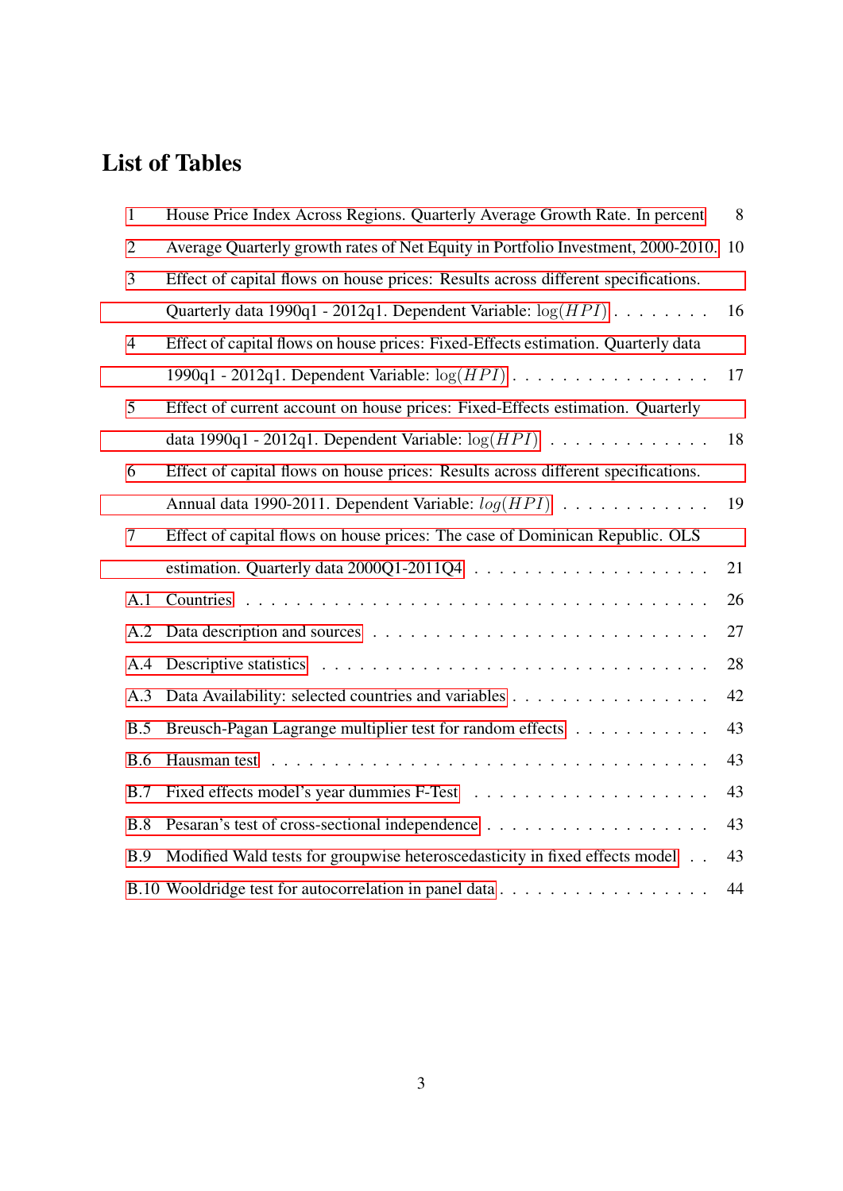# List of Tables

| | | |
|---|---|---|
| 1 | House Price Index Across Regions. Quarterly Average Growth Rate. In percent | 8 |
| 2 | Average Quarterly growth rates of Net Equity in Portfolio Investment, 2000-2010. | 10 |
| 3 | Effect of capital flows on house prices: Results across different specifications. Quarterly data 1990q1 - 2012q1. Dependent Variable: $\log(HPI)$ | 16 |
| 4 | Effect of capital flows on house prices: Fixed-Effects estimation. Quarterly data 1990q1 - 2012q1. Dependent Variable: $\log(HPI)$ | 17 |
| 5 | Effect of current account on house prices: Fixed-Effects estimation. Quarterly data 1990q1 - 2012q1. Dependent Variable: $\log(HPI)$ | 18 |
| 6 | Effect of capital flows on house prices: Results across different specifications. Annual data 1990-2011. Dependent Variable: $log(HPI)$ | 19 |
| 7 | Effect of capital flows on house prices: The case of Dominican Republic. OLS estimation. Quarterly data 2000Q1-2011Q4 | 21 |
| A.1 | Countries | 26 |
| A.2 | Data description and sources | 27 |
| A.4 | Descriptive statistics | 28 |
| A.3 | Data Availability: selected countries and variables | 42 |
| B.5 | Breusch-Pagan Lagrange multiplier test for random effects | 43 |
| B.6 | Hausman test | 43 |
| B.7 | Fixed effects model's year dummies F-Test | 43 |
| B.8 | Pesaran's test of cross-sectional independence | 43 |
| B.9 | Modified Wald tests for groupwise heteroscedasticity in fixed effects model | 43 |
| B.10 | Wooldridge test for autocorrelation in panel data | 44 |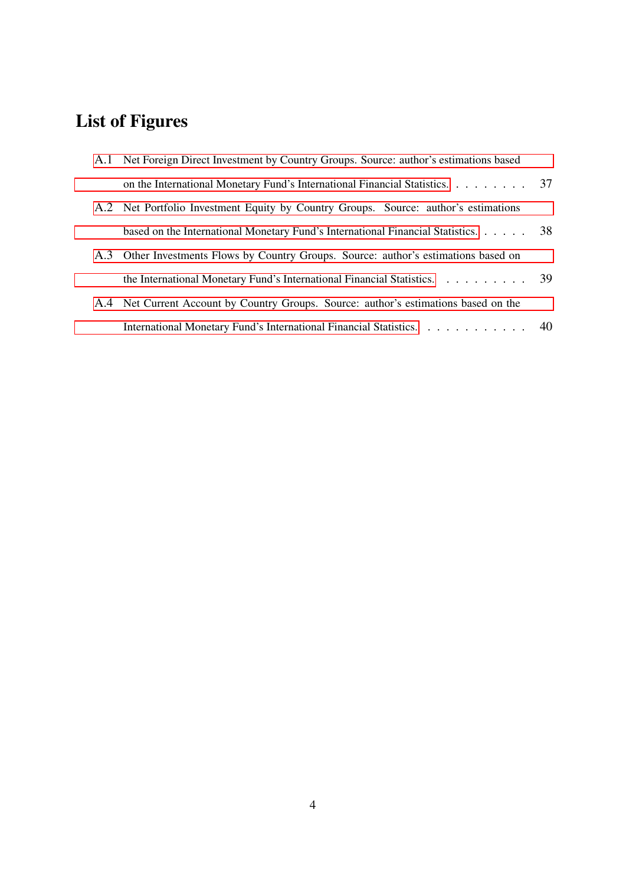# List of Figures

A.1 Net Foreign Direct Investment by Country Groups. Source: author's estimations based on the International Monetary Fund's International Financial Statistics. . . . . . . . . 37

A.2 Net Portfolio Investment Equity by Country Groups. Source: author's estimations based on the International Monetary Fund's International Financial Statistics. . . . . . 38

A.3 Other Investments Flows by Country Groups. Source: author's estimations based on the International Monetary Fund's International Financial Statistics. . . . . . . . . . 39

A.4 Net Current Account by Country Groups. Source: author's estimations based on the International Monetary Fund's International Financial Statistics. . . . . . . . . . . . 40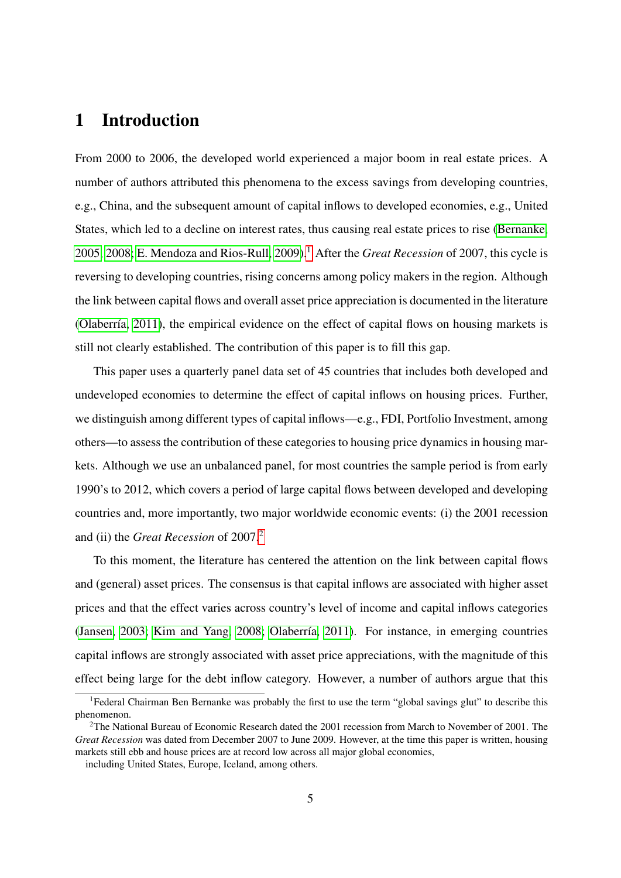# 1 Introduction

From 2000 to 2006, the developed world experienced a major boom in real estate prices. A number of authors attributed this phenomena to the excess savings from developing countries, e.g., China, and the subsequent amount of capital inflows to developed economies, e.g., United States, which led to a decline on interest rates, thus causing real estate prices to rise (Bernanke, 2005, 2008; E. Mendoza and Rios-Rull, 2009).[1] After the *Great Recession* of 2007, this cycle is reversing to developing countries, rising concerns among policy makers in the region. Although the link between capital flows and overall asset price appreciation is documented in the literature (Olaberría, 2011), the empirical evidence on the effect of capital flows on housing markets is still not clearly established. The contribution of this paper is to fill this gap.

This paper uses a quarterly panel data set of 45 countries that includes both developed and undeveloped economies to determine the effect of capital inflows on housing prices. Further, we distinguish among different types of capital inflows—e.g., FDI, Portfolio Investment, among others—to assess the contribution of these categories to housing price dynamics in housing markets. Although we use an unbalanced panel, for most countries the sample period is from early 1990's to 2012, which covers a period of large capital flows between developed and developing countries and, more importantly, two major worldwide economic events: (i) the 2001 recession and (ii) the *Great Recession* of 2007.[2]

To this moment, the literature has centered the attention on the link between capital flows and (general) asset prices. The consensus is that capital inflows are associated with higher asset prices and that the effect varies across country's level of income and capital inflows categories (Jansen, 2003; Kim and Yang, 2008; Olaberría, 2011). For instance, in emerging countries capital inflows are strongly associated with asset price appreciations, with the magnitude of this effect being large for the debt inflow category. However, a number of authors argue that this

[1] Federal Chairman Ben Bernanke was probably the first to use the term "global savings glut" to describe this phenomenon.

[2] The National Bureau of Economic Research dated the 2001 recession from March to November of 2001. The *Great Recession* was dated from December 2007 to June 2009. However, at the time this paper is written, housing markets still ebb and house prices are at record low across all major global economies, including United States, Europe, Iceland, among others.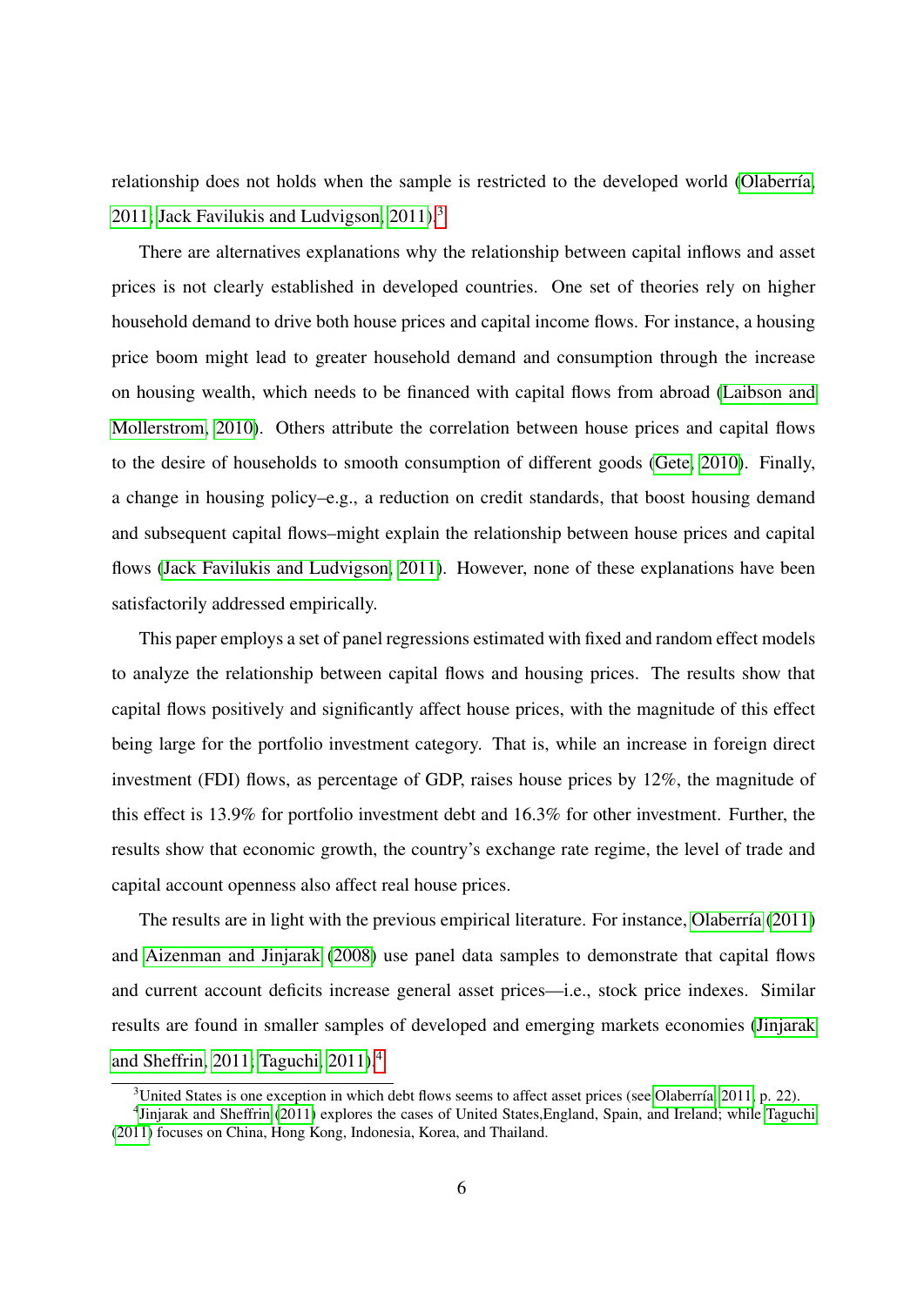relationship does not holds when the sample is restricted to the developed world (Olaberría, 2011; Jack Favilukis and Ludvigson, 2011).[3]

There are alternatives explanations why the relationship between capital inflows and asset prices is not clearly established in developed countries. One set of theories rely on higher household demand to drive both house prices and capital income flows. For instance, a housing price boom might lead to greater household demand and consumption through the increase on housing wealth, which needs to be financed with capital flows from abroad (Laibson and Mollerstrom, 2010). Others attribute the correlation between house prices and capital flows to the desire of households to smooth consumption of different goods (Gete, 2010). Finally, a change in housing policy–e.g., a reduction on credit standards, that boost housing demand and subsequent capital flows–might explain the relationship between house prices and capital flows (Jack Favilukis and Ludvigson, 2011). However, none of these explanations have been satisfactorily addressed empirically.

This paper employs a set of panel regressions estimated with fixed and random effect models to analyze the relationship between capital flows and housing prices. The results show that capital flows positively and significantly affect house prices, with the magnitude of this effect being large for the portfolio investment category. That is, while an increase in foreign direct investment (FDI) flows, as percentage of GDP, raises house prices by 12%, the magnitude of this effect is 13.9% for portfolio investment debt and 16.3% for other investment. Further, the results show that economic growth, the country's exchange rate regime, the level of trade and capital account openness also affect real house prices.

The results are in light with the previous empirical literature. For instance, Olaberría (2011) and Aizenman and Jinjarak (2008) use panel data samples to demonstrate that capital flows and current account deficits increase general asset prices—i.e., stock price indexes. Similar results are found in smaller samples of developed and emerging markets economies (Jinjarak and Sheffrin, 2011; Taguchi, 2011).[4]

[3] United States is one exception in which debt flows seems to affect asset prices (see Olaberría, 2011, p. 22).

[4] Jinjarak and Sheffrin (2011) explores the cases of United States,England, Spain, and Ireland; while Taguchi (2011) focuses on China, Hong Kong, Indonesia, Korea, and Thailand.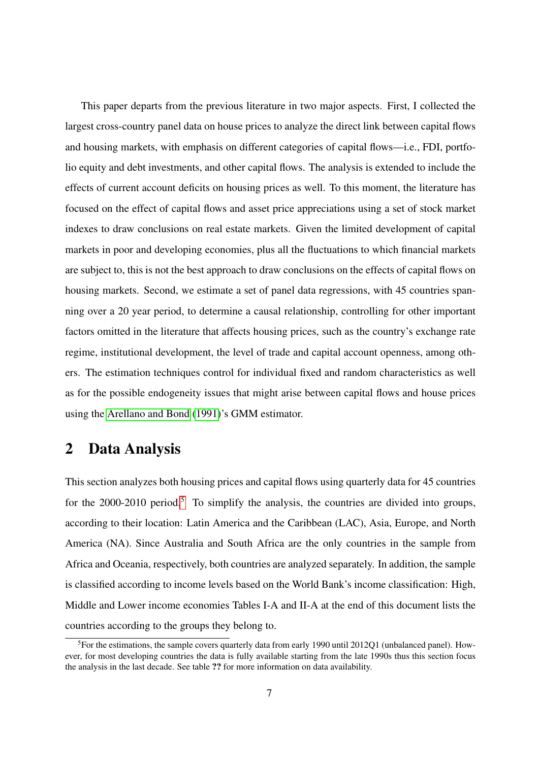This paper departs from the previous literature in two major aspects. First, I collected the largest cross-country panel data on house prices to analyze the direct link between capital flows and housing markets, with emphasis on different categories of capital flows—i.e., FDI, portfolio equity and debt investments, and other capital flows. The analysis is extended to include the effects of current account deficits on housing prices as well. To this moment, the literature has focused on the effect of capital flows and asset price appreciations using a set of stock market indexes to draw conclusions on real estate markets. Given the limited development of capital markets in poor and developing economies, plus all the fluctuations to which financial markets are subject to, this is not the best approach to draw conclusions on the effects of capital flows on housing markets. Second, we estimate a set of panel data regressions, with 45 countries spanning over a 20 year period, to determine a causal relationship, controlling for other important factors omitted in the literature that affects housing prices, such as the country's exchange rate regime, institutional development, the level of trade and capital account openness, among others. The estimation techniques control for individual fixed and random characteristics as well as for the possible endogeneity issues that might arise between capital flows and house prices using the Arellano and Bond (1991)'s GMM estimator.

## 2 Data Analysis

This section analyzes both housing prices and capital flows using quarterly data for 45 countries for the 2000-2010 period.[5] To simplify the analysis, the countries are divided into groups, according to their location: Latin America and the Caribbean (LAC), Asia, Europe, and North America (NA). Since Australia and South Africa are the only countries in the sample from Africa and Oceania, respectively, both countries are analyzed separately. In addition, the sample is classified according to income levels based on the World Bank's income classification: High, Middle and Lower income economies Tables I-A and II-A at the end of this document lists the countries according to the groups they belong to.

[5] For the estimations, the sample covers quarterly data from early 1990 until 2012Q1 (unbalanced panel). However, for most developing countries the data is fully available starting from the late 1990s thus this section focus the analysis in the last decade. See table **??** for more information on data availability.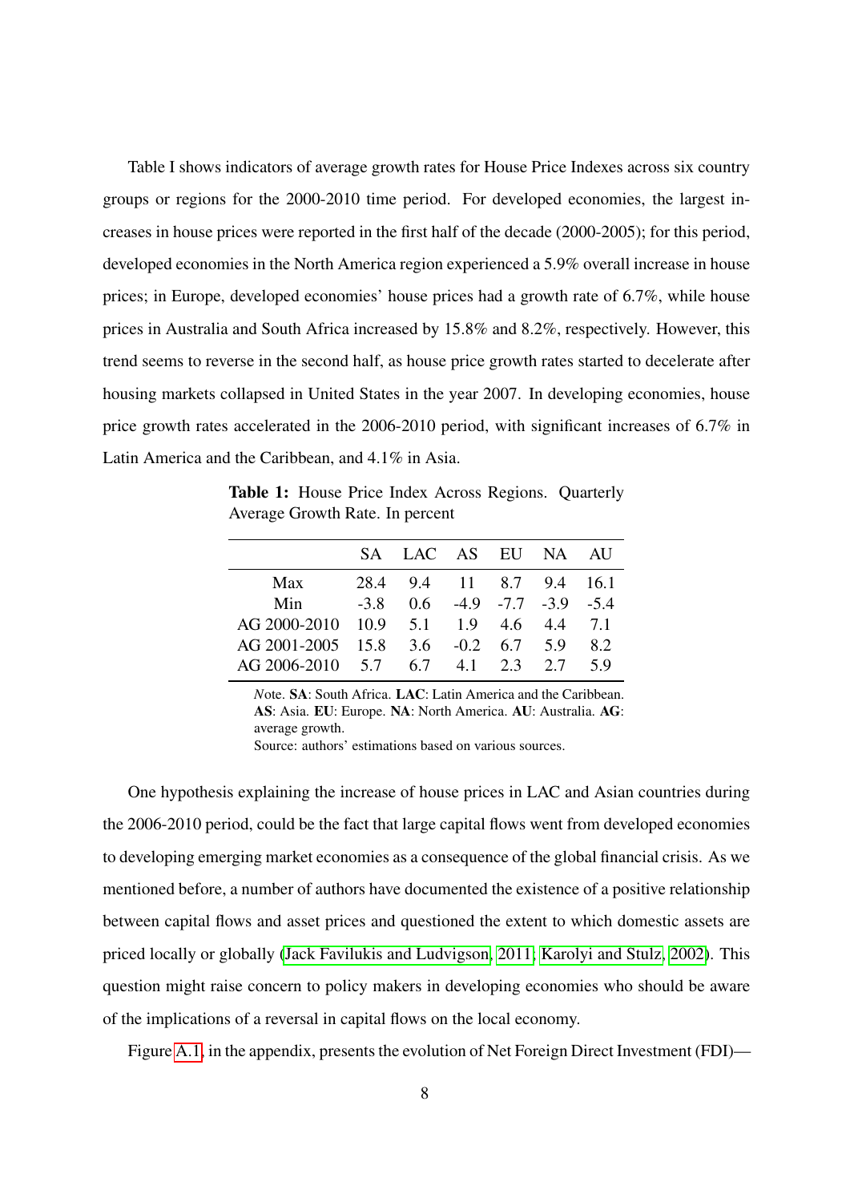Table I shows indicators of average growth rates for House Price Indexes across six country groups or regions for the 2000-2010 time period. For developed economies, the largest increases in house prices were reported in the first half of the decade (2000-2005); for this period, developed economies in the North America region experienced a 5.9% overall increase in house prices; in Europe, developed economies' house prices had a growth rate of 6.7%, while house prices in Australia and South Africa increased by 15.8% and 8.2%, respectively. However, this trend seems to reverse in the second half, as house price growth rates started to decelerate after housing markets collapsed in United States in the year 2007. In developing economies, house price growth rates accelerated in the 2006-2010 period, with significant increases of 6.7% in Latin America and the Caribbean, and 4.1% in Asia.

**Table 1:** House Price Index Across Regions. Quarterly Average Growth Rate. In percent

| | SA | LAC | AS | EU | NA | AU |
|---|---|---|---|---|---|---|
| Max | 28.4 | 9.4 | 11 | 8.7 | 9.4 | 16.1 |
| Min | -3.8 | 0.6 | -4.9 | -7.7 | -3.9 | -5.4 |
| AG 2000-2010 | 10.9 | 5.1 | 1.9 | 4.6 | 4.4 | 7.1 |
| AG 2001-2005 | 15.8 | 3.6 | -0.2 | 6.7 | 5.9 | 8.2 |
| AG 2006-2010 | 5.7 | 6.7 | 4.1 | 2.3 | 2.7 | 5.9 |

*N*ote. **SA**: South Africa. **LAC**: Latin America and the Caribbean. **AS**: Asia. **EU**: Europe. **NA**: North America. **AU**: Australia. **AG**: average growth.
Source: authors' estimations based on various sources.

One hypothesis explaining the increase of house prices in LAC and Asian countries during the 2006-2010 period, could be the fact that large capital flows went from developed economies to developing emerging market economies as a consequence of the global financial crisis. As we mentioned before, a number of authors have documented the existence of a positive relationship between capital flows and asset prices and questioned the extent to which domestic assets are priced locally or globally (Jack Favilukis and Ludvigson, 2011; Karolyi and Stulz, 2002). This question might raise concern to policy makers in developing economies who should be aware of the implications of a reversal in capital flows on the local economy.

Figure A.1, in the appendix, presents the evolution of Net Foreign Direct Investment (FDI)—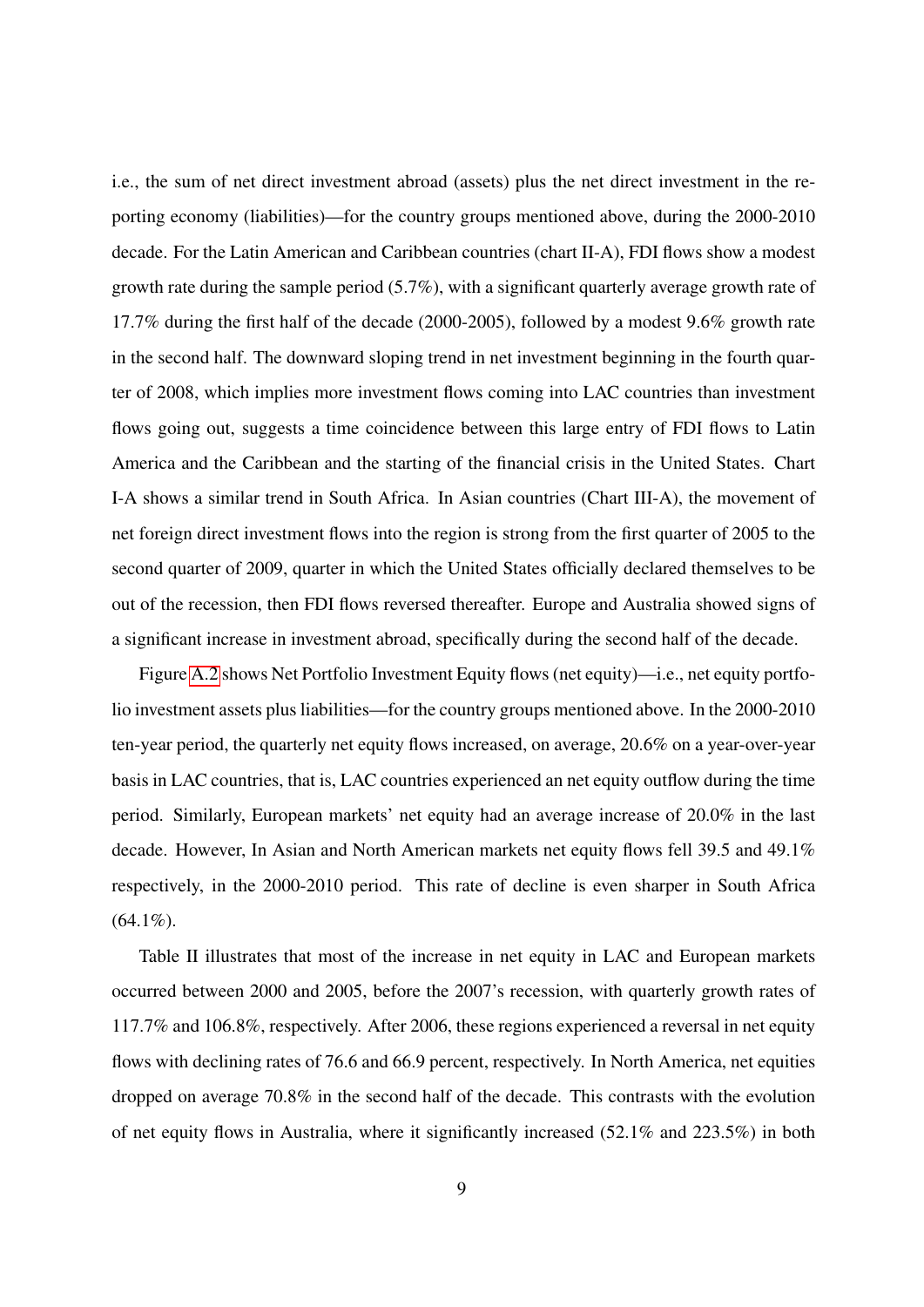i.e., the sum of net direct investment abroad (assets) plus the net direct investment in the reporting economy (liabilities)—for the country groups mentioned above, during the 2000-2010 decade. For the Latin American and Caribbean countries (chart II-A), FDI flows show a modest growth rate during the sample period (5.7%), with a significant quarterly average growth rate of 17.7% during the first half of the decade (2000-2005), followed by a modest 9.6% growth rate in the second half. The downward sloping trend in net investment beginning in the fourth quarter of 2008, which implies more investment flows coming into LAC countries than investment flows going out, suggests a time coincidence between this large entry of FDI flows to Latin America and the Caribbean and the starting of the financial crisis in the United States. Chart I-A shows a similar trend in South Africa. In Asian countries (Chart III-A), the movement of net foreign direct investment flows into the region is strong from the first quarter of 2005 to the second quarter of 2009, quarter in which the United States officially declared themselves to be out of the recession, then FDI flows reversed thereafter. Europe and Australia showed signs of a significant increase in investment abroad, specifically during the second half of the decade.

Figure A.2 shows Net Portfolio Investment Equity flows (net equity)—i.e., net equity portfolio investment assets plus liabilities—for the country groups mentioned above. In the 2000-2010 ten-year period, the quarterly net equity flows increased, on average, 20.6% on a year-over-year basis in LAC countries, that is, LAC countries experienced an net equity outflow during the time period. Similarly, European markets' net equity had an average increase of 20.0% in the last decade. However, In Asian and North American markets net equity flows fell 39.5 and 49.1% respectively, in the 2000-2010 period. This rate of decline is even sharper in South Africa (64.1%).

Table II illustrates that most of the increase in net equity in LAC and European markets occurred between 2000 and 2005, before the 2007's recession, with quarterly growth rates of 117.7% and 106.8%, respectively. After 2006, these regions experienced a reversal in net equity flows with declining rates of 76.6 and 66.9 percent, respectively. In North America, net equities dropped on average 70.8% in the second half of the decade. This contrasts with the evolution of net equity flows in Australia, where it significantly increased (52.1% and 223.5%) in both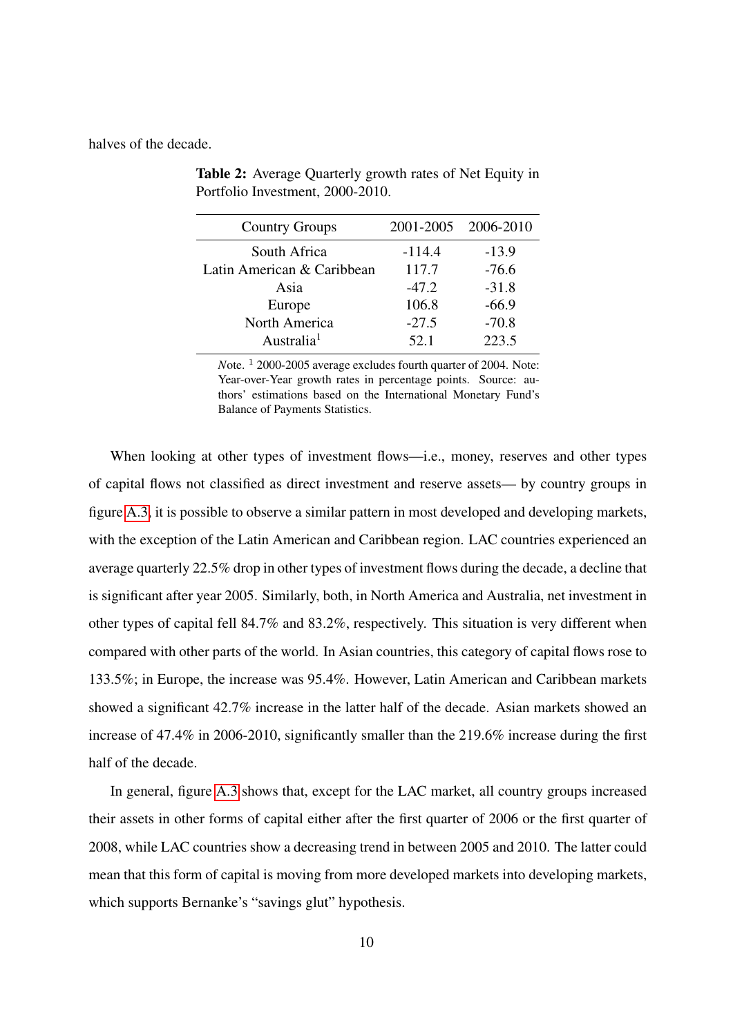halves of the decade.

**Table 2:** Average Quarterly growth rates of Net Equity in Portfolio Investment, 2000-2010.

| Country Groups | 2001-2005 | 2006-2010 |
|---|---|---|
| South Africa | -114.4 | -13.9 |
| Latin American & Caribbean | 117.7 | -76.6 |
| Asia | -47.2 | -31.8 |
| Europe | 106.8 | -66.9 |
| North America | -27.5 | -70.8 |
| Australia[1] | 52.1 | 223.5 |

*N*ote. [1] 2000-2005 average excludes fourth quarter of 2004. Note: Year-over-Year growth rates in percentage points. Source: authors' estimations based on the International Monetary Fund's Balance of Payments Statistics.

When looking at other types of investment flows—i.e., money, reserves and other types of capital flows not classified as direct investment and reserve assets— by country groups in figure A.3, it is possible to observe a similar pattern in most developed and developing markets, with the exception of the Latin American and Caribbean region. LAC countries experienced an average quarterly 22.5% drop in other types of investment flows during the decade, a decline that is significant after year 2005. Similarly, both, in North America and Australia, net investment in other types of capital fell 84.7% and 83.2%, respectively. This situation is very different when compared with other parts of the world. In Asian countries, this category of capital flows rose to 133.5%; in Europe, the increase was 95.4%. However, Latin American and Caribbean markets showed a significant 42.7% increase in the latter half of the decade. Asian markets showed an increase of 47.4% in 2006-2010, significantly smaller than the 219.6% increase during the first half of the decade.

In general, figure A.3 shows that, except for the LAC market, all country groups increased their assets in other forms of capital either after the first quarter of 2006 or the first quarter of 2008, while LAC countries show a decreasing trend in between 2005 and 2010. The latter could mean that this form of capital is moving from more developed markets into developing markets, which supports Bernanke's "savings glut" hypothesis.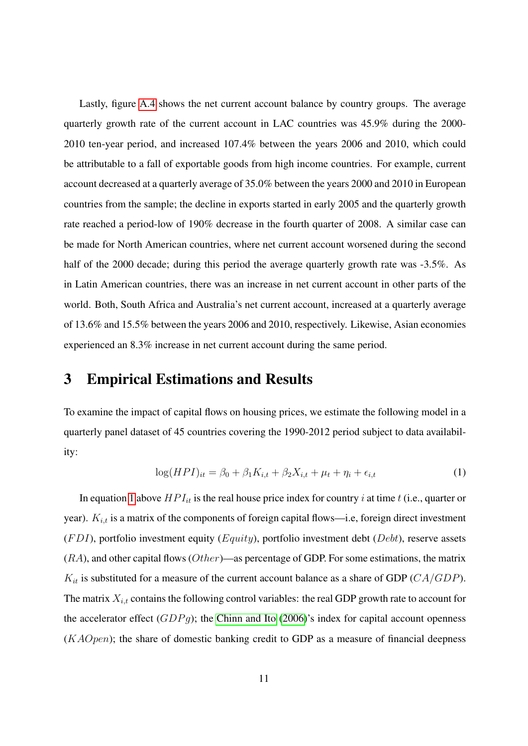Lastly, figure A.4 shows the net current account balance by country groups. The average quarterly growth rate of the current account in LAC countries was 45.9% during the 2000-2010 ten-year period, and increased 107.4% between the years 2006 and 2010, which could be attributable to a fall of exportable goods from high income countries. For example, current account decreased at a quarterly average of 35.0% between the years 2000 and 2010 in European countries from the sample; the decline in exports started in early 2005 and the quarterly growth rate reached a period-low of 190% decrease in the fourth quarter of 2008. A similar case can be made for North American countries, where net current account worsened during the second half of the 2000 decade; during this period the average quarterly growth rate was -3.5%. As in Latin American countries, there was an increase in net current account in other parts of the world. Both, South Africa and Australia's net current account, increased at a quarterly average of 13.6% and 15.5% between the years 2006 and 2010, respectively. Likewise, Asian economies experienced an 8.3% increase in net current account during the same period.

# 3 Empirical Estimations and Results

To examine the impact of capital flows on housing prices, we estimate the following model in a quarterly panel dataset of 45 countries covering the 1990-2012 period subject to data availability:

$$\log(HPI)_{it} = \beta_0 + \beta_1 K_{i,t} + \beta_2 X_{i,t} + \mu_t + \eta_i + \epsilon_{i,t} \tag{1}$$

In equation 1 above $HPI_{it}$ is the real house price index for country $i$ at time $t$ (i.e., quarter or year). $K_{i,t}$ is a matrix of the components of foreign capital flows—i.e, foreign direct investment ($FDI$), portfolio investment equity ($Equity$), portfolio investment debt ($Debt$), reserve assets ($RA$), and other capital flows ($Other$)—as percentage of GDP. For some estimations, the matrix $K_{it}$ is substituted for a measure of the current account balance as a share of GDP ($CA/GDP$). The matrix $X_{i,t}$ contains the following control variables: the real GDP growth rate to account for the accelerator effect ($GDPg$); the Chinn and Ito (2006)'s index for capital account openness ($KAOpen$); the share of domestic banking credit to GDP as a measure of financial deepness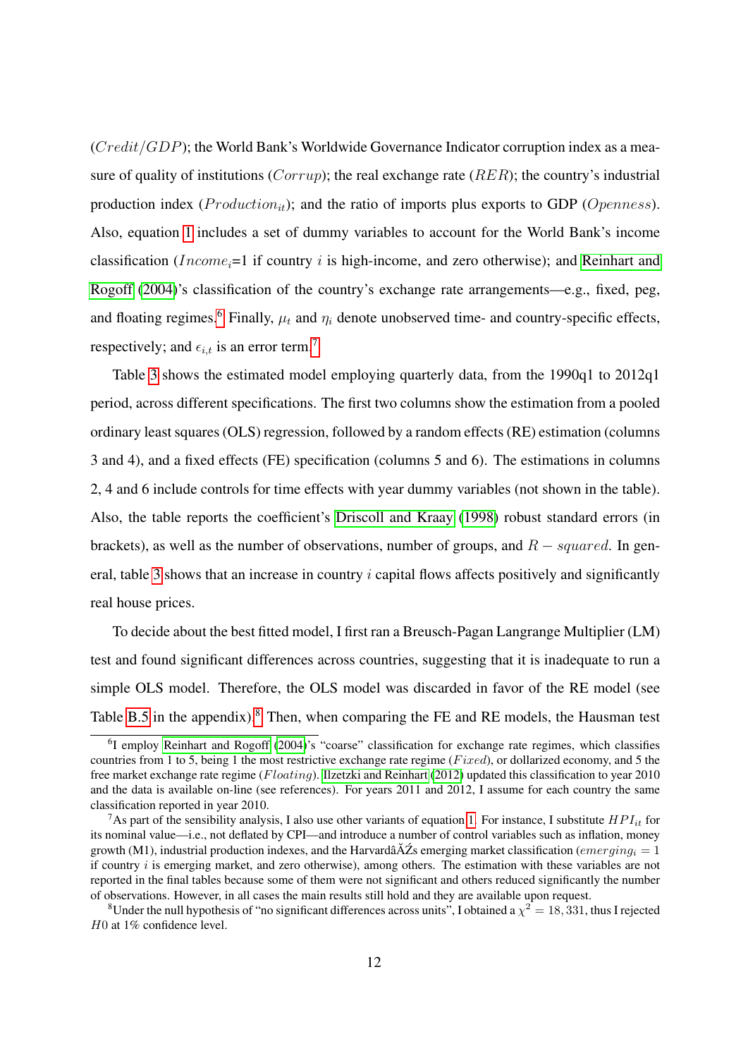($Credit/GDP$); the World Bank's Worldwide Governance Indicator corruption index as a measure of quality of institutions ($Corrup$); the real exchange rate ($RER$); the country's industrial production index ($Production_{it}$); and the ratio of imports plus exports to GDP ($Openness$). Also, equation 1 includes a set of dummy variables to account for the World Bank's income classification ($Income_i$=1 if country $i$ is high-income, and zero otherwise); and Reinhart and Rogoff (2004)'s classification of the country's exchange rate arrangements—e.g., fixed, peg, and floating regimes.[6] Finally, $\mu_t$ and $\eta_i$ denote unobserved time- and country-specific effects, respectively; and $\epsilon_{i,t}$ is an error term.[7]

Table 3 shows the estimated model employing quarterly data, from the 1990q1 to 2012q1 period, across different specifications. The first two columns show the estimation from a pooled ordinary least squares (OLS) regression, followed by a random effects (RE) estimation (columns 3 and 4), and a fixed effects (FE) specification (columns 5 and 6). The estimations in columns 2, 4 and 6 include controls for time effects with year dummy variables (not shown in the table). Also, the table reports the coefficient's Driscoll and Kraay (1998) robust standard errors (in brackets), as well as the number of observations, number of groups, and $R-squared$. In general, table 3 shows that an increase in country $i$ capital flows affects positively and significantly real house prices.

To decide about the best fitted model, I first ran a Breusch-Pagan Langrange Multiplier (LM) test and found significant differences across countries, suggesting that it is inadequate to run a simple OLS model. Therefore, the OLS model was discarded in favor of the RE model (see Table B.5 in the appendix).[8] Then, when comparing the FE and RE models, the Hausman test

---

[6] I employ Reinhart and Rogoff (2004)'s "coarse" classification for exchange rate regimes, which classifies countries from 1 to 5, being 1 the most restrictive exchange rate regime ($Fixed$), or dollarized economy, and 5 the free market exchange rate regime ($Floating$). Ilzetzki and Reinhart (2012) updated this classification to year 2010 and the data is available on-line (see references). For years 2011 and 2012, I assume for each country the same classification reported in year 2010.

[7] As part of the sensibility analysis, I also use other variants of equation 1. For instance, I substitute $HPI_{it}$ for its nominal value—i.e., not deflated by CPI—and introduce a number of control variables such as inflation, money growth (M1), industrial production indexes, and the HarvardâĂŹs emerging market classification ($emerging_i = 1$ if country $i$ is emerging market, and zero otherwise), among others. The estimation with these variables are not reported in the final tables because some of them were not significant and others reduced significantly the number of observations. However, in all cases the main results still hold and they are available upon request.

[8] Under the null hypothesis of "no significant differences across units", I obtained a $\chi^2 = 18,331$, thus I rejected $H0$ at 1% confidence level.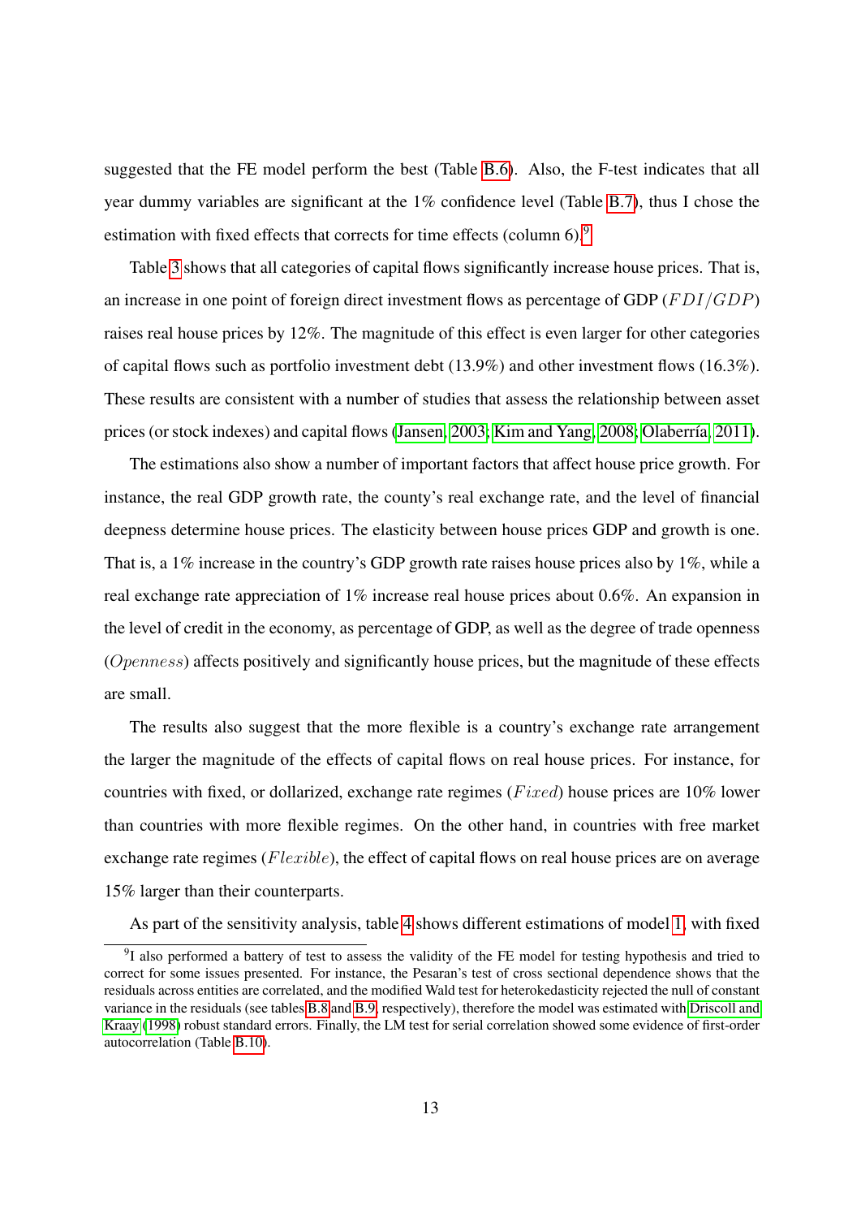suggested that the FE model perform the best (Table B.6). Also, the F-test indicates that all year dummy variables are significant at the 1% confidence level (Table B.7), thus I chose the estimation with fixed effects that corrects for time effects (column 6).[9]

Table 3 shows that all categories of capital flows significantly increase house prices. That is, an increase in one point of foreign direct investment flows as percentage of GDP ($FDI/GDP$) raises real house prices by 12%. The magnitude of this effect is even larger for other categories of capital flows such as portfolio investment debt (13.9%) and other investment flows (16.3%). These results are consistent with a number of studies that assess the relationship between asset prices (or stock indexes) and capital flows (Jansen, 2003; Kim and Yang, 2008; Olaberría, 2011).

The estimations also show a number of important factors that affect house price growth. For instance, the real GDP growth rate, the county's real exchange rate, and the level of financial deepness determine house prices. The elasticity between house prices GDP and growth is one. That is, a 1% increase in the country's GDP growth rate raises house prices also by 1%, while a real exchange rate appreciation of 1% increase real house prices about 0.6%. An expansion in the level of credit in the economy, as percentage of GDP, as well as the degree of trade openness ($Openness$) affects positively and significantly house prices, but the magnitude of these effects are small.

The results also suggest that the more flexible is a country's exchange rate arrangement the larger the magnitude of the effects of capital flows on real house prices. For instance, for countries with fixed, or dollarized, exchange rate regimes ($Fixed$) house prices are 10% lower than countries with more flexible regimes. On the other hand, in countries with free market exchange rate regimes ($Flexible$), the effect of capital flows on real house prices are on average 15% larger than their counterparts.

As part of the sensitivity analysis, table 4 shows different estimations of model 1, with fixed

[9] I also performed a battery of test to assess the validity of the FE model for testing hypothesis and tried to correct for some issues presented. For instance, the Pesaran's test of cross sectional dependence shows that the residuals across entities are correlated, and the modified Wald test for heterokedasticity rejected the null of constant variance in the residuals (see tables B.8 and B.9, respectively), therefore the model was estimated with Driscoll and Kraay (1998) robust standard errors. Finally, the LM test for serial correlation showed some evidence of first-order autocorrelation (Table B.10).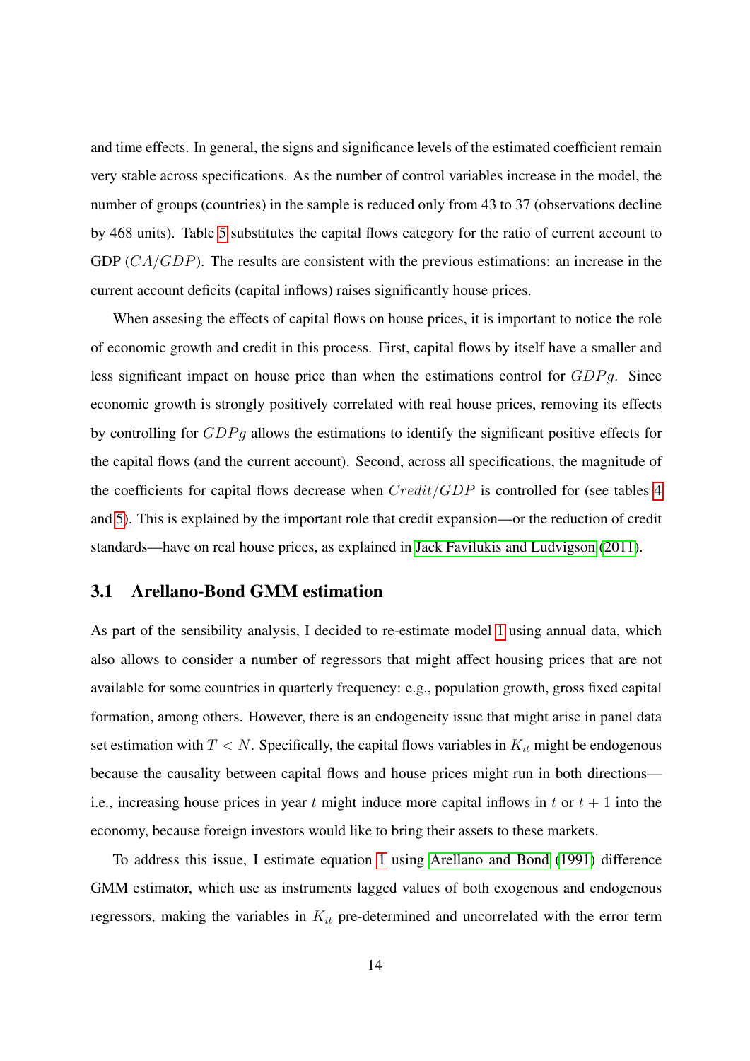and time effects. In general, the signs and significance levels of the estimated coefficient remain very stable across specifications. As the number of control variables increase in the model, the number of groups (countries) in the sample is reduced only from 43 to 37 (observations decline by 468 units). Table 5 substitutes the capital flows category for the ratio of current account to GDP ($CA/GDP$). The results are consistent with the previous estimations: an increase in the current account deficits (capital inflows) raises significantly house prices.

When assesing the effects of capital flows on house prices, it is important to notice the role of economic growth and credit in this process. First, capital flows by itself have a smaller and less significant impact on house price than when the estimations control for $GDPg$. Since economic growth is strongly positively correlated with real house prices, removing its effects by controlling for $GDPg$ allows the estimations to identify the significant positive effects for the capital flows (and the current account). Second, across all specifications, the magnitude of the coefficients for capital flows decrease when $Credit/GDP$ is controlled for (see tables 4 and 5). This is explained by the important role that credit expansion—or the reduction of credit standards—have on real house prices, as explained in Jack Favilukis and Ludvigson (2011).

## 3.1 Arellano-Bond GMM estimation

As part of the sensibility analysis, I decided to re-estimate model 1 using annual data, which also allows to consider a number of regressors that might affect housing prices that are not available for some countries in quarterly frequency: e.g., population growth, gross fixed capital formation, among others. However, there is an endogeneity issue that might arise in panel data set estimation with $T < N$. Specifically, the capital flows variables in $K_{it}$ might be endogenous because the causality between capital flows and house prices might run in both directions—i.e., increasing house prices in year $t$ might induce more capital inflows in $t$ or $t+1$ into the economy, because foreign investors would like to bring their assets to these markets.

To address this issue, I estimate equation 1 using Arellano and Bond (1991) difference GMM estimator, which use as instruments lagged values of both exogenous and endogenous regressors, making the variables in $K_{it}$ pre-determined and uncorrelated with the error term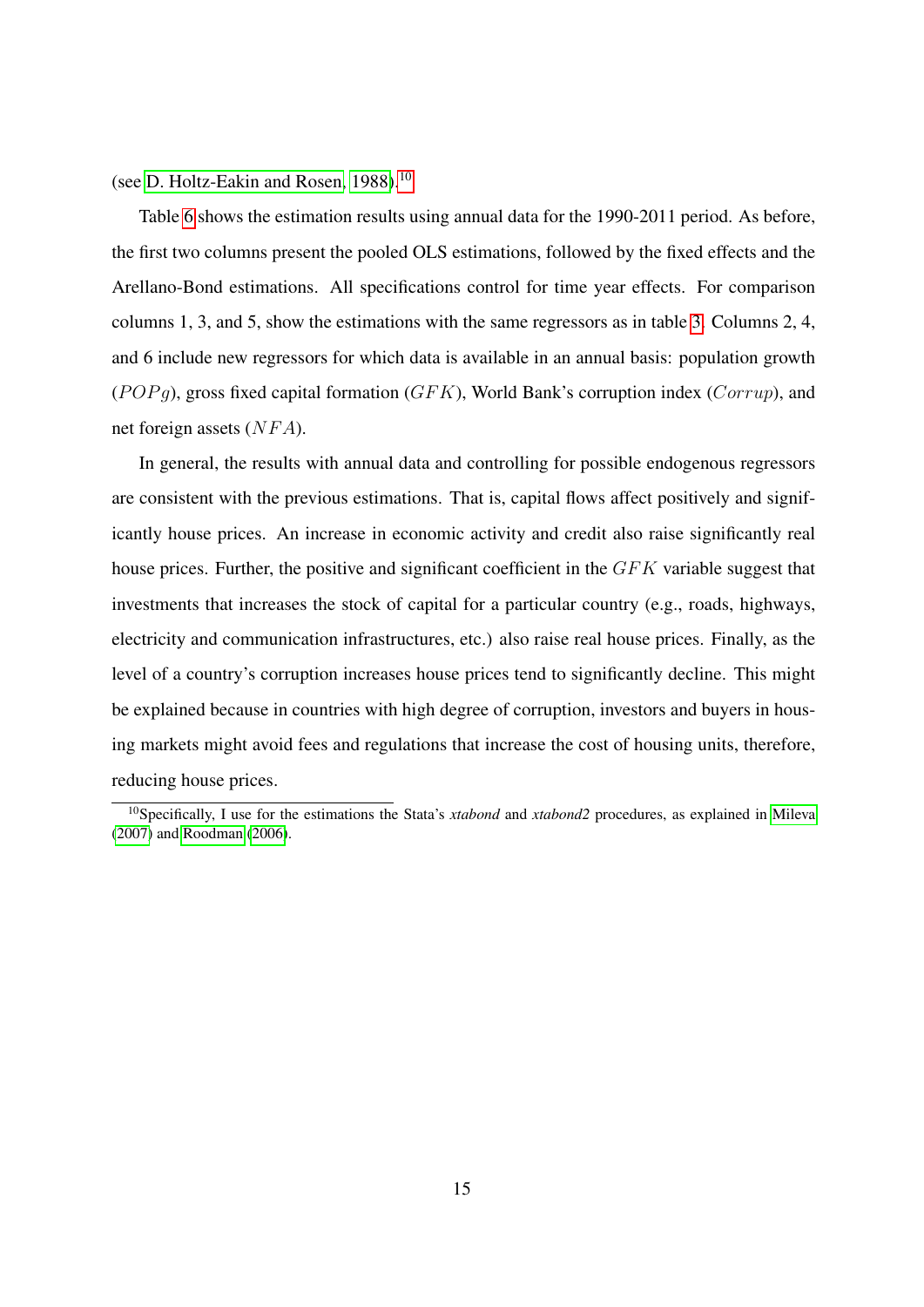(see D. Holtz-Eakin and Rosen, 1988).[10]

Table 6 shows the estimation results using annual data for the 1990-2011 period. As before, the first two columns present the pooled OLS estimations, followed by the fixed effects and the Arellano-Bond estimations. All specifications control for time year effects. For comparison columns 1, 3, and 5, show the estimations with the same regressors as in table 3. Columns 2, 4, and 6 include new regressors for which data is available in an annual basis: population growth ($POPg$), gross fixed capital formation ($GFK$), World Bank's corruption index ($Corrup$), and net foreign assets ($NFA$).

In general, the results with annual data and controlling for possible endogenous regressors are consistent with the previous estimations. That is, capital flows affect positively and significantly house prices. An increase in economic activity and credit also raise significantly real house prices. Further, the positive and significant coefficient in the $GFK$ variable suggest that investments that increases the stock of capital for a particular country (e.g., roads, highways, electricity and communication infrastructures, etc.) also raise real house prices. Finally, as the level of a country's corruption increases house prices tend to significantly decline. This might be explained because in countries with high degree of corruption, investors and buyers in housing markets might avoid fees and regulations that increase the cost of housing units, therefore, reducing house prices.

[10] Specifically, I use for the estimations the Stata's *xtabond* and *xtabond2* procedures, as explained in Mileva (2007) and Roodman (2006).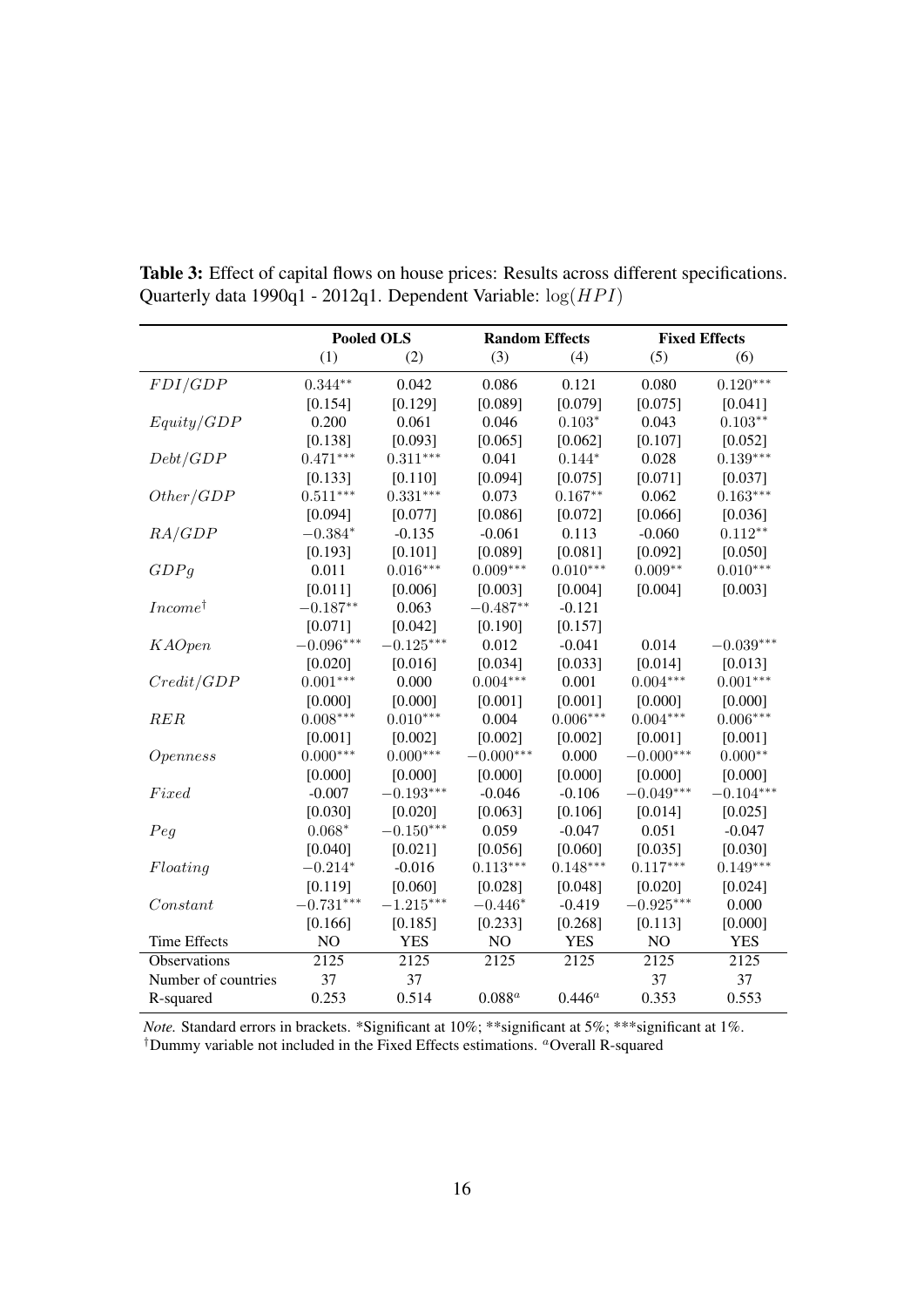**Table 3:** Effect of capital flows on house prices: Results across different specifications. Quarterly data 1990q1 - 2012q1. Dependent Variable: $\log(HPI)$

| | Pooled OLS | | Random Effects | | Fixed Effects | |
|---|---|---|---|---|---|---|
| | (1) | (2) | (3) | (4) | (5) | (6) |
| $FDI/GDP$ | $0.344^{**}$ | 0.042 | 0.086 | 0.121 | 0.080 | $0.120^{***}$ |
| | [0.154] | [0.129] | [0.089] | [0.079] | [0.075] | [0.041] |
| $Equity/GDP$ | 0.200 | 0.061 | 0.046 | $0.103^{*}$ | 0.043 | $0.103^{**}$ |
| | [0.138] | [0.093] | [0.065] | [0.062] | [0.107] | [0.052] |
| $Debt/GDP$ | $0.471^{***}$ | $0.311^{***}$ | 0.041 | $0.144^{*}$ | 0.028 | $0.139^{***}$ |
| | [0.133] | [0.110] | [0.094] | [0.075] | [0.071] | [0.037] |
| $Other/GDP$ | $0.511^{***}$ | $0.331^{***}$ | 0.073 | $0.167^{**}$ | 0.062 | $0.163^{***}$ |
| | [0.094] | [0.077] | [0.086] | [0.072] | [0.066] | [0.036] |
| $RA/GDP$ | $-0.384^{*}$ | -0.135 | -0.061 | 0.113 | -0.060 | $0.112^{**}$ |
| | [0.193] | [0.101] | [0.089] | [0.081] | [0.092] | [0.050] |
| $GDPg$ | 0.011 | $0.016^{***}$ | $0.009^{***}$ | $0.010^{***}$ | $0.009^{**}$ | $0.010^{***}$ |
| | [0.011] | [0.006] | [0.003] | [0.004] | [0.004] | [0.003] |
| $Income^{\dagger}$ | $-0.187^{**}$ | 0.063 | $-0.487^{**}$ | -0.121 | | |
| | [0.071] | [0.042] | [0.190] | [0.157] | | |
| $KAOpen$ | $-0.096^{***}$ | $-0.125^{***}$ | 0.012 | -0.041 | 0.014 | $-0.039^{***}$ |
| | [0.020] | [0.016] | [0.034] | [0.033] | [0.014] | [0.013] |
| $Credit/GDP$ | $0.001^{***}$ | 0.000 | $0.004^{***}$ | 0.001 | $0.004^{***}$ | $0.001^{***}$ |
| | [0.000] | [0.000] | [0.001] | [0.001] | [0.000] | [0.000] |
| $RER$ | $0.008^{***}$ | $0.010^{***}$ | 0.004 | $0.006^{***}$ | $0.004^{***}$ | $0.006^{***}$ |
| | [0.001] | [0.002] | [0.002] | [0.002] | [0.001] | [0.001] |
| $Openness$ | $0.000^{***}$ | $0.000^{***}$ | $-0.000^{***}$ | 0.000 | $-0.000^{***}$ | $0.000^{**}$ |
| | [0.000] | [0.000] | [0.000] | [0.000] | [0.000] | [0.000] |
| $Fixed$ | -0.007 | $-0.193^{***}$ | -0.046 | -0.106 | $-0.049^{***}$ | $-0.104^{***}$ |
| | [0.030] | [0.020] | [0.063] | [0.106] | [0.014] | [0.025] |
| $Peg$ | $0.068^{*}$ | $-0.150^{***}$ | 0.059 | -0.047 | 0.051 | -0.047 |
| | [0.040] | [0.021] | [0.056] | [0.060] | [0.035] | [0.030] |
| $Floating$ | $-0.214^{*}$ | -0.016 | $0.113^{***}$ | $0.148^{***}$ | $0.117^{***}$ | $0.149^{***}$ |
| | [0.119] | [0.060] | [0.028] | [0.048] | [0.020] | [0.024] |
| $Constant$ | $-0.731^{***}$ | $-1.215^{***}$ | $-0.446^{*}$ | -0.419 | $-0.925^{***}$ | 0.000 |
| | [0.166] | [0.185] | [0.233] | [0.268] | [0.113] | [0.000] |
| Time Effects | NO | YES | NO | YES | NO | YES |
| Observations | 2125 | 2125 | 2125 | 2125 | 2125 | 2125 |
| Number of countries | 37 | 37 | | | 37 | 37 |
| R-squared | 0.253 | 0.514 | $0.088^{a}$ | $0.446^{a}$ | 0.353 | 0.553 |

*Note.* Standard errors in brackets. *Significant at 10%; **significant at 5%; ***significant at 1%.
$^{\dagger}$Dummy variable not included in the Fixed Effects estimations. $^{a}$Overall R-squared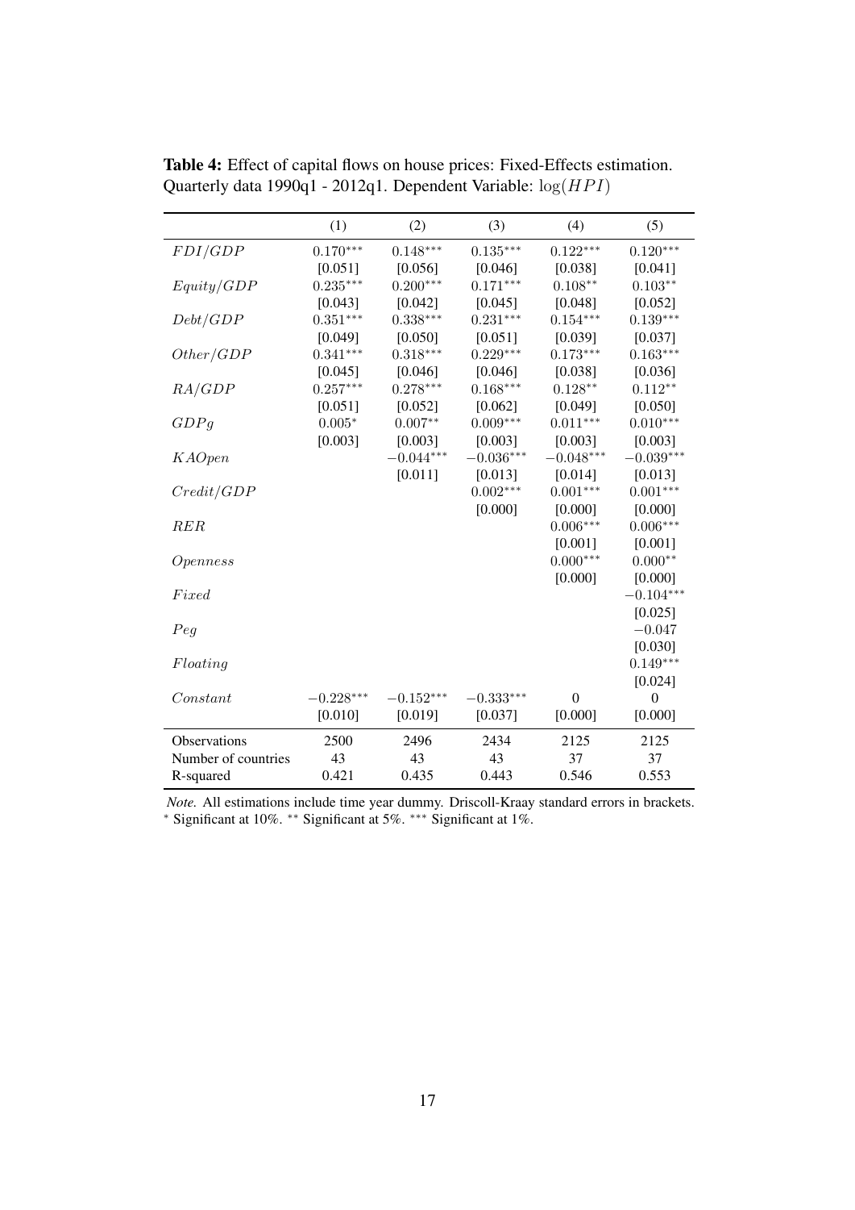**Table 4:** Effect of capital flows on house prices: Fixed-Effects estimation. Quarterly data 1990q1 - 2012q1. Dependent Variable: $\log(HPI)$

| | (1) | (2) | (3) | (4) | (5) |
|---|---|---|---|---|---|
| $FDI/GDP$ | $0.170^{***}$ | $0.148^{***}$ | $0.135^{***}$ | $0.122^{***}$ | $0.120^{***}$ |
| | [0.051] | [0.056] | [0.046] | [0.038] | [0.041] |
| $Equity/GDP$ | $0.235^{***}$ | $0.200^{***}$ | $0.171^{***}$ | $0.108^{**}$ | $0.103^{**}$ |
| | [0.043] | [0.042] | [0.045] | [0.048] | [0.052] |
| $Debt/GDP$ | $0.351^{***}$ | $0.338^{***}$ | $0.231^{***}$ | $0.154^{***}$ | $0.139^{***}$ |
| | [0.049] | [0.050] | [0.051] | [0.039] | [0.037] |
| $Other/GDP$ | $0.341^{***}$ | $0.318^{***}$ | $0.229^{***}$ | $0.173^{***}$ | $0.163^{***}$ |
| | [0.045] | [0.046] | [0.046] | [0.038] | [0.036] |
| $RA/GDP$ | $0.257^{***}$ | $0.278^{***}$ | $0.168^{***}$ | $0.128^{**}$ | $0.112^{**}$ |
| | [0.051] | [0.052] | [0.062] | [0.049] | [0.050] |
| $GDPg$ | $0.005^{*}$ | $0.007^{**}$ | $0.009^{***}$ | $0.011^{***}$ | $0.010^{***}$ |
| | [0.003] | [0.003] | [0.003] | [0.003] | [0.003] |
| $KAOpen$ | | $-0.044^{***}$ | $-0.036^{***}$ | $-0.048^{***}$ | $-0.039^{***}$ |
| | | [0.011] | [0.013] | [0.014] | [0.013] |
| $Credit/GDP$ | | | $0.002^{***}$ | $0.001^{***}$ | $0.001^{***}$ |
| | | | [0.000] | [0.000] | [0.000] |
| $RER$ | | | | $0.006^{***}$ | $0.006^{***}$ |
| | | | | [0.001] | [0.001] |
| $Openness$ | | | | $0.000^{***}$ | $0.000^{**}$ |
| | | | | [0.000] | [0.000] |
| $Fixed$ | | | | | $-0.104^{***}$ |
| | | | | | [0.025] |
| $Peg$ | | | | | $-0.047$ |
| | | | | | [0.030] |
| $Floating$ | | | | | $0.149^{***}$ |
| | | | | | [0.024] |
| $Constant$ | $-0.228^{***}$ | $-0.152^{***}$ | $-0.333^{***}$ | 0 | 0 |
| | [0.010] | [0.019] | [0.037] | [0.000] | [0.000] |
| Observations | 2500 | 2496 | 2434 | 2125 | 2125 |
| Number of countries | 43 | 43 | 43 | 37 | 37 |
| R-squared | 0.421 | 0.435 | 0.443 | 0.546 | 0.553 |

*Note.* All estimations include time year dummy. Driscoll-Kraay standard errors in brackets.
$^{*}$ Significant at 10%. $^{**}$ Significant at 5%. $^{***}$ Significant at 1%.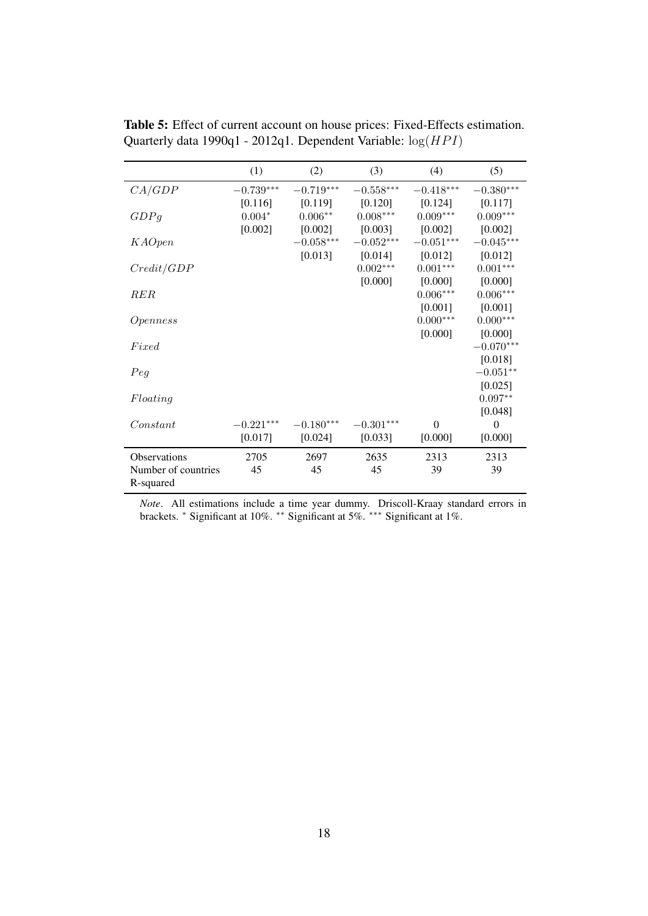**Table 5:** Effect of current account on house prices: Fixed-Effects estimation. Quarterly data 1990q1 - 2012q1. Dependent Variable: $\log(HPI)$

| | (1) | (2) | (3) | (4) | (5) |
|---|---|---|---|---|---|
| $CA/GDP$ | $-0.739^{***}$ | $-0.719^{***}$ | $-0.558^{***}$ | $-0.418^{***}$ | $-0.380^{***}$ |
| | [0.116] | [0.119] | [0.120] | [0.124] | [0.117] |
| $GDPg$ | $0.004^{*}$ | $0.006^{**}$ | $0.008^{***}$ | $0.009^{***}$ | $0.009^{***}$ |
| | [0.002] | [0.002] | [0.003] | [0.002] | [0.002] |
| $KAOpen$ | | $-0.058^{***}$ | $-0.052^{***}$ | $-0.051^{***}$ | $-0.045^{***}$ |
| | | [0.013] | [0.014] | [0.012] | [0.012] |
| $Credit/GDP$ | | | $0.002^{***}$ | $0.001^{***}$ | $0.001^{***}$ |
| | | | [0.000] | [0.000] | [0.000] |
| $RER$ | | | | $0.006^{***}$ | $0.006^{***}$ |
| | | | | [0.001] | [0.001] |
| $Openness$ | | | | $0.000^{***}$ | $0.000^{***}$ |
| | | | | [0.000] | [0.000] |
| $Fixed$ | | | | | $-0.070^{***}$ |
| | | | | | [0.018] |
| $Peg$ | | | | | $-0.051^{**}$ |
| | | | | | [0.025] |
| $Floating$ | | | | | $0.097^{**}$ |
| | | | | | [0.048] |
| $Constant$ | $-0.221^{***}$ | $-0.180^{***}$ | $-0.301^{***}$ | 0 | 0 |
| | [0.017] | [0.024] | [0.033] | [0.000] | [0.000] |
| Observations | 2705 | 2697 | 2635 | 2313 | 2313 |
| Number of countries | 45 | 45 | 45 | 39 | 39 |
| R-squared | | | | | |

*Note*. All estimations include a time year dummy. Driscoll-Kraay standard errors in brackets. $^{*}$ Significant at 10%. $^{**}$ Significant at 5%. $^{***}$ Significant at 1%.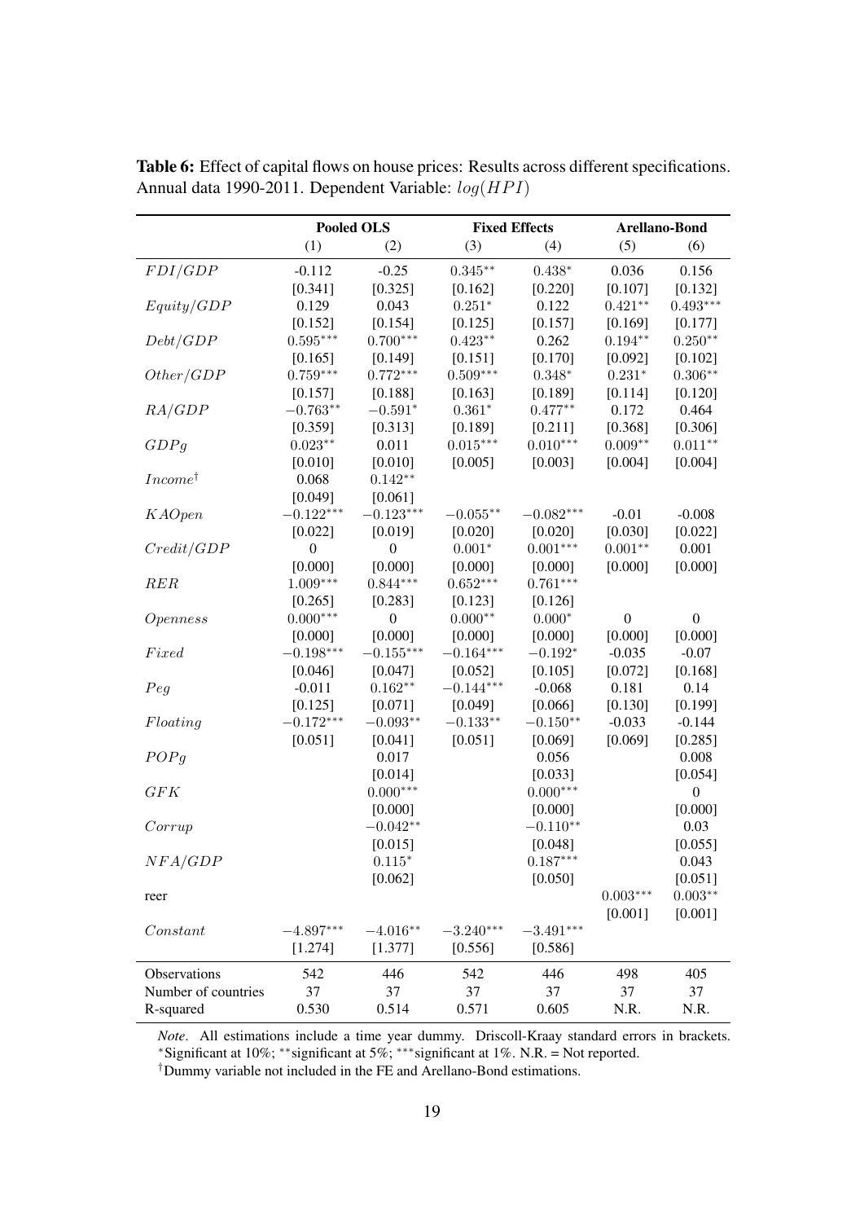**Table 6:** Effect of capital flows on house prices: Results across different specifications. Annual data 1990-2011. Dependent Variable: $log(HPI)$

| | Pooled OLS | | Fixed Effects | | Arellano-Bond | |
|---|---|---|---|---|---|---|
| | (1) | (2) | (3) | (4) | (5) | (6) |
| $FDI/GDP$ | -0.112 | -0.25 | $0.345^{**}$ | $0.438^{*}$ | 0.036 | 0.156 |
| | [0.341] | [0.325] | [0.162] | [0.220] | [0.107] | [0.132] |
| $Equity/GDP$ | 0.129 | 0.043 | $0.251^{*}$ | 0.122 | $0.421^{**}$ | $0.493^{***}$ |
| | [0.152] | [0.154] | [0.125] | [0.157] | [0.169] | [0.177] |
| $Debt/GDP$ | $0.595^{***}$ | $0.700^{***}$ | $0.423^{**}$ | 0.262 | $0.194^{**}$ | $0.250^{**}$ |
| | [0.165] | [0.149] | [0.151] | [0.170] | [0.092] | [0.102] |
| $Other/GDP$ | $0.759^{***}$ | $0.772^{***}$ | $0.509^{***}$ | $0.348^{*}$ | $0.231^{*}$ | $0.306^{**}$ |
| | [0.157] | [0.188] | [0.163] | [0.189] | [0.114] | [0.120] |
| $RA/GDP$ | $-0.763^{**}$ | $-0.591^{*}$ | $0.361^{*}$ | $0.477^{**}$ | 0.172 | 0.464 |
| | [0.359] | [0.313] | [0.189] | [0.211] | [0.368] | [0.306] |
| $GDPg$ | $0.023^{**}$ | 0.011 | $0.015^{***}$ | $0.010^{***}$ | $0.009^{**}$ | $0.011^{**}$ |
| | [0.010] | [0.010] | [0.005] | [0.003] | [0.004] | [0.004] |
| $Income^{\dagger}$ | 0.068 | $0.142^{**}$ | | | | |
| | [0.049] | [0.061] | | | | |
| $KAOpen$ | $-0.122^{***}$ | $-0.123^{***}$ | $-0.055^{**}$ | $-0.082^{***}$ | -0.01 | -0.008 |
| | [0.022] | [0.019] | [0.020] | [0.020] | [0.030] | [0.022] |
| $Credit/GDP$ | 0 | 0 | $0.001^{*}$ | $0.001^{***}$ | $0.001^{**}$ | 0.001 |
| | [0.000] | [0.000] | [0.000] | [0.000] | [0.000] | [0.000] |
| $RER$ | $1.009^{***}$ | $0.844^{***}$ | $0.652^{***}$ | $0.761^{***}$ | | |
| | [0.265] | [0.283] | [0.123] | [0.126] | | |
| $Openness$ | $0.000^{***}$ | 0 | $0.000^{**}$ | $0.000^{*}$ | 0 | 0 |
| | [0.000] | [0.000] | [0.000] | [0.000] | [0.000] | [0.000] |
| $Fixed$ | $-0.198^{***}$ | $-0.155^{***}$ | $-0.164^{***}$ | $-0.192^{*}$ | -0.035 | -0.07 |
| | [0.046] | [0.047] | [0.052] | [0.105] | [0.072] | [0.168] |
| $Peg$ | -0.011 | $0.162^{**}$ | $-0.144^{***}$ | -0.068 | 0.181 | 0.14 |
| | [0.125] | [0.071] | [0.049] | [0.066] | [0.130] | [0.199] |
| $Floating$ | $-0.172^{***}$ | $-0.093^{**}$ | $-0.133^{**}$ | $-0.150^{**}$ | -0.033 | -0.144 |
| | [0.051] | [0.041] | [0.051] | [0.069] | [0.069] | [0.285] |
| $POPg$ | | 0.017 | | 0.056 | | 0.008 |
| | | [0.014] | | [0.033] | | [0.054] |
| $GFK$ | | $0.000^{***}$ | | $0.000^{***}$ | | 0 |
| | | [0.000] | | [0.000] | | [0.000] |
| $Corrup$ | | $-0.042^{**}$ | | $-0.110^{**}$ | | 0.03 |
| | | [0.015] | | [0.048] | | [0.055] |
| $NFA/GDP$ | | $0.115^{*}$ | | $0.187^{***}$ | | 0.043 |
| | | [0.062] | | [0.050] | | [0.051] |
| reer | | | | | $0.003^{***}$ | $0.003^{**}$ |
| | | | | | [0.001] | [0.001] |
| $Constant$ | $-4.897^{***}$ | $-4.016^{**}$ | $-3.240^{***}$ | $-3.491^{***}$ | | |
| | [1.274] | [1.377] | [0.556] | [0.586] | | |
| Observations | 542 | 446 | 542 | 446 | 498 | 405 |
| Number of countries | 37 | 37 | 37 | 37 | 37 | 37 |
| R-squared | 0.530 | 0.514 | 0.571 | 0.605 | N.R. | N.R. |

*Note*. All estimations include a time year dummy. Driscoll-Kraay standard errors in brackets. *Significant at 10%; **significant at 5%; ***significant at 1%. N.R. = Not reported.

†Dummy variable not included in the FE and Arellano-Bond estimations.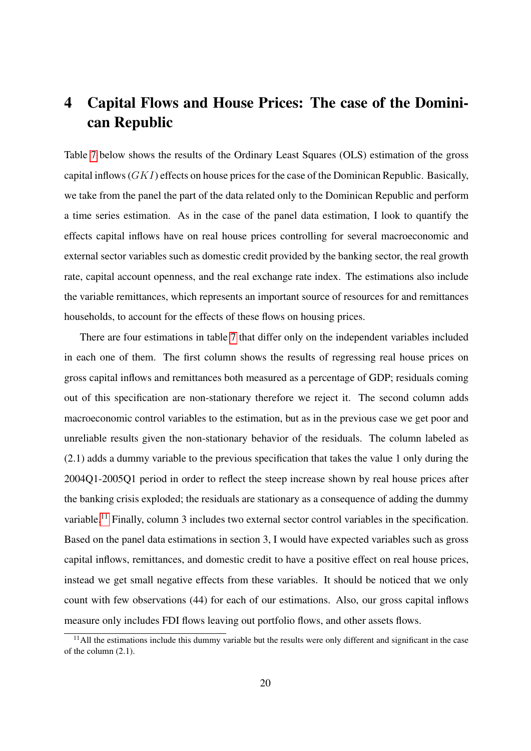# 4 Capital Flows and House Prices: The case of the Dominican Republic

Table 7 below shows the results of the Ordinary Least Squares (OLS) estimation of the gross capital inflows ($GKI$) effects on house prices for the case of the Dominican Republic. Basically, we take from the panel the part of the data related only to the Dominican Republic and perform a time series estimation. As in the case of the panel data estimation, I look to quantify the effects capital inflows have on real house prices controlling for several macroeconomic and external sector variables such as domestic credit provided by the banking sector, the real growth rate, capital account openness, and the real exchange rate index. The estimations also include the variable remittances, which represents an important source of resources for and remittances households, to account for the effects of these flows on housing prices.

There are four estimations in table 7 that differ only on the independent variables included in each one of them. The first column shows the results of regressing real house prices on gross capital inflows and remittances both measured as a percentage of GDP; residuals coming out of this specification are non-stationary therefore we reject it. The second column adds macroeconomic control variables to the estimation, but as in the previous case we get poor and unreliable results given the non-stationary behavior of the residuals. The column labeled as (2.1) adds a dummy variable to the previous specification that takes the value 1 only during the 2004Q1-2005Q1 period in order to reflect the steep increase shown by real house prices after the banking crisis exploded; the residuals are stationary as a consequence of adding the dummy variable.[11] Finally, column 3 includes two external sector control variables in the specification. Based on the panel data estimations in section 3, I would have expected variables such as gross capital inflows, remittances, and domestic credit to have a positive effect on real house prices, instead we get small negative effects from these variables. It should be noticed that we only count with few observations (44) for each of our estimations. Also, our gross capital inflows measure only includes FDI flows leaving out portfolio flows, and other assets flows.

[11] All the estimations include this dummy variable but the results were only different and significant in the case of the column (2.1).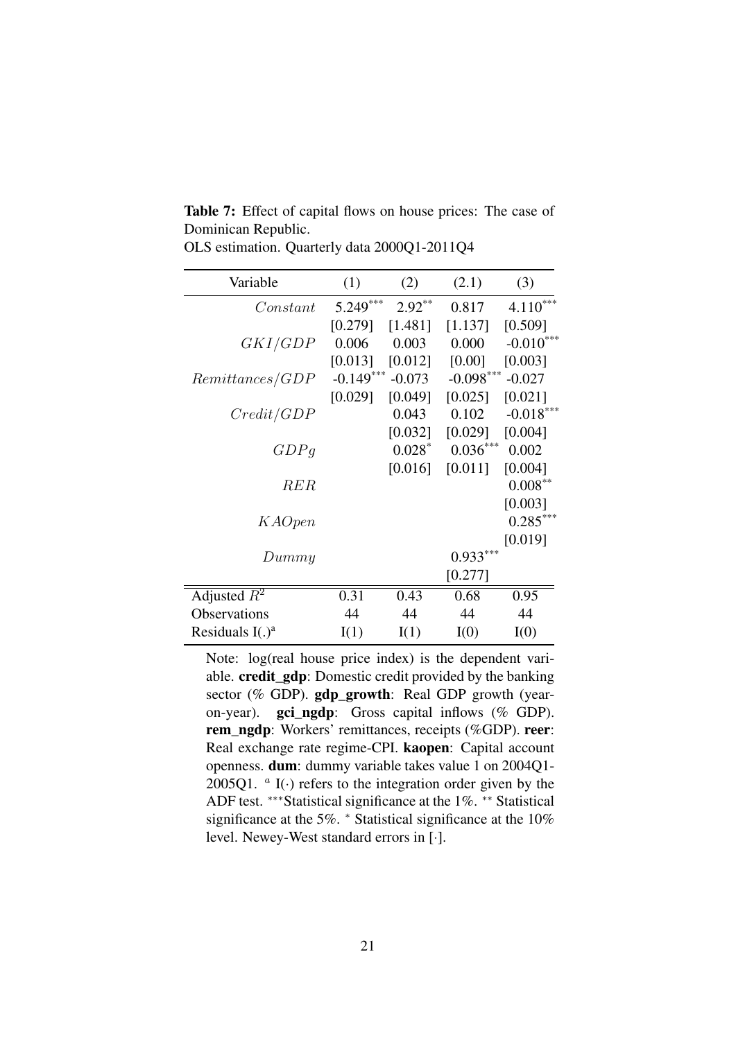**Table 7:** Effect of capital flows on house prices: The case of Dominican Republic.

OLS estimation. Quarterly data 2000Q1-2011Q4

| Variable | (1) | (2) | (2.1) | (3) |
|---|---|---|---|---|
| $Constant$ | 5.249*** | 2.92** | 0.817 | 4.110*** |
| | [0.279] | [1.481] | [1.137] | [0.509] |
| $GKI/GDP$ | 0.006 | 0.003 | 0.000 | -0.010*** |
| | [0.013] | [0.012] | [0.00] | [0.003] |
| $Remittances/GDP$ | -0.149*** | -0.073 | -0.098*** | -0.027 |
| | [0.029] | [0.049] | [0.025] | [0.021] |
| $Credit/GDP$ | | 0.043 | 0.102 | -0.018*** |
| | | [0.032] | [0.029] | [0.004] |
| $GDPg$ | | 0.028* | 0.036*** | 0.002 |
| | | [0.016] | [0.011] | [0.004] |
| $RER$ | | | | 0.008** |
| | | | | [0.003] |
| $KAOpen$ | | | | 0.285*** |
| | | | | [0.019] |
| $Dummy$ | | | 0.933*** | |
| | | | [0.277] | |
| Adjusted $R^2$ | 0.31 | 0.43 | 0.68 | 0.95 |
| Observations | 44 | 44 | 44 | 44 |
| Residuals I(.)[a] | I(1) | I(1) | I(0) | I(0) |

Note: log(real house price index) is the dependent variable. **credit_gdp**: Domestic credit provided by the banking sector (% GDP). **gdp_growth**: Real GDP growth (year-on-year). **gci_ngdp**: Gross capital inflows (% GDP). **rem_ngdp**: Workers' remittances, receipts (%GDP). **reer**: Real exchange rate regime-CPI. **kaopen**: Capital account openness. **dum**: dummy variable takes value 1 on 2004Q1-2005Q1. [a] I(·) refers to the integration order given by the ADF test. ***Statistical significance at the 1%. ** Statistical significance at the 5%. * Statistical significance at the 10% level. Newey-West standard errors in [·].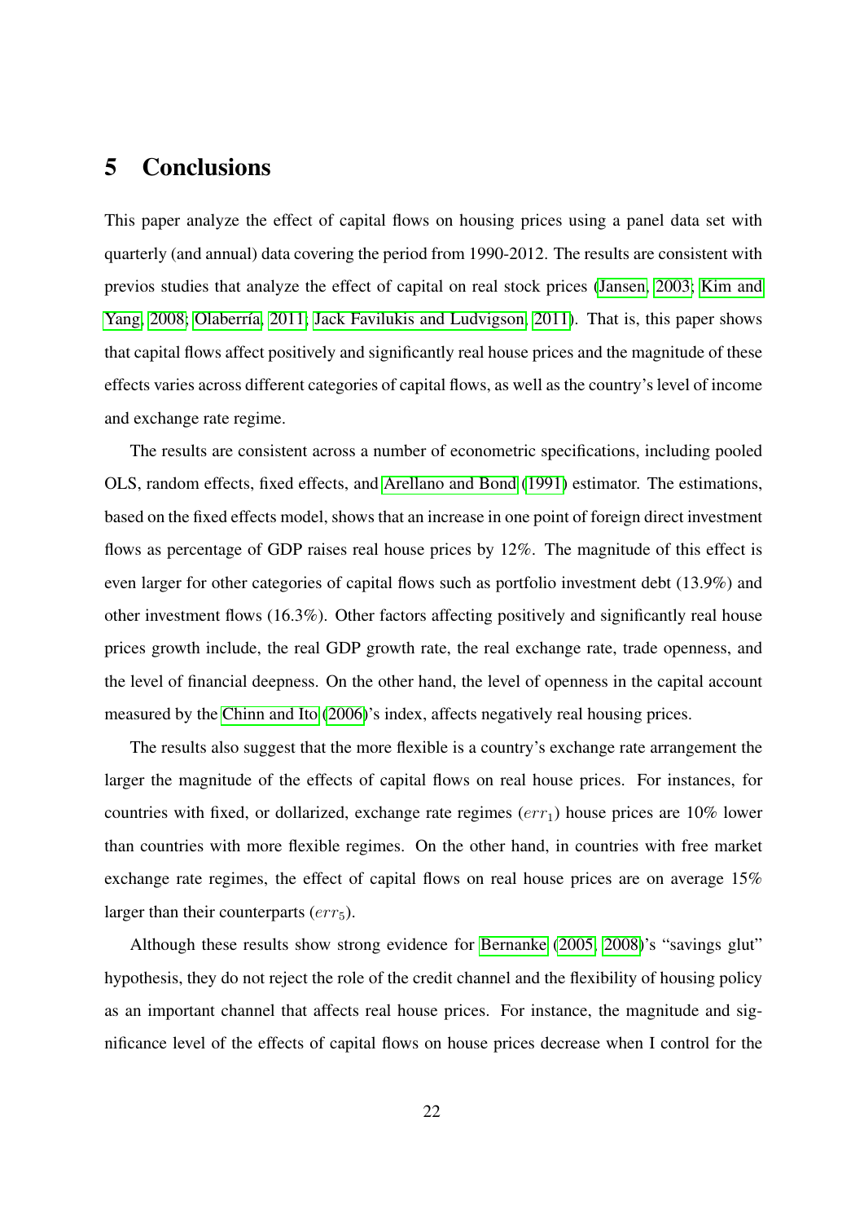# 5 Conclusions

This paper analyze the effect of capital flows on housing prices using a panel data set with quarterly (and annual) data covering the period from 1990-2012. The results are consistent with previos studies that analyze the effect of capital on real stock prices (Jansen, 2003; Kim and Yang, 2008; Olabería, 2011; Jack Favilukis and Ludvigson, 2011). That is, this paper shows that capital flows affect positively and significantly real house prices and the magnitude of these effects varies across different categories of capital flows, as well as the country's level of income and exchange rate regime.

The results are consistent across a number of econometric specifications, including pooled OLS, random effects, fixed effects, and Arellano and Bond (1991) estimator. The estimations, based on the fixed effects model, shows that an increase in one point of foreign direct investment flows as percentage of GDP raises real house prices by 12%. The magnitude of this effect is even larger for other categories of capital flows such as portfolio investment debt (13.9%) and other investment flows (16.3%). Other factors affecting positively and significantly real house prices growth include, the real GDP growth rate, the real exchange rate, trade openness, and the level of financial deepness. On the other hand, the level of openness in the capital account measured by the Chinn and Ito (2006)'s index, affects negatively real housing prices.

The results also suggest that the more flexible is a country's exchange rate arrangement the larger the magnitude of the effects of capital flows on real house prices. For instances, for countries with fixed, or dollarized, exchange rate regimes ($err_1$) house prices are 10% lower than countries with more flexible regimes. On the other hand, in countries with free market exchange rate regimes, the effect of capital flows on real house prices are on average 15% larger than their counterparts ($err_5$).

Although these results show strong evidence for Bernanke (2005, 2008)'s "savings glut" hypothesis, they do not reject the role of the credit channel and the flexibility of housing policy as an important channel that affects real house prices. For instance, the magnitude and significance level of the effects of capital flows on house prices decrease when I control for the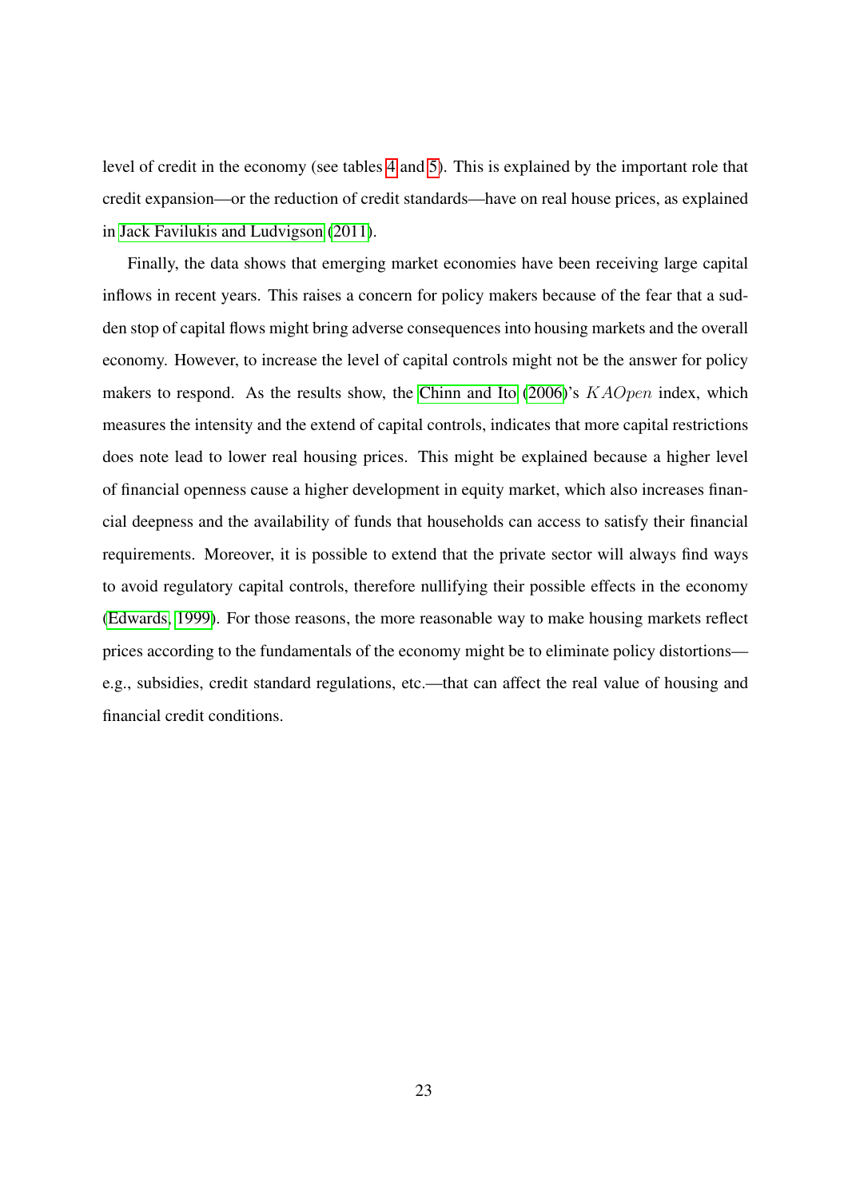level of credit in the economy (see tables 4 and 5). This is explained by the important role that credit expansion—or the reduction of credit standards—have on real house prices, as explained in Jack Favilukis and Ludvigson (2011).

Finally, the data shows that emerging market economies have been receiving large capital inflows in recent years. This raises a concern for policy makers because of the fear that a sudden stop of capital flows might bring adverse consequences into housing markets and the overall economy. However, to increase the level of capital controls might not be the answer for policy makers to respond. As the results show, the Chinn and Ito (2006)'s $KAOpen$ index, which measures the intensity and the extend of capital controls, indicates that more capital restrictions does note lead to lower real housing prices. This might be explained because a higher level of financial openness cause a higher development in equity market, which also increases financial deepness and the availability of funds that households can access to satisfy their financial requirements. Moreover, it is possible to extend that the private sector will always find ways to avoid regulatory capital controls, therefore nullifying their possible effects in the economy (Edwards, 1999). For those reasons, the more reasonable way to make housing markets reflect prices according to the fundamentals of the economy might be to eliminate policy distortions—e.g., subsidies, credit standard regulations, etc.—that can affect the real value of housing and financial credit conditions.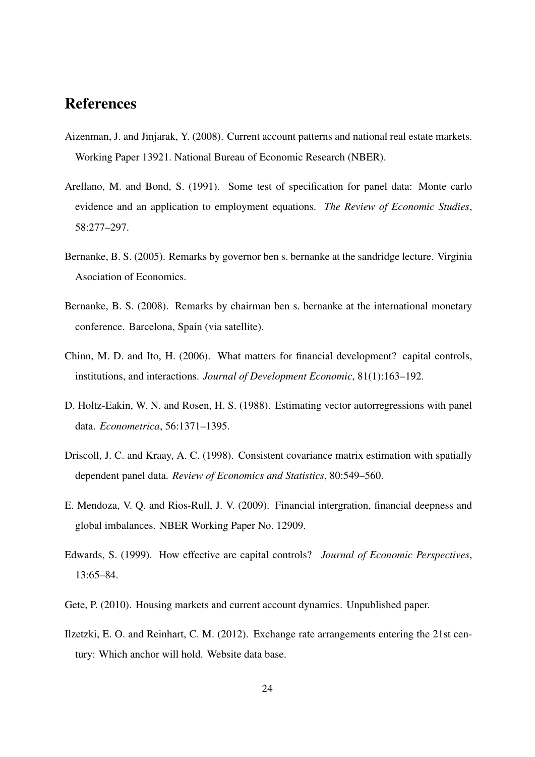# References

Aizenman, J. and Jinjarak, Y. (2008). Current account patterns and national real estate markets. Working Paper 13921. National Bureau of Economic Research (NBER).

Arellano, M. and Bond, S. (1991). Some test of specification for panel data: Monte carlo evidence and an application to employment equations. *The Review of Economic Studies*, 58:277–297.

Bernanke, B. S. (2005). Remarks by governor ben s. bernanke at the sandridge lecture. Virginia Asociation of Economics.

Bernanke, B. S. (2008). Remarks by chairman ben s. bernanke at the international monetary conference. Barcelona, Spain (via satellite).

Chinn, M. D. and Ito, H. (2006). What matters for financial development? capital controls, institutions, and interactions. *Journal of Development Economic*, 81(1):163–192.

D. Holtz-Eakin, W. N. and Rosen, H. S. (1988). Estimating vector autorregressions with panel data. *Econometrica*, 56:1371–1395.

Driscoll, J. C. and Kraay, A. C. (1998). Consistent covariance matrix estimation with spatially dependent panel data. *Review of Economics and Statistics*, 80:549–560.

E. Mendoza, V. Q. and Rios-Rull, J. V. (2009). Financial intergration, financial deepness and global imbalances. NBER Working Paper No. 12909.

Edwards, S. (1999). How effective are capital controls? *Journal of Economic Perspectives*, 13:65–84.

Gete, P. (2010). Housing markets and current account dynamics. Unpublished paper.

Ilzetzki, E. O. and Reinhart, C. M. (2012). Exchange rate arrangements entering the 21st century: Which anchor will hold. Website data base.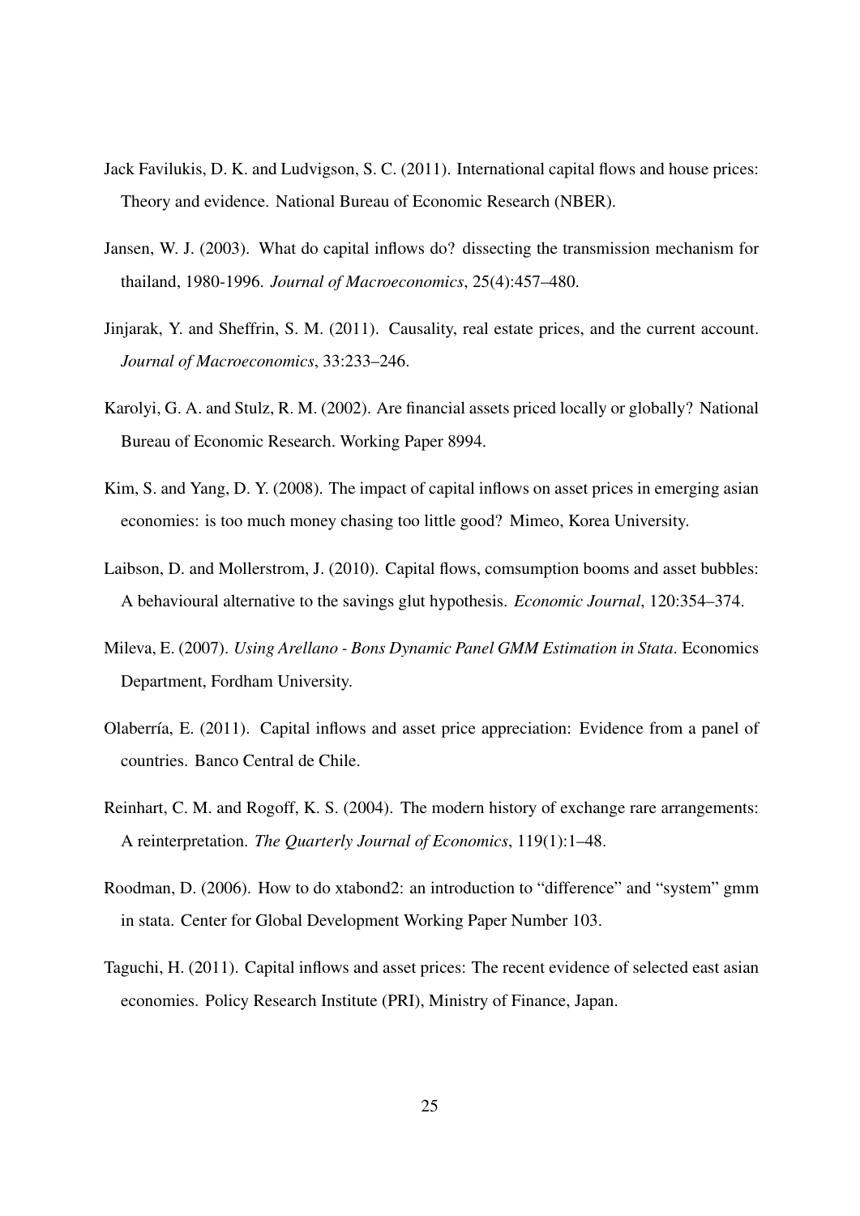Jack Favilukis, D. K. and Ludvigson, S. C. (2011). International capital flows and house prices: Theory and evidence. National Bureau of Economic Research (NBER).

Jansen, W. J. (2003). What do capital inflows do? dissecting the transmission mechanism for thailand, 1980-1996. *Journal of Macroeconomics*, 25(4):457–480.

Jinjarak, Y. and Sheffrin, S. M. (2011). Causality, real estate prices, and the current account. *Journal of Macroeconomics*, 33:233–246.

Karolyi, G. A. and Stulz, R. M. (2002). Are financial assets priced locally or globally? National Bureau of Economic Research. Working Paper 8994.

Kim, S. and Yang, D. Y. (2008). The impact of capital inflows on asset prices in emerging asian economies: is too much money chasing too little good? Mimeo, Korea University.

Laibson, D. and Mollerstrom, J. (2010). Capital flows, comsumption booms and asset bubbles: A behavioural alternative to the savings glut hypothesis. *Economic Journal*, 120:354–374.

Mileva, E. (2007). *Using Arellano - Bons Dynamic Panel GMM Estimation in Stata*. Economics Department, Fordham University.

Olaberría, E. (2011). Capital inflows and asset price appreciation: Evidence from a panel of countries. Banco Central de Chile.

Reinhart, C. M. and Rogoff, K. S. (2004). The modern history of exchange rare arrangements: A reinterpretation. *The Quarterly Journal of Economics*, 119(1):1–48.

Roodman, D. (2006). How to do xtabond2: an introduction to "difference" and "system" gmm in stata. Center for Global Development Working Paper Number 103.

Taguchi, H. (2011). Capital inflows and asset prices: The recent evidence of selected east asian economies. Policy Research Institute (PRI), Ministry of Finance, Japan.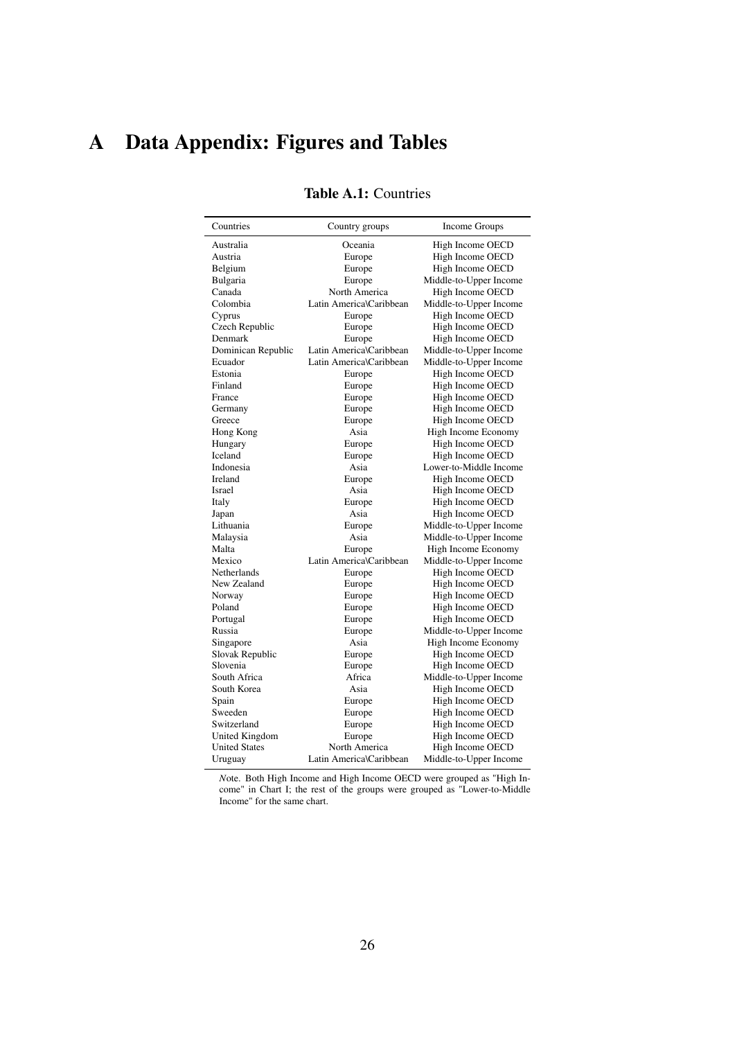# A Data Appendix: Figures and Tables

**Table A.1:** Countries

| Countries | Country groups | Income Groups |
|---|---|---|
| Australia | Oceania | High Income OECD |
| Austria | Europe | High Income OECD |
| Belgium | Europe | High Income OECD |
| Bulgaria | Europe | Middle-to-Upper Income |
| Canada | North America | High Income OECD |
| Colombia | Latin America\Caribbean | Middle-to-Upper Income |
| Cyprus | Europe | High Income OECD |
| Czech Republic | Europe | High Income OECD |
| Denmark | Europe | High Income OECD |
| Dominican Republic | Latin America\Caribbean | Middle-to-Upper Income |
| Ecuador | Latin America\Caribbean | Middle-to-Upper Income |
| Estonia | Europe | High Income OECD |
| Finland | Europe | High Income OECD |
| France | Europe | High Income OECD |
| Germany | Europe | High Income OECD |
| Greece | Europe | High Income OECD |
| Hong Kong | Asia | High Income Economy |
| Hungary | Europe | High Income OECD |
| Iceland | Europe | High Income OECD |
| Indonesia | Asia | Lower-to-Middle Income |
| Ireland | Europe | High Income OECD |
| Israel | Asia | High Income OECD |
| Italy | Europe | High Income OECD |
| Japan | Asia | High Income OECD |
| Lithuania | Europe | Middle-to-Upper Income |
| Malaysia | Asia | Middle-to-Upper Income |
| Malta | Europe | High Income Economy |
| Mexico | Latin America\Caribbean | Middle-to-Upper Income |
| Netherlands | Europe | High Income OECD |
| New Zealand | Europe | High Income OECD |
| Norway | Europe | High Income OECD |
| Poland | Europe | High Income OECD |
| Portugal | Europe | High Income OECD |
| Russia | Europe | Middle-to-Upper Income |
| Singapore | Asia | High Income Economy |
| Slovak Republic | Europe | High Income OECD |
| Slovenia | Europe | High Income OECD |
| South Africa | Africa | Middle-to-Upper Income |
| South Korea | Asia | High Income OECD |
| Spain | Europe | High Income OECD |
| Sweeden | Europe | High Income OECD |
| Switzerland | Europe | High Income OECD |
| United Kingdom | Europe | High Income OECD |
| United States | North America | High Income OECD |
| Uruguay | Latin America\Caribbean | Middle-to-Upper Income |

*N*ote. Both High Income and High Income OECD were grouped as "High Income" in Chart I; the rest of the groups were grouped as "Lower-to-Middle Income" for the same chart.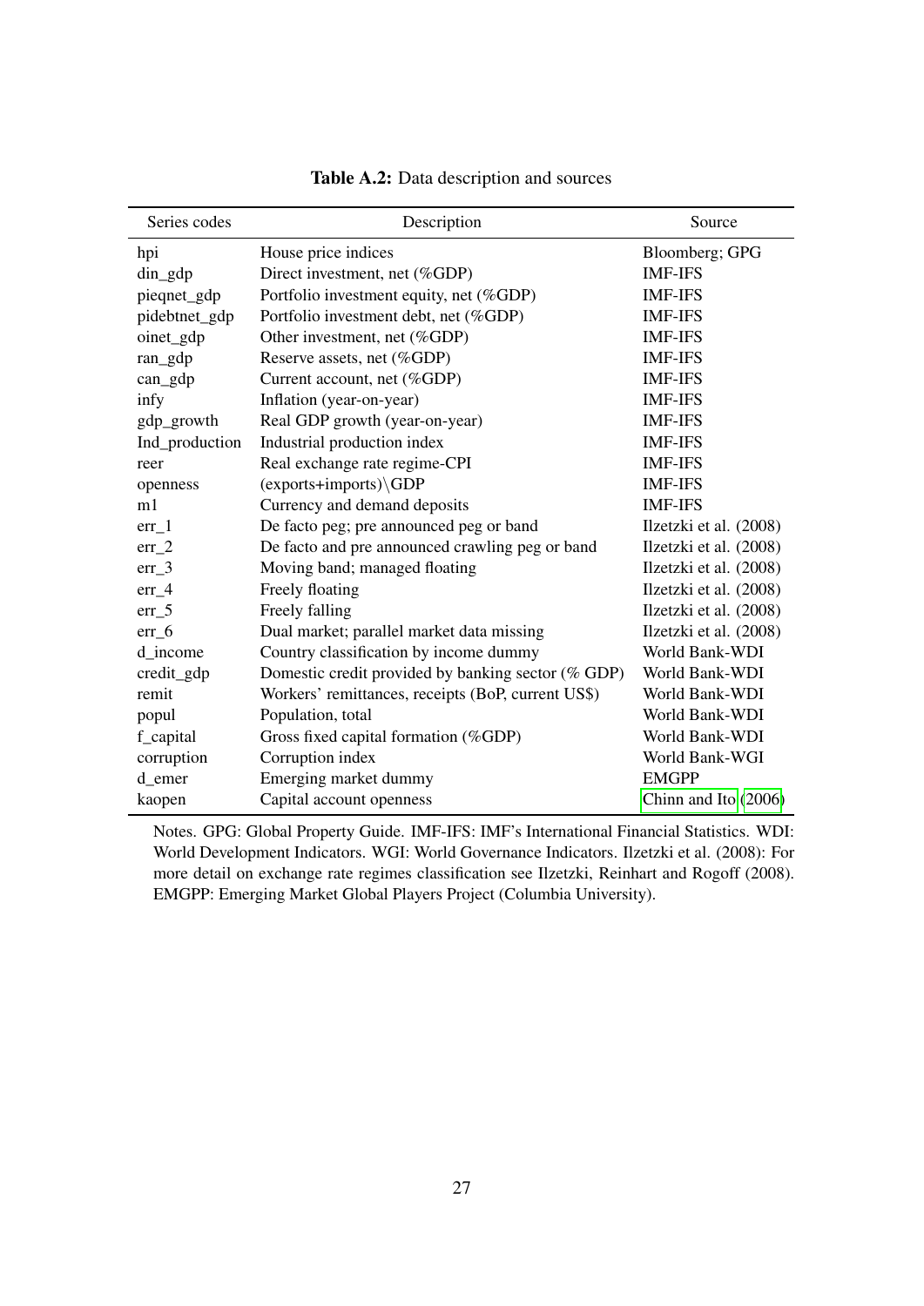**Table A.2:** Data description and sources

| Series codes | Description | Source |
|---|---|---|
| hpi | House price indices | Bloomberg; GPG |
| din_gdp | Direct investment, net (%GDP) | IMF-IFS |
| pieqnet_gdp | Portfolio investment equity, net (%GDP) | IMF-IFS |
| pidebtnet_gdp | Portfolio investment debt, net (%GDP) | IMF-IFS |
| oinet_gdp | Other investment, net (%GDP) | IMF-IFS |
| ran_gdp | Reserve assets, net (%GDP) | IMF-IFS |
| can_gdp | Current account, net (%GDP) | IMF-IFS |
| infy | Inflation (year-on-year) | IMF-IFS |
| gdp_growth | Real GDP growth (year-on-year) | IMF-IFS |
| Ind_production | Industrial production index | IMF-IFS |
| reer | Real exchange rate regime-CPI | IMF-IFS |
| openness | (exports+imports)\GDP | IMF-IFS |
| m1 | Currency and demand deposits | IMF-IFS |
| err_1 | De facto peg; pre announced peg or band | Ilzetzki et al. (2008) |
| err_2 | De facto and pre announced crawling peg or band | Ilzetzki et al. (2008) |
| err_3 | Moving band; managed floating | Ilzetzki et al. (2008) |
| err_4 | Freely floating | Ilzetzki et al. (2008) |
| err_5 | Freely falling | Ilzetzki et al. (2008) |
| err_6 | Dual market; parallel market data missing | Ilzetzki et al. (2008) |
| d_income | Country classification by income dummy | World Bank-WDI |
| credit_gdp | Domestic credit provided by banking sector (% GDP) | World Bank-WDI |
| remit | Workers' remittances, receipts (BoP, current US$) | World Bank-WDI |
| popul | Population, total | World Bank-WDI |
| f_capital | Gross fixed capital formation (%GDP) | World Bank-WDI |
| corruption | Corruption index | World Bank-WGI |
| d_emer | Emerging market dummy | EMGPP |
| kaopen | Capital account openness | Chinn and Ito (2006) |

Notes. GPG: Global Property Guide. IMF-IFS: IMF's International Financial Statistics. WDI: World Development Indicators. WGI: World Governance Indicators. Ilzetzki et al. (2008): For more detail on exchange rate regimes classification see Ilzetzki, Reinhart and Rogoff (2008). EMGPP: Emerging Market Global Players Project (Columbia University).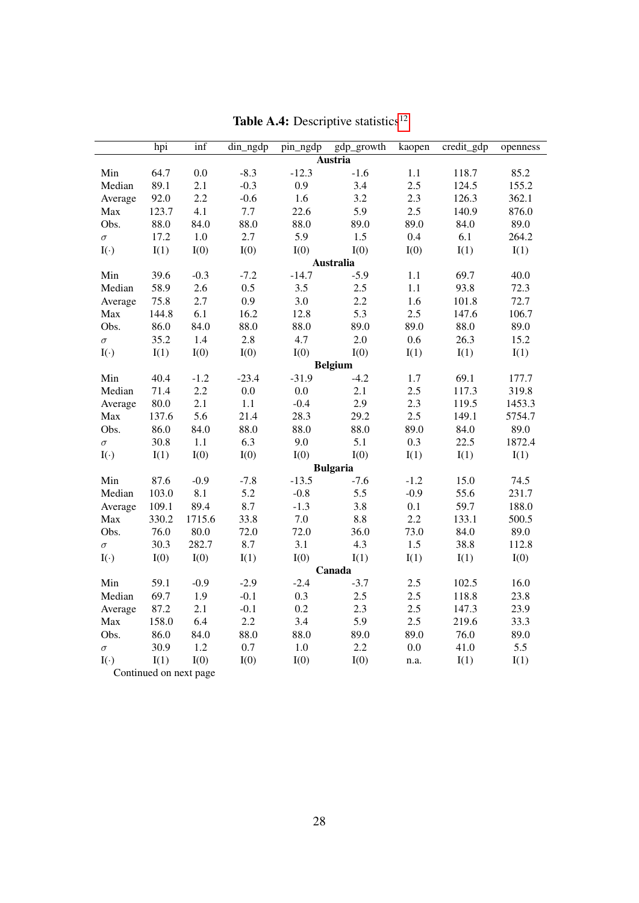**Table A.4:** Descriptive statistics[12]

| | hpi | inf | din_ngdp | pin_ngdp | gdp_growth | kaopen | credit_gdp | openness |
|---|---|---|---|---|---|---|---|---|
| | | | | **Austria** | | | | |
| Min | 64.7 | 0.0 | -8.3 | -12.3 | -1.6 | 1.1 | 118.7 | 85.2 |
| Median | 89.1 | 2.1 | -0.3 | 0.9 | 3.4 | 2.5 | 124.5 | 155.2 |
| Average | 92.0 | 2.2 | -0.6 | 1.6 | 3.2 | 2.3 | 126.3 | 362.1 |
| Max | 123.7 | 4.1 | 7.7 | 22.6 | 5.9 | 2.5 | 140.9 | 876.0 |
| Obs. | 88.0 | 84.0 | 88.0 | 88.0 | 89.0 | 89.0 | 84.0 | 89.0 |
| $\sigma$ | 17.2 | 1.0 | 2.7 | 5.9 | 1.5 | 0.4 | 6.1 | 264.2 |
| $I(\cdot)$ | I(1) | I(0) | I(0) | I(0) | I(0) | I(0) | I(1) | I(1) |
| | | | | **Australia** | | | | |
| Min | 39.6 | -0.3 | -7.2 | -14.7 | -5.9 | 1.1 | 69.7 | 40.0 |
| Median | 58.9 | 2.6 | 0.5 | 3.5 | 2.5 | 1.1 | 93.8 | 72.3 |
| Average | 75.8 | 2.7 | 0.9 | 3.0 | 2.2 | 1.6 | 101.8 | 72.7 |
| Max | 144.8 | 6.1 | 16.2 | 12.8 | 5.3 | 2.5 | 147.6 | 106.7 |
| Obs. | 86.0 | 84.0 | 88.0 | 88.0 | 89.0 | 89.0 | 88.0 | 89.0 |
| $\sigma$ | 35.2 | 1.4 | 2.8 | 4.7 | 2.0 | 0.6 | 26.3 | 15.2 |
| $I(\cdot)$ | I(1) | I(0) | I(0) | I(0) | I(0) | I(1) | I(1) | I(1) |
| | | | | **Belgium** | | | | |
| Min | 40.4 | -1.2 | -23.4 | -31.9 | -4.2 | 1.7 | 69.1 | 177.7 |
| Median | 71.4 | 2.2 | 0.0 | 0.0 | 2.1 | 2.5 | 117.3 | 319.8 |
| Average | 80.0 | 2.1 | 1.1 | -0.4 | 2.9 | 2.3 | 119.5 | 1453.3 |
| Max | 137.6 | 5.6 | 21.4 | 28.3 | 29.2 | 2.5 | 149.1 | 5754.7 |
| Obs. | 86.0 | 84.0 | 88.0 | 88.0 | 88.0 | 89.0 | 84.0 | 89.0 |
| $\sigma$ | 30.8 | 1.1 | 6.3 | 9.0 | 5.1 | 0.3 | 22.5 | 1872.4 |
| $I(\cdot)$ | I(1) | I(0) | I(0) | I(0) | I(0) | I(1) | I(1) | I(1) |
| | | | | **Bulgaria** | | | | |
| Min | 87.6 | -0.9 | -7.8 | -13.5 | -7.6 | -1.2 | 15.0 | 74.5 |
| Median | 103.0 | 8.1 | 5.2 | -0.8 | 5.5 | -0.9 | 55.6 | 231.7 |
| Average | 109.1 | 89.4 | 8.7 | -1.3 | 3.8 | 0.1 | 59.7 | 188.0 |
| Max | 330.2 | 1715.6 | 33.8 | 7.0 | 8.8 | 2.2 | 133.1 | 500.5 |
| Obs. | 76.0 | 80.0 | 72.0 | 72.0 | 36.0 | 73.0 | 84.0 | 89.0 |
| $\sigma$ | 30.3 | 282.7 | 8.7 | 3.1 | 4.3 | 1.5 | 38.8 | 112.8 |
| $I(\cdot)$ | I(0) | I(0) | I(1) | I(0) | I(1) | I(1) | I(1) | I(0) |
| | | | | **Canada** | | | | |
| Min | 59.1 | -0.9 | -2.9 | -2.4 | -3.7 | 2.5 | 102.5 | 16.0 |
| Median | 69.7 | 1.9 | -0.1 | 0.3 | 2.5 | 2.5 | 118.8 | 23.8 |
| Average | 87.2 | 2.1 | -0.1 | 0.2 | 2.3 | 2.5 | 147.3 | 23.9 |
| Max | 158.0 | 6.4 | 2.2 | 3.4 | 5.9 | 2.5 | 219.6 | 33.3 |
| Obs. | 86.0 | 84.0 | 88.0 | 88.0 | 89.0 | 89.0 | 76.0 | 89.0 |
| $\sigma$ | 30.9 | 1.2 | 0.7 | 1.0 | 2.2 | 0.0 | 41.0 | 5.5 |
| $I(\cdot)$ | I(1) | I(0) | I(0) | I(0) | I(0) | n.a. | I(1) | I(1) |

Continued on next page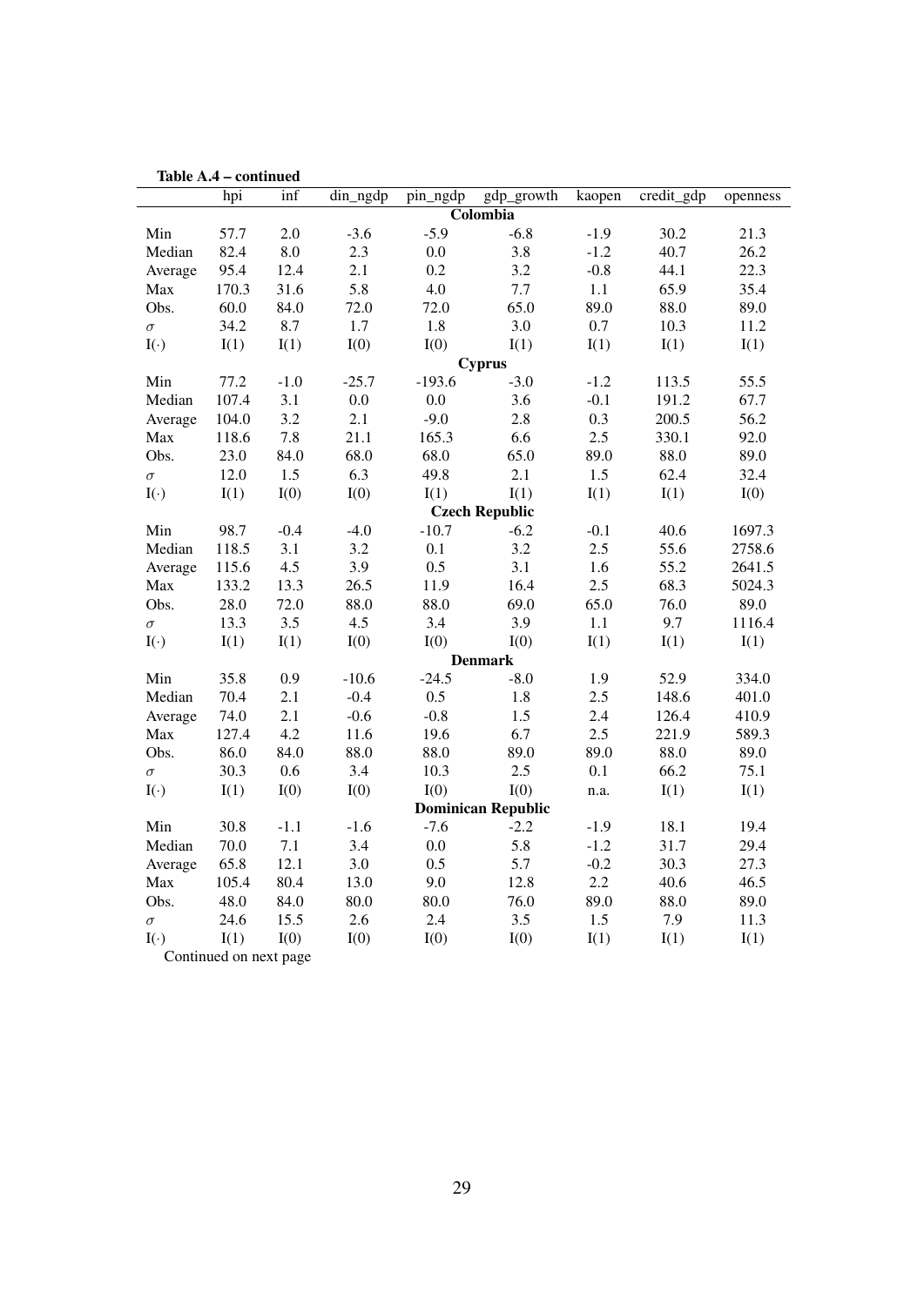**Table A.4 – continued**

| | hpi | inf | din_ngdp | pin_ngdp | gdp_growth | kaopen | credit_gdp | openness |
|---|---|---|---|---|---|---|---|---|
| | | | | | **Colombia** | | | |
| Min | 57.7 | 2.0 | -3.6 | -5.9 | -6.8 | -1.9 | 30.2 | 21.3 |
| Median | 82.4 | 8.0 | 2.3 | 0.0 | 3.8 | -1.2 | 40.7 | 26.2 |
| Average | 95.4 | 12.4 | 2.1 | 0.2 | 3.2 | -0.8 | 44.1 | 22.3 |
| Max | 170.3 | 31.6 | 5.8 | 4.0 | 7.7 | 1.1 | 65.9 | 35.4 |
| Obs. | 60.0 | 84.0 | 72.0 | 72.0 | 65.0 | 89.0 | 88.0 | 89.0 |
| $\sigma$ | 34.2 | 8.7 | 1.7 | 1.8 | 3.0 | 0.7 | 10.3 | 11.2 |
| I($\cdot$) | I(1) | I(1) | I(0) | I(0) | I(1) | I(1) | I(1) | I(1) |
| | | | | | **Cyprus** | | | |
| Min | 77.2 | -1.0 | -25.7 | -193.6 | -3.0 | -1.2 | 113.5 | 55.5 |
| Median | 107.4 | 3.1 | 0.0 | 0.0 | 3.6 | -0.1 | 191.2 | 67.7 |
| Average | 104.0 | 3.2 | 2.1 | -9.0 | 2.8 | 0.3 | 200.5 | 56.2 |
| Max | 118.6 | 7.8 | 21.1 | 165.3 | 6.6 | 2.5 | 330.1 | 92.0 |
| Obs. | 23.0 | 84.0 | 68.0 | 68.0 | 65.0 | 89.0 | 88.0 | 89.0 |
| $\sigma$ | 12.0 | 1.5 | 6.3 | 49.8 | 2.1 | 1.5 | 62.4 | 32.4 |
| I($\cdot$) | I(1) | I(0) | I(0) | I(1) | I(1) | I(1) | I(1) | I(0) |
| | | | | | **Czech Republic** | | | |
| Min | 98.7 | -0.4 | -4.0 | -10.7 | -6.2 | -0.1 | 40.6 | 1697.3 |
| Median | 118.5 | 3.1 | 3.2 | 0.1 | 3.2 | 2.5 | 55.6 | 2758.6 |
| Average | 115.6 | 4.5 | 3.9 | 0.5 | 3.1 | 1.6 | 55.2 | 2641.5 |
| Max | 133.2 | 13.3 | 26.5 | 11.9 | 16.4 | 2.5 | 68.3 | 5024.3 |
| Obs. | 28.0 | 72.0 | 88.0 | 88.0 | 69.0 | 65.0 | 76.0 | 89.0 |
| $\sigma$ | 13.3 | 3.5 | 4.5 | 3.4 | 3.9 | 1.1 | 9.7 | 1116.4 |
| I($\cdot$) | I(1) | I(1) | I(0) | I(0) | I(0) | I(1) | I(1) | I(1) |
| | | | | | **Denmark** | | | |
| Min | 35.8 | 0.9 | -10.6 | -24.5 | -8.0 | 1.9 | 52.9 | 334.0 |
| Median | 70.4 | 2.1 | -0.4 | 0.5 | 1.8 | 2.5 | 148.6 | 401.0 |
| Average | 74.0 | 2.1 | -0.6 | -0.8 | 1.5 | 2.4 | 126.4 | 410.9 |
| Max | 127.4 | 4.2 | 11.6 | 19.6 | 6.7 | 2.5 | 221.9 | 589.3 |
| Obs. | 86.0 | 84.0 | 88.0 | 88.0 | 89.0 | 89.0 | 88.0 | 89.0 |
| $\sigma$ | 30.3 | 0.6 | 3.4 | 10.3 | 2.5 | 0.1 | 66.2 | 75.1 |
| I($\cdot$) | I(1) | I(0) | I(0) | I(0) | I(0) | n.a. | I(1) | I(1) |
| | | | | | **Dominican Republic** | | | |
| Min | 30.8 | -1.1 | -1.6 | -7.6 | -2.2 | -1.9 | 18.1 | 19.4 |
| Median | 70.0 | 7.1 | 3.4 | 0.0 | 5.8 | -1.2 | 31.7 | 29.4 |
| Average | 65.8 | 12.1 | 3.0 | 0.5 | 5.7 | -0.2 | 30.3 | 27.3 |
| Max | 105.4 | 80.4 | 13.0 | 9.0 | 12.8 | 2.2 | 40.6 | 46.5 |
| Obs. | 48.0 | 84.0 | 80.0 | 80.0 | 76.0 | 89.0 | 88.0 | 89.0 |
| $\sigma$ | 24.6 | 15.5 | 2.6 | 2.4 | 3.5 | 1.5 | 7.9 | 11.3 |
| I($\cdot$) | I(1) | I(0) | I(0) | I(0) | I(0) | I(1) | I(1) | I(1) |

Continued on next page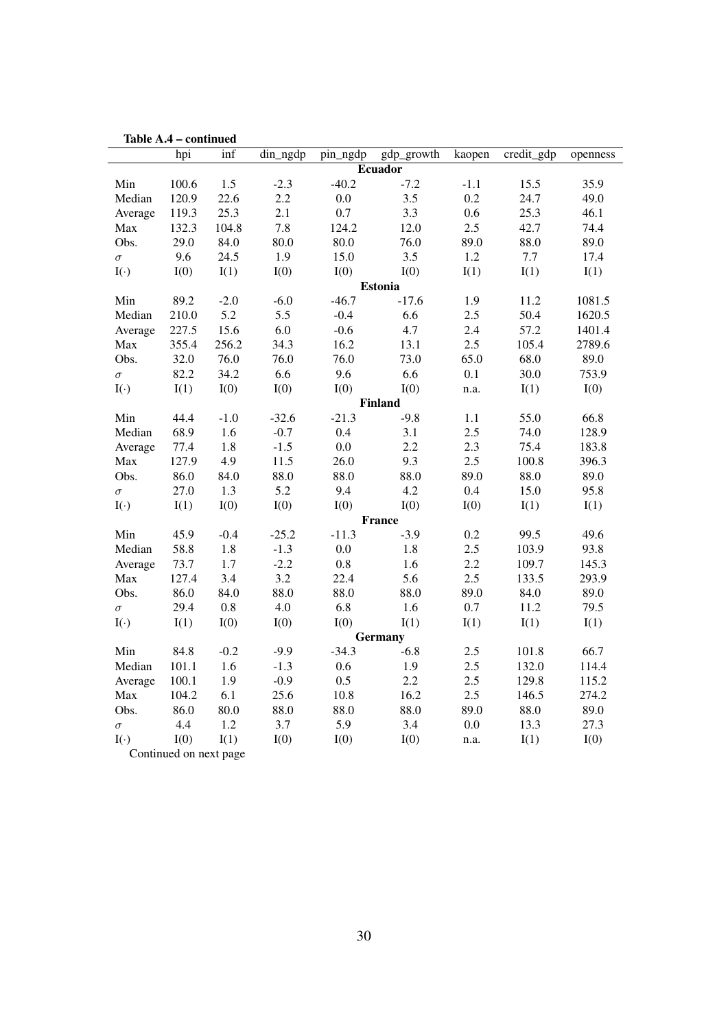**Table A.4 – continued**

| | hpi | inf | din_ngdp | pin_ngdp | gdp_growth | kaopen | credit_gdp | openness |
|---|---|---|---|---|---|---|---|---|
| **Ecuador** | | | | | | | | |
| Min | 100.6 | 1.5 | -2.3 | -40.2 | -7.2 | -1.1 | 15.5 | 35.9 |
| Median | 120.9 | 22.6 | 2.2 | 0.0 | 3.5 | 0.2 | 24.7 | 49.0 |
| Average | 119.3 | 25.3 | 2.1 | 0.7 | 3.3 | 0.6 | 25.3 | 46.1 |
| Max | 132.3 | 104.8 | 7.8 | 124.2 | 12.0 | 2.5 | 42.7 | 74.4 |
| Obs. | 29.0 | 84.0 | 80.0 | 80.0 | 76.0 | 89.0 | 88.0 | 89.0 |
| $\sigma$ | 9.6 | 24.5 | 1.9 | 15.0 | 3.5 | 1.2 | 7.7 | 17.4 |
| $I(\cdot)$ | I(0) | I(1) | I(0) | I(0) | I(0) | I(1) | I(1) | I(1) |
| **Estonia** | | | | | | | | |
| Min | 89.2 | -2.0 | -6.0 | -46.7 | -17.6 | 1.9 | 11.2 | 1081.5 |
| Median | 210.0 | 5.2 | 5.5 | -0.4 | 6.6 | 2.5 | 50.4 | 1620.5 |
| Average | 227.5 | 15.6 | 6.0 | -0.6 | 4.7 | 2.4 | 57.2 | 1401.4 |
| Max | 355.4 | 256.2 | 34.3 | 16.2 | 13.1 | 2.5 | 105.4 | 2789.6 |
| Obs. | 32.0 | 76.0 | 76.0 | 76.0 | 73.0 | 65.0 | 68.0 | 89.0 |
| $\sigma$ | 82.2 | 34.2 | 6.6 | 9.6 | 6.6 | 0.1 | 30.0 | 753.9 |
| $I(\cdot)$ | I(1) | I(0) | I(0) | I(0) | I(0) | n.a. | I(1) | I(0) |
| **Finland** | | | | | | | | |
| Min | 44.4 | -1.0 | -32.6 | -21.3 | -9.8 | 1.1 | 55.0 | 66.8 |
| Median | 68.9 | 1.6 | -0.7 | 0.4 | 3.1 | 2.5 | 74.0 | 128.9 |
| Average | 77.4 | 1.8 | -1.5 | 0.0 | 2.2 | 2.3 | 75.4 | 183.8 |
| Max | 127.9 | 4.9 | 11.5 | 26.0 | 9.3 | 2.5 | 100.8 | 396.3 |
| Obs. | 86.0 | 84.0 | 88.0 | 88.0 | 88.0 | 89.0 | 88.0 | 89.0 |
| $\sigma$ | 27.0 | 1.3 | 5.2 | 9.4 | 4.2 | 0.4 | 15.0 | 95.8 |
| $I(\cdot)$ | I(1) | I(0) | I(0) | I(0) | I(0) | I(0) | I(1) | I(1) |
| **France** | | | | | | | | |
| Min | 45.9 | -0.4 | -25.2 | -11.3 | -3.9 | 0.2 | 99.5 | 49.6 |
| Median | 58.8 | 1.8 | -1.3 | 0.0 | 1.8 | 2.5 | 103.9 | 93.8 |
| Average | 73.7 | 1.7 | -2.2 | 0.8 | 1.6 | 2.2 | 109.7 | 145.3 |
| Max | 127.4 | 3.4 | 3.2 | 22.4 | 5.6 | 2.5 | 133.5 | 293.9 |
| Obs. | 86.0 | 84.0 | 88.0 | 88.0 | 88.0 | 89.0 | 84.0 | 89.0 |
| $\sigma$ | 29.4 | 0.8 | 4.0 | 6.8 | 1.6 | 0.7 | 11.2 | 79.5 |
| $I(\cdot)$ | I(1) | I(0) | I(0) | I(0) | I(1) | I(1) | I(1) | I(1) |
| **Germany** | | | | | | | | |
| Min | 84.8 | -0.2 | -9.9 | -34.3 | -6.8 | 2.5 | 101.8 | 66.7 |
| Median | 101.1 | 1.6 | -1.3 | 0.6 | 1.9 | 2.5 | 132.0 | 114.4 |
| Average | 100.1 | 1.9 | -0.9 | 0.5 | 2.2 | 2.5 | 129.8 | 115.2 |
| Max | 104.2 | 6.1 | 25.6 | 10.8 | 16.2 | 2.5 | 146.5 | 274.2 |
| Obs. | 86.0 | 80.0 | 88.0 | 88.0 | 88.0 | 89.0 | 88.0 | 89.0 |
| $\sigma$ | 4.4 | 1.2 | 3.7 | 5.9 | 3.4 | 0.0 | 13.3 | 27.3 |
| $I(\cdot)$ | I(0) | I(1) | I(0) | I(0) | I(0) | n.a. | I(1) | I(0) |

Continued on next page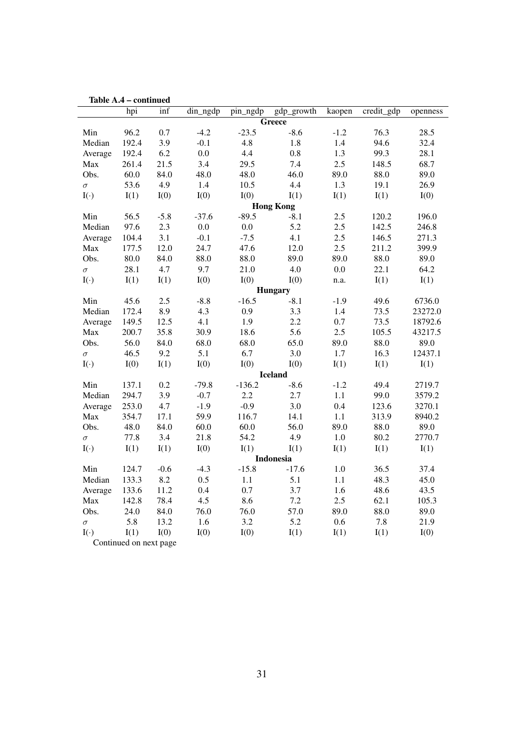**Table A.4 – continued**

| | hpi | inf | din_ngdp | pin_ngdp | gdp_growth | kaopen | credit_gdp | openness |
|---|---|---|---|---|---|---|---|---|
| | | | | **Greece** | | | | |
| Min | 96.2 | 0.7 | -4.2 | -23.5 | -8.6 | -1.2 | 76.3 | 28.5 |
| Median | 192.4 | 3.9 | -0.1 | 4.8 | 1.8 | 1.4 | 94.6 | 32.4 |
| Average | 192.4 | 6.2 | 0.0 | 4.4 | 0.8 | 1.3 | 99.3 | 28.1 |
| Max | 261.4 | 21.5 | 3.4 | 29.5 | 7.4 | 2.5 | 148.5 | 68.7 |
| Obs. | 60.0 | 84.0 | 48.0 | 48.0 | 46.0 | 89.0 | 88.0 | 89.0 |
| $\sigma$ | 53.6 | 4.9 | 1.4 | 10.5 | 4.4 | 1.3 | 19.1 | 26.9 |
| $I(\cdot)$ | I(1) | I(0) | I(0) | I(0) | I(1) | I(1) | I(1) | I(0) |
| | | | | **Hong Kong** | | | | |
| Min | 56.5 | -5.8 | -37.6 | -89.5 | -8.1 | 2.5 | 120.2 | 196.0 |
| Median | 97.6 | 2.3 | 0.0 | 0.0 | 5.2 | 2.5 | 142.5 | 246.8 |
| Average | 104.4 | 3.1 | -0.1 | -7.5 | 4.1 | 2.5 | 146.5 | 271.3 |
| Max | 177.5 | 12.0 | 24.7 | 47.6 | 12.0 | 2.5 | 211.2 | 399.9 |
| Obs. | 80.0 | 84.0 | 88.0 | 88.0 | 89.0 | 89.0 | 88.0 | 89.0 |
| $\sigma$ | 28.1 | 4.7 | 9.7 | 21.0 | 4.0 | 0.0 | 22.1 | 64.2 |
| $I(\cdot)$ | I(1) | I(1) | I(0) | I(0) | I(0) | n.a. | I(1) | I(1) |
| | | | | **Hungary** | | | | |
| Min | 45.6 | 2.5 | -8.8 | -16.5 | -8.1 | -1.9 | 49.6 | 6736.0 |
| Median | 172.4 | 8.9 | 4.3 | 0.9 | 3.3 | 1.4 | 73.5 | 23272.0 |
| Average | 149.5 | 12.5 | 4.1 | 1.9 | 2.2 | 0.7 | 73.5 | 18792.6 |
| Max | 200.7 | 35.8 | 30.9 | 18.6 | 5.6 | 2.5 | 105.5 | 43217.5 |
| Obs. | 56.0 | 84.0 | 68.0 | 68.0 | 65.0 | 89.0 | 88.0 | 89.0 |
| $\sigma$ | 46.5 | 9.2 | 5.1 | 6.7 | 3.0 | 1.7 | 16.3 | 12437.1 |
| $I(\cdot)$ | I(0) | I(1) | I(0) | I(0) | I(0) | I(1) | I(1) | I(1) |
| | | | | **Iceland** | | | | |
| Min | 137.1 | 0.2 | -79.8 | -136.2 | -8.6 | -1.2 | 49.4 | 2719.7 |
| Median | 294.7 | 3.9 | -0.7 | 2.2 | 2.7 | 1.1 | 99.0 | 3579.2 |
| Average | 253.0 | 4.7 | -1.9 | -0.9 | 3.0 | 0.4 | 123.6 | 3270.1 |
| Max | 354.7 | 17.1 | 59.9 | 116.7 | 14.1 | 1.1 | 313.9 | 8940.2 |
| Obs. | 48.0 | 84.0 | 60.0 | 60.0 | 56.0 | 89.0 | 88.0 | 89.0 |
| $\sigma$ | 77.8 | 3.4 | 21.8 | 54.2 | 4.9 | 1.0 | 80.2 | 2770.7 |
| $I(\cdot)$ | I(1) | I(1) | I(0) | I(1) | I(1) | I(1) | I(1) | I(1) |
| | | | | **Indonesia** | | | | |
| Min | 124.7 | -0.6 | -4.3 | -15.8 | -17.6 | 1.0 | 36.5 | 37.4 |
| Median | 133.3 | 8.2 | 0.5 | 1.1 | 5.1 | 1.1 | 48.3 | 45.0 |
| Average | 133.6 | 11.2 | 0.4 | 0.7 | 3.7 | 1.6 | 48.6 | 43.5 |
| Max | 142.8 | 78.4 | 4.5 | 8.6 | 7.2 | 2.5 | 62.1 | 105.3 |
| Obs. | 24.0 | 84.0 | 76.0 | 76.0 | 57.0 | 89.0 | 88.0 | 89.0 |
| $\sigma$ | 5.8 | 13.2 | 1.6 | 3.2 | 5.2 | 0.6 | 7.8 | 21.9 |
| $I(\cdot)$ | I(1) | I(0) | I(0) | I(0) | I(1) | I(1) | I(1) | I(0) |

Continued on next page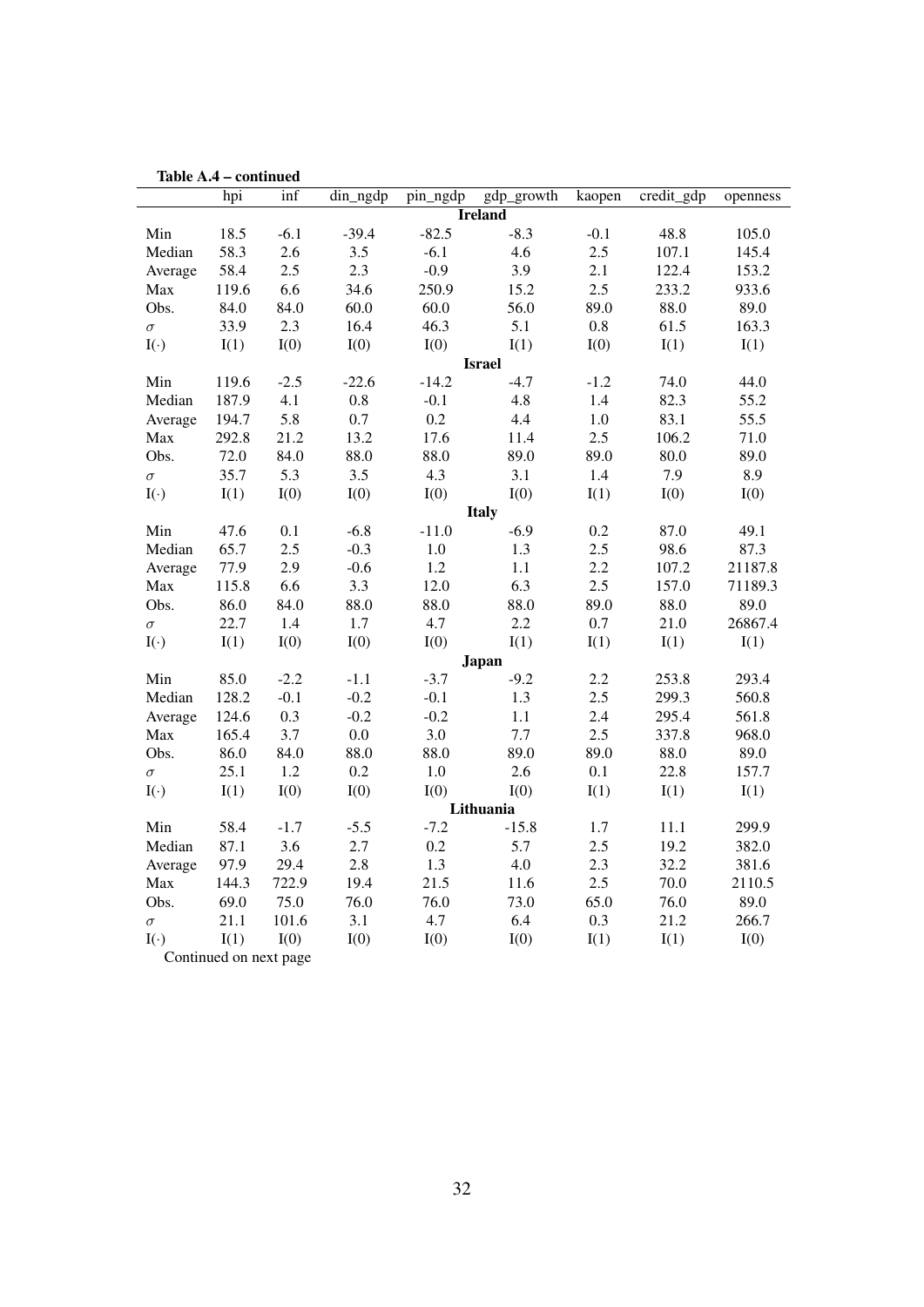**Table A.4 – continued**

| | hpi | inf | din_ngdp | pin_ngdp | gdp_growth | kaopen | credit_gdp | openness |
|---|---|---|---|---|---|---|---|---|
| | | | | | **Ireland** | | | |
| Min | 18.5 | -6.1 | -39.4 | -82.5 | -8.3 | -0.1 | 48.8 | 105.0 |
| Median | 58.3 | 2.6 | 3.5 | -6.1 | 4.6 | 2.5 | 107.1 | 145.4 |
| Average | 58.4 | 2.5 | 2.3 | -0.9 | 3.9 | 2.1 | 122.4 | 153.2 |
| Max | 119.6 | 6.6 | 34.6 | 250.9 | 15.2 | 2.5 | 233.2 | 933.6 |
| Obs. | 84.0 | 84.0 | 60.0 | 60.0 | 56.0 | 89.0 | 88.0 | 89.0 |
| $\sigma$ | 33.9 | 2.3 | 16.4 | 46.3 | 5.1 | 0.8 | 61.5 | 163.3 |
| $I(\cdot)$ | I(1) | I(0) | I(0) | I(0) | I(1) | I(0) | I(1) | I(1) |
| | | | | | **Israel** | | | |
| Min | 119.6 | -2.5 | -22.6 | -14.2 | -4.7 | -1.2 | 74.0 | 44.0 |
| Median | 187.9 | 4.1 | 0.8 | -0.1 | 4.8 | 1.4 | 82.3 | 55.2 |
| Average | 194.7 | 5.8 | 0.7 | 0.2 | 4.4 | 1.0 | 83.1 | 55.5 |
| Max | 292.8 | 21.2 | 13.2 | 17.6 | 11.4 | 2.5 | 106.2 | 71.0 |
| Obs. | 72.0 | 84.0 | 88.0 | 88.0 | 89.0 | 89.0 | 80.0 | 89.0 |
| $\sigma$ | 35.7 | 5.3 | 3.5 | 4.3 | 3.1 | 1.4 | 7.9 | 8.9 |
| $I(\cdot)$ | I(1) | I(0) | I(0) | I(0) | I(0) | I(1) | I(0) | I(0) |
| | | | | | **Italy** | | | |
| Min | 47.6 | 0.1 | -6.8 | -11.0 | -6.9 | 0.2 | 87.0 | 49.1 |
| Median | 65.7 | 2.5 | -0.3 | 1.0 | 1.3 | 2.5 | 98.6 | 87.3 |
| Average | 77.9 | 2.9 | -0.6 | 1.2 | 1.1 | 2.2 | 107.2 | 21187.8 |
| Max | 115.8 | 6.6 | 3.3 | 12.0 | 6.3 | 2.5 | 157.0 | 71189.3 |
| Obs. | 86.0 | 84.0 | 88.0 | 88.0 | 88.0 | 89.0 | 88.0 | 89.0 |
| $\sigma$ | 22.7 | 1.4 | 1.7 | 4.7 | 2.2 | 0.7 | 21.0 | 26867.4 |
| $I(\cdot)$ | I(1) | I(0) | I(0) | I(0) | I(1) | I(1) | I(1) | I(1) |
| | | | | | **Japan** | | | |
| Min | 85.0 | -2.2 | -1.1 | -3.7 | -9.2 | 2.2 | 253.8 | 293.4 |
| Median | 128.2 | -0.1 | -0.2 | -0.1 | 1.3 | 2.5 | 299.3 | 560.8 |
| Average | 124.6 | 0.3 | -0.2 | -0.2 | 1.1 | 2.4 | 295.4 | 561.8 |
| Max | 165.4 | 3.7 | 0.0 | 3.0 | 7.7 | 2.5 | 337.8 | 968.0 |
| Obs. | 86.0 | 84.0 | 88.0 | 88.0 | 89.0 | 89.0 | 88.0 | 89.0 |
| $\sigma$ | 25.1 | 1.2 | 0.2 | 1.0 | 2.6 | 0.1 | 22.8 | 157.7 |
| $I(\cdot)$ | I(1) | I(0) | I(0) | I(0) | I(0) | I(1) | I(1) | I(1) |
| | | | | | **Lithuania** | | | |
| Min | 58.4 | -1.7 | -5.5 | -7.2 | -15.8 | 1.7 | 11.1 | 299.9 |
| Median | 87.1 | 3.6 | 2.7 | 0.2 | 5.7 | 2.5 | 19.2 | 382.0 |
| Average | 97.9 | 29.4 | 2.8 | 1.3 | 4.0 | 2.3 | 32.2 | 381.6 |
| Max | 144.3 | 722.9 | 19.4 | 21.5 | 11.6 | 2.5 | 70.0 | 2110.5 |
| Obs. | 69.0 | 75.0 | 76.0 | 76.0 | 73.0 | 65.0 | 76.0 | 89.0 |
| $\sigma$ | 21.1 | 101.6 | 3.1 | 4.7 | 6.4 | 0.3 | 21.2 | 266.7 |
| $I(\cdot)$ | I(1) | I(0) | I(0) | I(0) | I(0) | I(1) | I(1) | I(0) |

Continued on next page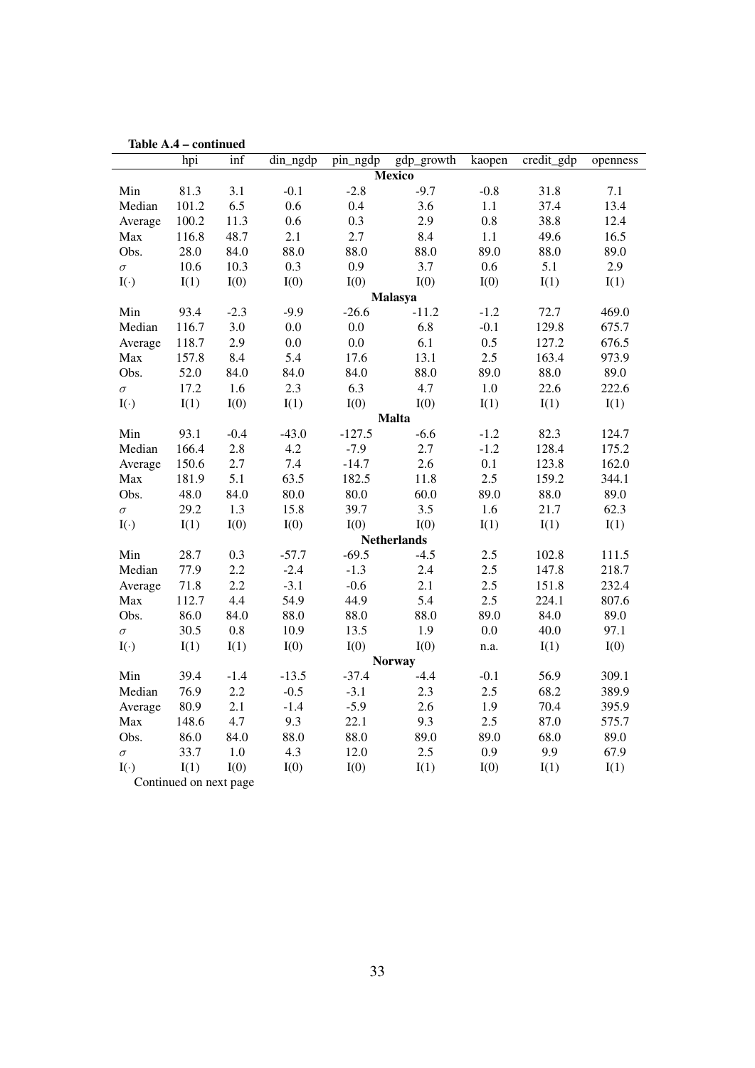**Table A.4 – continued**

| | hpi | inf | din_ngdp | pin_ngdp | gdp_growth | kaopen | credit_gdp | openness |
|---|---|---|---|---|---|---|---|---|
| **Mexico** | | | | | | | | |
| Min | 81.3 | 3.1 | -0.1 | -2.8 | -9.7 | -0.8 | 31.8 | 7.1 |
| Median | 101.2 | 6.5 | 0.6 | 0.4 | 3.6 | 1.1 | 37.4 | 13.4 |
| Average | 100.2 | 11.3 | 0.6 | 0.3 | 2.9 | 0.8 | 38.8 | 12.4 |
| Max | 116.8 | 48.7 | 2.1 | 2.7 | 8.4 | 1.1 | 49.6 | 16.5 |
| Obs. | 28.0 | 84.0 | 88.0 | 88.0 | 88.0 | 89.0 | 88.0 | 89.0 |
| $\sigma$ | 10.6 | 10.3 | 0.3 | 0.9 | 3.7 | 0.6 | 5.1 | 2.9 |
| $I(\cdot)$ | I(1) | I(0) | I(0) | I(0) | I(0) | I(0) | I(1) | I(1) |
| **Malasya** | | | | | | | | |
| Min | 93.4 | -2.3 | -9.9 | -26.6 | -11.2 | -1.2 | 72.7 | 469.0 |
| Median | 116.7 | 3.0 | 0.0 | 0.0 | 6.8 | -0.1 | 129.8 | 675.7 |
| Average | 118.7 | 2.9 | 0.0 | 0.0 | 6.1 | 0.5 | 127.2 | 676.5 |
| Max | 157.8 | 8.4 | 5.4 | 17.6 | 13.1 | 2.5 | 163.4 | 973.9 |
| Obs. | 52.0 | 84.0 | 84.0 | 84.0 | 88.0 | 89.0 | 88.0 | 89.0 |
| $\sigma$ | 17.2 | 1.6 | 2.3 | 6.3 | 4.7 | 1.0 | 22.6 | 222.6 |
| $I(\cdot)$ | I(1) | I(0) | I(1) | I(0) | I(0) | I(1) | I(1) | I(1) |
| **Malta** | | | | | | | | |
| Min | 93.1 | -0.4 | -43.0 | -127.5 | -6.6 | -1.2 | 82.3 | 124.7 |
| Median | 166.4 | 2.8 | 4.2 | -7.9 | 2.7 | -1.2 | 128.4 | 175.2 |
| Average | 150.6 | 2.7 | 7.4 | -14.7 | 2.6 | 0.1 | 123.8 | 162.0 |
| Max | 181.9 | 5.1 | 63.5 | 182.5 | 11.8 | 2.5 | 159.2 | 344.1 |
| Obs. | 48.0 | 84.0 | 80.0 | 80.0 | 60.0 | 89.0 | 88.0 | 89.0 |
| $\sigma$ | 29.2 | 1.3 | 15.8 | 39.7 | 3.5 | 1.6 | 21.7 | 62.3 |
| $I(\cdot)$ | I(1) | I(0) | I(0) | I(0) | I(0) | I(1) | I(1) | I(1) |
| **Netherlands** | | | | | | | | |
| Min | 28.7 | 0.3 | -57.7 | -69.5 | -4.5 | 2.5 | 102.8 | 111.5 |
| Median | 77.9 | 2.2 | -2.4 | -1.3 | 2.4 | 2.5 | 147.8 | 218.7 |
| Average | 71.8 | 2.2 | -3.1 | -0.6 | 2.1 | 2.5 | 151.8 | 232.4 |
| Max | 112.7 | 4.4 | 54.9 | 44.9 | 5.4 | 2.5 | 224.1 | 807.6 |
| Obs. | 86.0 | 84.0 | 88.0 | 88.0 | 88.0 | 89.0 | 84.0 | 89.0 |
| $\sigma$ | 30.5 | 0.8 | 10.9 | 13.5 | 1.9 | 0.0 | 40.0 | 97.1 |
| $I(\cdot)$ | I(1) | I(1) | I(0) | I(0) | I(0) | n.a. | I(1) | I(0) |
| **Norway** | | | | | | | | |
| Min | 39.4 | -1.4 | -13.5 | -37.4 | -4.4 | -0.1 | 56.9 | 309.1 |
| Median | 76.9 | 2.2 | -0.5 | -3.1 | 2.3 | 2.5 | 68.2 | 389.9 |
| Average | 80.9 | 2.1 | -1.4 | -5.9 | 2.6 | 1.9 | 70.4 | 395.9 |
| Max | 148.6 | 4.7 | 9.3 | 22.1 | 9.3 | 2.5 | 87.0 | 575.7 |
| Obs. | 86.0 | 84.0 | 88.0 | 88.0 | 89.0 | 89.0 | 68.0 | 89.0 |
| $\sigma$ | 33.7 | 1.0 | 4.3 | 12.0 | 2.5 | 0.9 | 9.9 | 67.9 |
| $I(\cdot)$ | I(1) | I(0) | I(0) | I(0) | I(1) | I(0) | I(1) | I(1) |

Continued on next page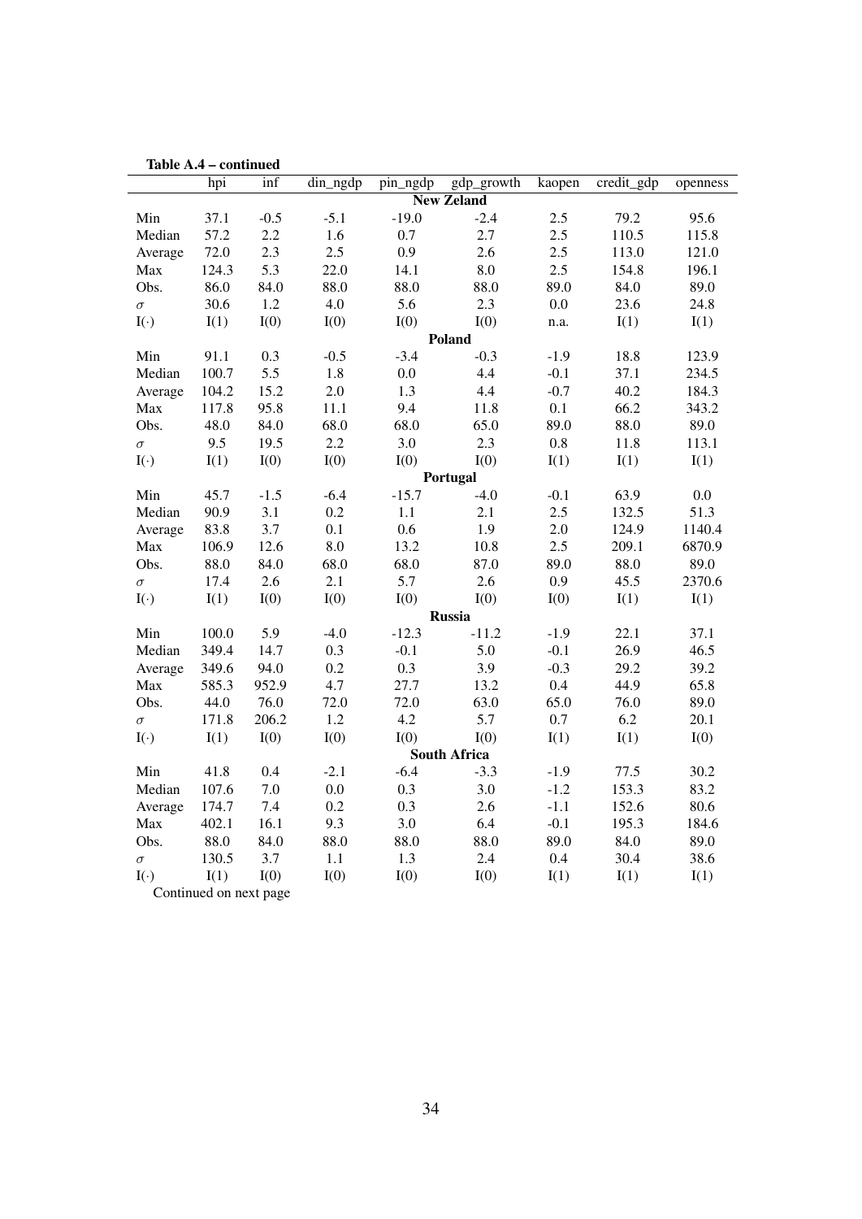**Table A.4 – continued**

| | hpi | inf | din_ngdp | pin_ngdp | gdp_growth | kaopen | credit_gdp | openness |
|---|---|---|---|---|---|---|---|---|
| | | | | | **New Zeland** | | | |
| Min | 37.1 | -0.5 | -5.1 | -19.0 | -2.4 | 2.5 | 79.2 | 95.6 |
| Median | 57.2 | 2.2 | 1.6 | 0.7 | 2.7 | 2.5 | 110.5 | 115.8 |
| Average | 72.0 | 2.3 | 2.5 | 0.9 | 2.6 | 2.5 | 113.0 | 121.0 |
| Max | 124.3 | 5.3 | 22.0 | 14.1 | 8.0 | 2.5 | 154.8 | 196.1 |
| Obs. | 86.0 | 84.0 | 88.0 | 88.0 | 88.0 | 89.0 | 84.0 | 89.0 |
| $\sigma$ | 30.6 | 1.2 | 4.0 | 5.6 | 2.3 | 0.0 | 23.6 | 24.8 |
| I($\cdot$) | I(1) | I(0) | I(0) | I(0) | I(0) | n.a. | I(1) | I(1) |
| | | | | | **Poland** | | | |
| Min | 91.1 | 0.3 | -0.5 | -3.4 | -0.3 | -1.9 | 18.8 | 123.9 |
| Median | 100.7 | 5.5 | 1.8 | 0.0 | 4.4 | -0.1 | 37.1 | 234.5 |
| Average | 104.2 | 15.2 | 2.0 | 1.3 | 4.4 | -0.7 | 40.2 | 184.3 |
| Max | 117.8 | 95.8 | 11.1 | 9.4 | 11.8 | 0.1 | 66.2 | 343.2 |
| Obs. | 48.0 | 84.0 | 68.0 | 68.0 | 65.0 | 89.0 | 88.0 | 89.0 |
| $\sigma$ | 9.5 | 19.5 | 2.2 | 3.0 | 2.3 | 0.8 | 11.8 | 113.1 |
| I($\cdot$) | I(1) | I(0) | I(0) | I(0) | I(0) | I(1) | I(1) | I(1) |
| | | | | | **Portugal** | | | |
| Min | 45.7 | -1.5 | -6.4 | -15.7 | -4.0 | -0.1 | 63.9 | 0.0 |
| Median | 90.9 | 3.1 | 0.2 | 1.1 | 2.1 | 2.5 | 132.5 | 51.3 |
| Average | 83.8 | 3.7 | 0.1 | 0.6 | 1.9 | 2.0 | 124.9 | 1140.4 |
| Max | 106.9 | 12.6 | 8.0 | 13.2 | 10.8 | 2.5 | 209.1 | 6870.9 |
| Obs. | 88.0 | 84.0 | 68.0 | 68.0 | 87.0 | 89.0 | 88.0 | 89.0 |
| $\sigma$ | 17.4 | 2.6 | 2.1 | 5.7 | 2.6 | 0.9 | 45.5 | 2370.6 |
| I($\cdot$) | I(1) | I(0) | I(0) | I(0) | I(0) | I(0) | I(1) | I(1) |
| | | | | | **Russia** | | | |
| Min | 100.0 | 5.9 | -4.0 | -12.3 | -11.2 | -1.9 | 22.1 | 37.1 |
| Median | 349.4 | 14.7 | 0.3 | -0.1 | 5.0 | -0.1 | 26.9 | 46.5 |
| Average | 349.6 | 94.0 | 0.2 | 0.3 | 3.9 | -0.3 | 29.2 | 39.2 |
| Max | 585.3 | 952.9 | 4.7 | 27.7 | 13.2 | 0.4 | 44.9 | 65.8 |
| Obs. | 44.0 | 76.0 | 72.0 | 72.0 | 63.0 | 65.0 | 76.0 | 89.0 |
| $\sigma$ | 171.8 | 206.2 | 1.2 | 4.2 | 5.7 | 0.7 | 6.2 | 20.1 |
| I($\cdot$) | I(1) | I(0) | I(0) | I(0) | I(0) | I(1) | I(1) | I(0) |
| | | | | | **South Africa** | | | |
| Min | 41.8 | 0.4 | -2.1 | -6.4 | -3.3 | -1.9 | 77.5 | 30.2 |
| Median | 107.6 | 7.0 | 0.0 | 0.3 | 3.0 | -1.2 | 153.3 | 83.2 |
| Average | 174.7 | 7.4 | 0.2 | 0.3 | 2.6 | -1.1 | 152.6 | 80.6 |
| Max | 402.1 | 16.1 | 9.3 | 3.0 | 6.4 | -0.1 | 195.3 | 184.6 |
| Obs. | 88.0 | 84.0 | 88.0 | 88.0 | 88.0 | 89.0 | 84.0 | 89.0 |
| $\sigma$ | 130.5 | 3.7 | 1.1 | 1.3 | 2.4 | 0.4 | 30.4 | 38.6 |
| I($\cdot$) | I(1) | I(0) | I(0) | I(0) | I(0) | I(1) | I(1) | I(1) |

Continued on next page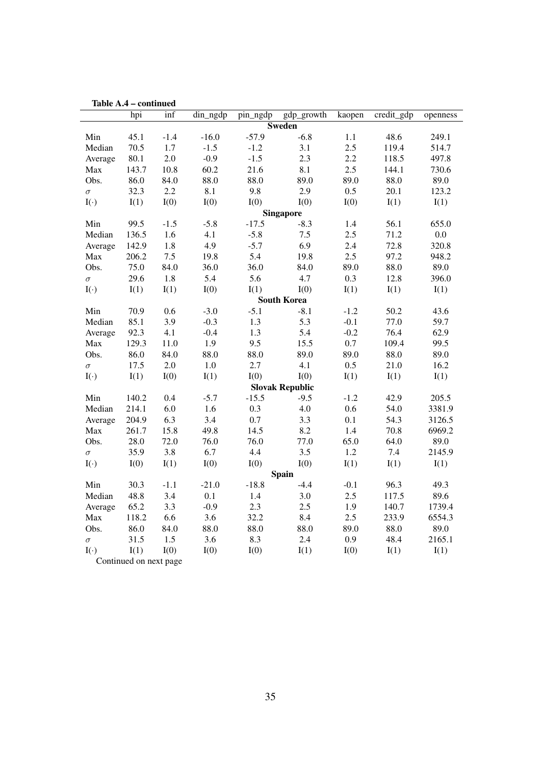**Table A.4 – continued**

| | hpi | inf | din_ngdp | pin_ngdp | gdp_growth | kaopen | credit_gdp | openness |
|---|---|---|---|---|---|---|---|---|
| | | | | | **Sweden** | | | |
| Min | 45.1 | -1.4 | -16.0 | -57.9 | -6.8 | 1.1 | 48.6 | 249.1 |
| Median | 70.5 | 1.7 | -1.5 | -1.2 | 3.1 | 2.5 | 119.4 | 514.7 |
| Average | 80.1 | 2.0 | -0.9 | -1.5 | 2.3 | 2.2 | 118.5 | 497.8 |
| Max | 143.7 | 10.8 | 60.2 | 21.6 | 8.1 | 2.5 | 144.1 | 730.6 |
| Obs. | 86.0 | 84.0 | 88.0 | 88.0 | 89.0 | 89.0 | 88.0 | 89.0 |
| $\sigma$ | 32.3 | 2.2 | 8.1 | 9.8 | 2.9 | 0.5 | 20.1 | 123.2 |
| I($\cdot$) | I(1) | I(0) | I(0) | I(0) | I(0) | I(0) | I(1) | I(1) |
| | | | | | **Singapore** | | | |
| Min | 99.5 | -1.5 | -5.8 | -17.5 | -8.3 | 1.4 | 56.1 | 655.0 |
| Median | 136.5 | 1.6 | 4.1 | -5.8 | 7.5 | 2.5 | 71.2 | 0.0 |
| Average | 142.9 | 1.8 | 4.9 | -5.7 | 6.9 | 2.4 | 72.8 | 320.8 |
| Max | 206.2 | 7.5 | 19.8 | 5.4 | 19.8 | 2.5 | 97.2 | 948.2 |
| Obs. | 75.0 | 84.0 | 36.0 | 36.0 | 84.0 | 89.0 | 88.0 | 89.0 |
| $\sigma$ | 29.6 | 1.8 | 5.4 | 5.6 | 4.7 | 0.3 | 12.8 | 396.0 |
| I($\cdot$) | I(1) | I(1) | I(0) | I(1) | I(0) | I(1) | I(1) | I(1) |
| | | | | | **South Korea** | | | |
| Min | 70.9 | 0.6 | -3.0 | -5.1 | -8.1 | -1.2 | 50.2 | 43.6 |
| Median | 85.1 | 3.9 | -0.3 | 1.3 | 5.3 | -0.1 | 77.0 | 59.7 |
| Average | 92.3 | 4.1 | -0.4 | 1.3 | 5.4 | -0.2 | 76.4 | 62.9 |
| Max | 129.3 | 11.0 | 1.9 | 9.5 | 15.5 | 0.7 | 109.4 | 99.5 |
| Obs. | 86.0 | 84.0 | 88.0 | 88.0 | 89.0 | 89.0 | 88.0 | 89.0 |
| $\sigma$ | 17.5 | 2.0 | 1.0 | 2.7 | 4.1 | 0.5 | 21.0 | 16.2 |
| I($\cdot$) | I(1) | I(0) | I(1) | I(0) | I(0) | I(1) | I(1) | I(1) |
| | | | | | **Slovak Republic** | | | |
| Min | 140.2 | 0.4 | -5.7 | -15.5 | -9.5 | -1.2 | 42.9 | 205.5 |
| Median | 214.1 | 6.0 | 1.6 | 0.3 | 4.0 | 0.6 | 54.0 | 3381.9 |
| Average | 204.9 | 6.3 | 3.4 | 0.7 | 3.3 | 0.1 | 54.3 | 3126.5 |
| Max | 261.7 | 15.8 | 49.8 | 14.5 | 8.2 | 1.4 | 70.8 | 6969.2 |
| Obs. | 28.0 | 72.0 | 76.0 | 76.0 | 77.0 | 65.0 | 64.0 | 89.0 |
| $\sigma$ | 35.9 | 3.8 | 6.7 | 4.4 | 3.5 | 1.2 | 7.4 | 2145.9 |
| I($\cdot$) | I(0) | I(1) | I(0) | I(0) | I(0) | I(1) | I(1) | I(1) |
| | | | | | **Spain** | | | |
| Min | 30.3 | -1.1 | -21.0 | -18.8 | -4.4 | -0.1 | 96.3 | 49.3 |
| Median | 48.8 | 3.4 | 0.1 | 1.4 | 3.0 | 2.5 | 117.5 | 89.6 |
| Average | 65.2 | 3.3 | -0.9 | 2.3 | 2.5 | 1.9 | 140.7 | 1739.4 |
| Max | 118.2 | 6.6 | 3.6 | 32.2 | 8.4 | 2.5 | 233.9 | 6554.3 |
| Obs. | 86.0 | 84.0 | 88.0 | 88.0 | 88.0 | 89.0 | 88.0 | 89.0 |
| $\sigma$ | 31.5 | 1.5 | 3.6 | 8.3 | 2.4 | 0.9 | 48.4 | 2165.1 |
| I($\cdot$) | I(1) | I(0) | I(0) | I(0) | I(1) | I(0) | I(1) | I(1) |

Continued on next page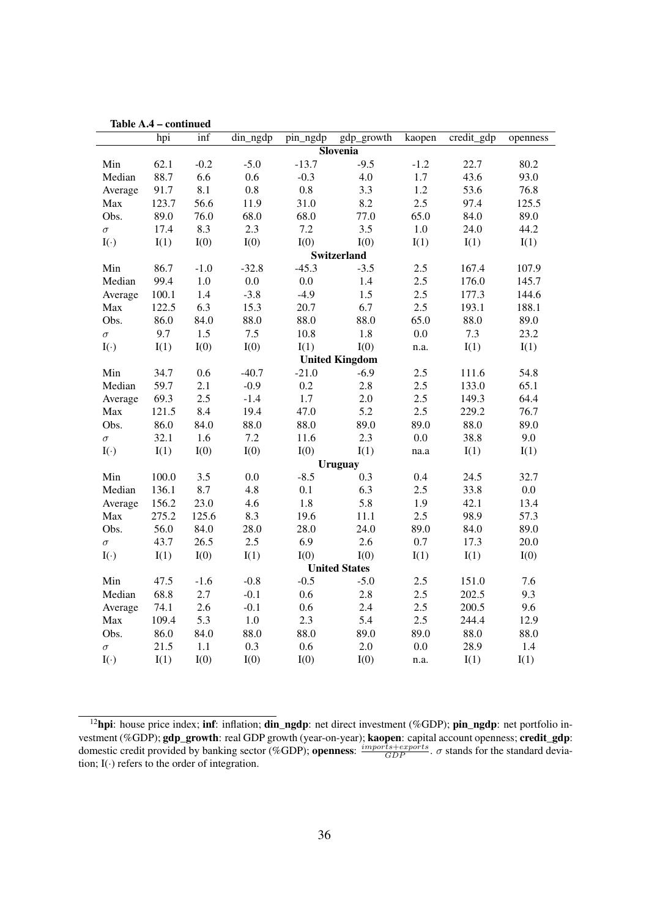**Table A.4 – continued**

| | hpi | inf | din_ngdp | pin_ngdp | gdp_growth | kaopen | credit_gdp | openness |
|---|---|---|---|---|---|---|---|---|
| | | | | | **Slovenia** | | | |
| Min | 62.1 | -0.2 | -5.0 | -13.7 | -9.5 | -1.2 | 22.7 | 80.2 |
| Median | 88.7 | 6.6 | 0.6 | -0.3 | 4.0 | 1.7 | 43.6 | 93.0 |
| Average | 91.7 | 8.1 | 0.8 | 0.8 | 3.3 | 1.2 | 53.6 | 76.8 |
| Max | 123.7 | 56.6 | 11.9 | 31.0 | 8.2 | 2.5 | 97.4 | 125.5 |
| Obs. | 89.0 | 76.0 | 68.0 | 68.0 | 77.0 | 65.0 | 84.0 | 89.0 |
| $\sigma$ | 17.4 | 8.3 | 2.3 | 7.2 | 3.5 | 1.0 | 24.0 | 44.2 |
| $I(\cdot)$ | I(1) | I(0) | I(0) | I(0) | I(0) | I(1) | I(1) | I(1) |
| | | | | | **Switzerland** | | | |
| Min | 86.7 | -1.0 | -32.8 | -45.3 | -3.5 | 2.5 | 167.4 | 107.9 |
| Median | 99.4 | 1.0 | 0.0 | 0.0 | 1.4 | 2.5 | 176.0 | 145.7 |
| Average | 100.1 | 1.4 | -3.8 | -4.9 | 1.5 | 2.5 | 177.3 | 144.6 |
| Max | 122.5 | 6.3 | 15.3 | 20.7 | 6.7 | 2.5 | 193.1 | 188.1 |
| Obs. | 86.0 | 84.0 | 88.0 | 88.0 | 88.0 | 65.0 | 88.0 | 89.0 |
| $\sigma$ | 9.7 | 1.5 | 7.5 | 10.8 | 1.8 | 0.0 | 7.3 | 23.2 |
| $I(\cdot)$ | I(1) | I(0) | I(0) | I(1) | I(0) | n.a. | I(1) | I(1) |
| | | | | | **United Kingdom** | | | |
| Min | 34.7 | 0.6 | -40.7 | -21.0 | -6.9 | 2.5 | 111.6 | 54.8 |
| Median | 59.7 | 2.1 | -0.9 | 0.2 | 2.8 | 2.5 | 133.0 | 65.1 |
| Average | 69.3 | 2.5 | -1.4 | 1.7 | 2.0 | 2.5 | 149.3 | 64.4 |
| Max | 121.5 | 8.4 | 19.4 | 47.0 | 5.2 | 2.5 | 229.2 | 76.7 |
| Obs. | 86.0 | 84.0 | 88.0 | 88.0 | 89.0 | 89.0 | 88.0 | 89.0 |
| $\sigma$ | 32.1 | 1.6 | 7.2 | 11.6 | 2.3 | 0.0 | 38.8 | 9.0 |
| $I(\cdot)$ | I(1) | I(0) | I(0) | I(0) | I(1) | na.a | I(1) | I(1) |
| | | | | | **Uruguay** | | | |
| Min | 100.0 | 3.5 | 0.0 | -8.5 | 0.3 | 0.4 | 24.5 | 32.7 |
| Median | 136.1 | 8.7 | 4.8 | 0.1 | 6.3 | 2.5 | 33.8 | 0.0 |
| Average | 156.2 | 23.0 | 4.6 | 1.8 | 5.8 | 1.9 | 42.1 | 13.4 |
| Max | 275.2 | 125.6 | 8.3 | 19.6 | 11.1 | 2.5 | 98.9 | 57.3 |
| Obs. | 56.0 | 84.0 | 28.0 | 28.0 | 24.0 | 89.0 | 84.0 | 89.0 |
| $\sigma$ | 43.7 | 26.5 | 2.5 | 6.9 | 2.6 | 0.7 | 17.3 | 20.0 |
| $I(\cdot)$ | I(1) | I(0) | I(1) | I(0) | I(0) | I(1) | I(1) | I(0) |
| | | | | | **United States** | | | |
| Min | 47.5 | -1.6 | -0.8 | -0.5 | -5.0 | 2.5 | 151.0 | 7.6 |
| Median | 68.8 | 2.7 | -0.1 | 0.6 | 2.8 | 2.5 | 202.5 | 9.3 |
| Average | 74.1 | 2.6 | -0.1 | 0.6 | 2.4 | 2.5 | 200.5 | 9.6 |
| Max | 109.4 | 5.3 | 1.0 | 2.3 | 5.4 | 2.5 | 244.4 | 12.9 |
| Obs. | 86.0 | 84.0 | 88.0 | 88.0 | 89.0 | 89.0 | 88.0 | 88.0 |
| $\sigma$ | 21.5 | 1.1 | 0.3 | 0.6 | 2.0 | 0.0 | 28.9 | 1.4 |
| $I(\cdot)$ | I(1) | I(0) | I(0) | I(0) | I(0) | n.a. | I(1) | I(1) |

[12] **hpi**: house price index; **inf**: inflation; **din_ngdp**: net direct investment (%GDP); **pin_ngdp**: net portfolio investment (%GDP); **gdp_growth**: real GDP growth (year-on-year); **kaopen**: capital account openness; **credit_gdp**: domestic credit provided by banking sector (%GDP); **openness**: $\frac{imports+exports}{GDP}$. $\sigma$ stands for the standard deviation; $I(\cdot)$ refers to the order of integration.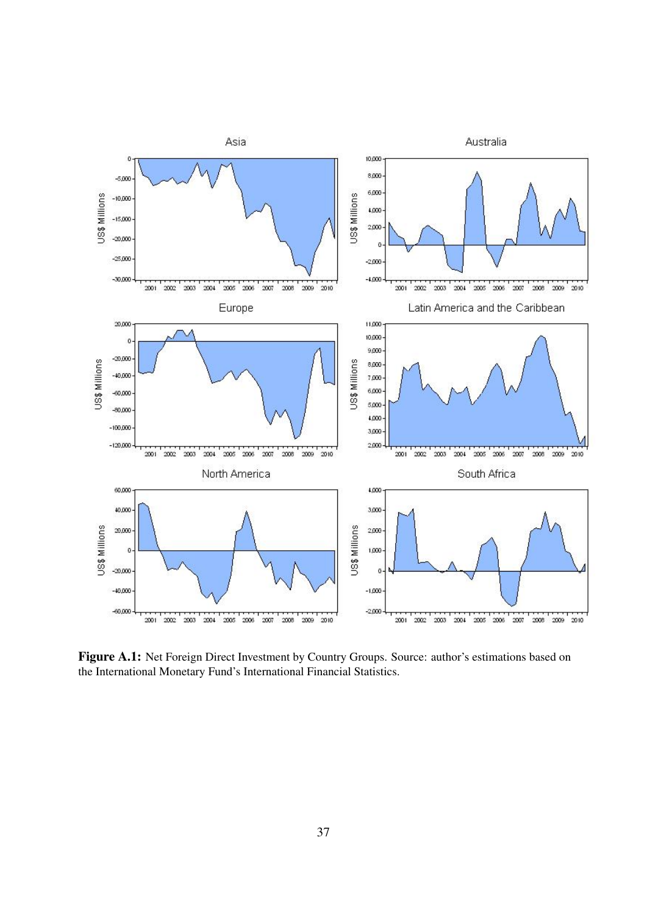**Figure A.1:** Net Foreign Direct Investment by Country Groups. Source: author's estimations based on the International Monetary Fund's International Financial Statistics.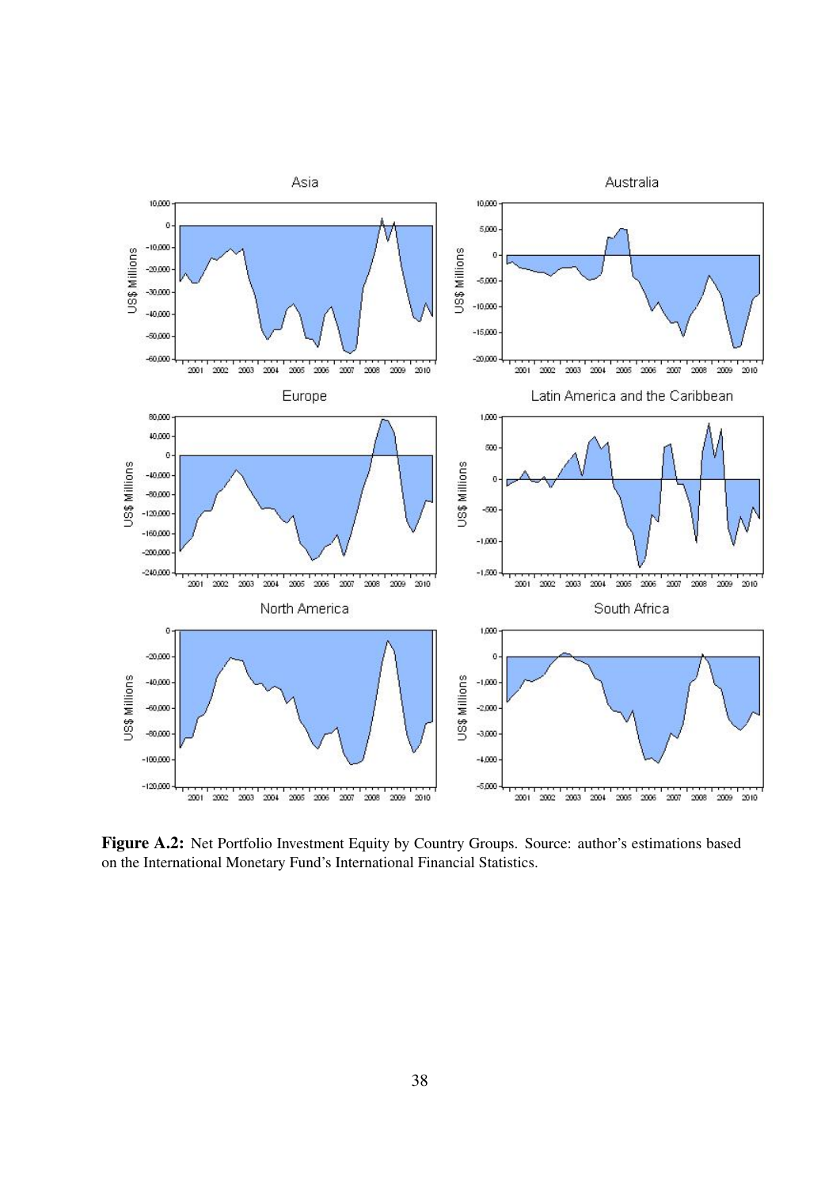**Figure A.2:** Net Portfolio Investment Equity by Country Groups. Source: author's estimations based on the International Monetary Fund's International Financial Statistics.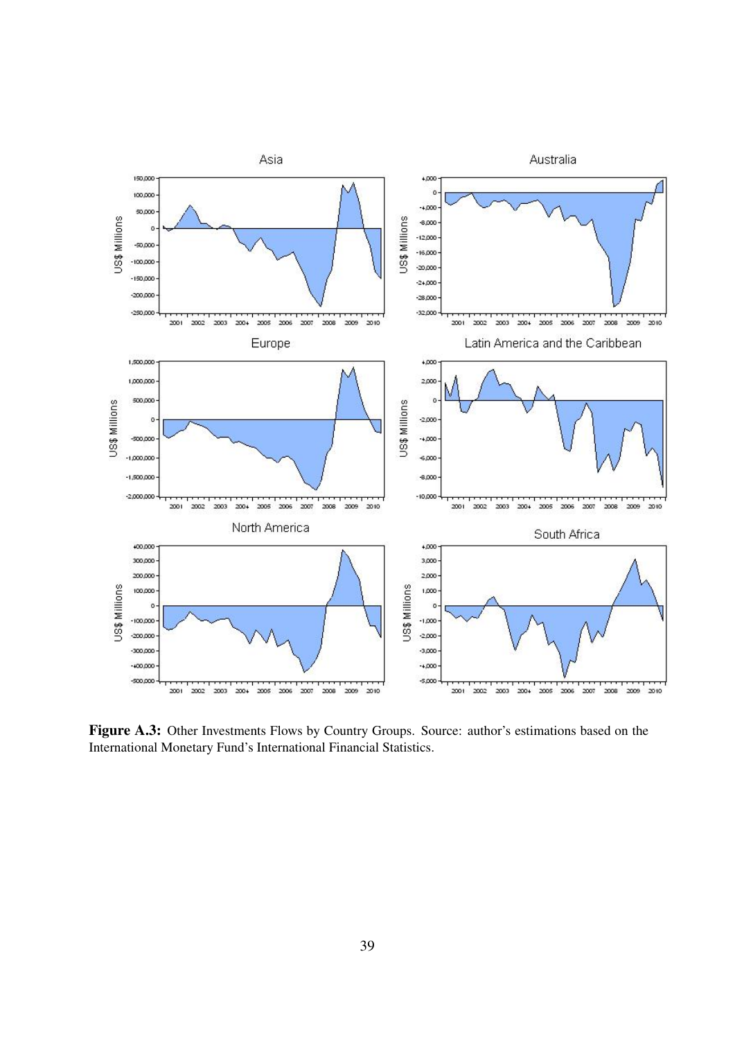**Figure A.3:** Other Investments Flows by Country Groups. Source: author's estimations based on the International Monetary Fund's International Financial Statistics.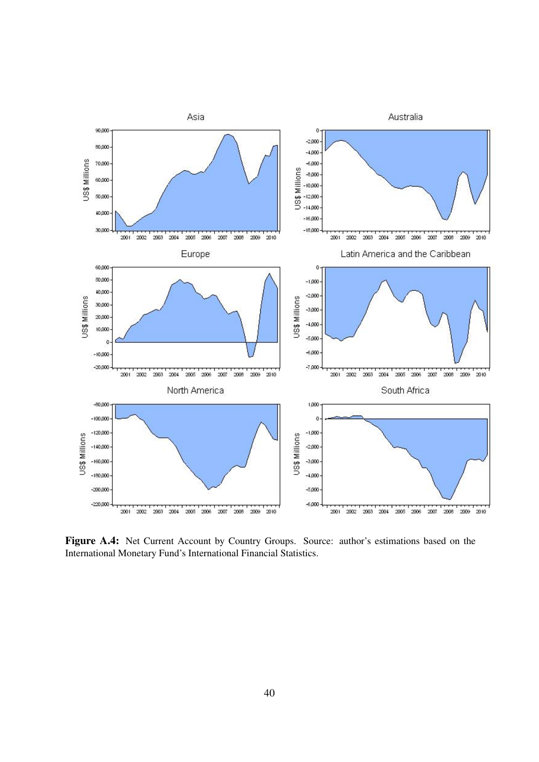**Figure A.4:** Net Current Account by Country Groups. Source: author's estimations based on the International Monetary Fund's International Financial Statistics.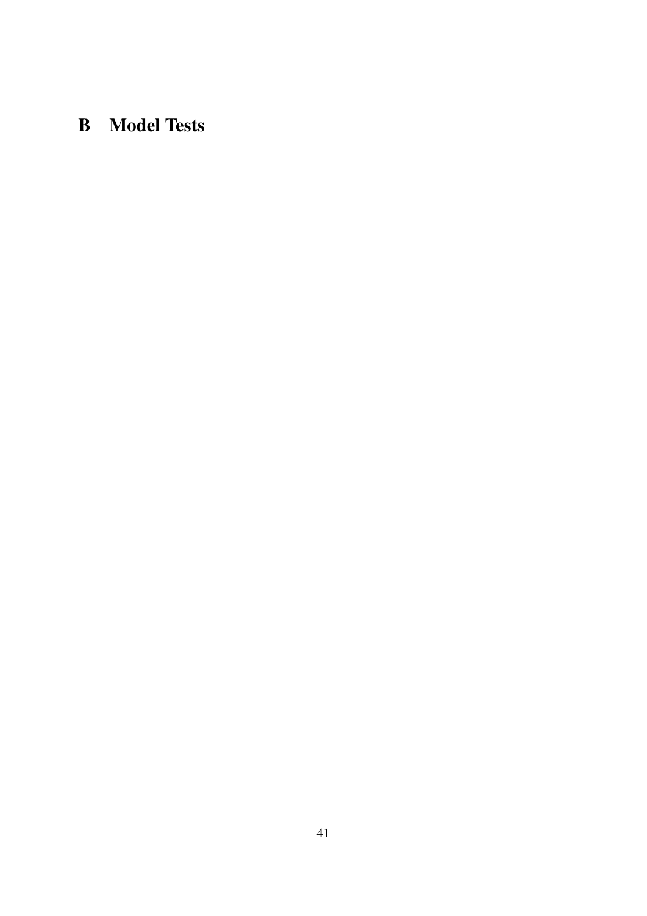# B Model Tests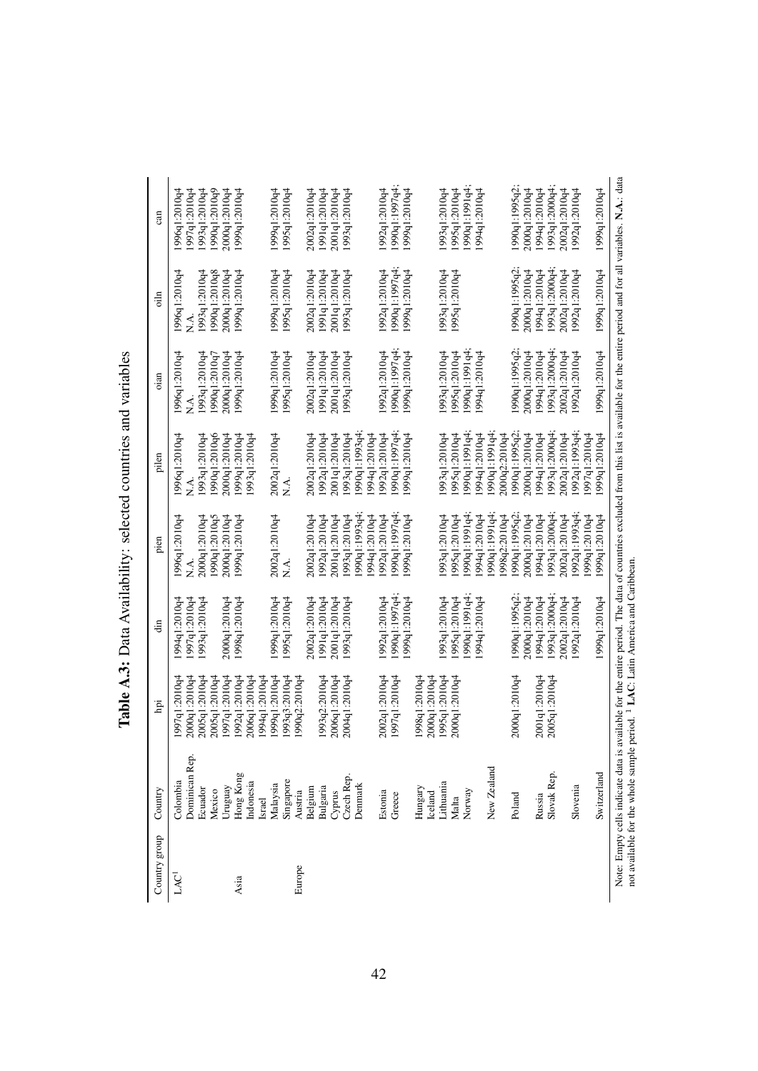**Table A.3:** Data Availability: selected countries and variables

| Country group | Country | hpi | din | pien | pilen | oian | oiln | can |
|---|---|---|---|---|---|---|---|---|
| LAC[1] | Colombia | 1997q1:2010q4 | 1994q1:2010q4 | 1996q1:2010q4 | 1996q1:2010q4 | 1996q1:2010q4 | 1996q1:2010q4 | 1996q1:2010q4 |
| | Dominican Rep. | 2000q1:2010q4 | 1997q1:2010q4 | N.A. | N.A. | N.A. | N.A. | 1997q1:2010q4 |
| | Ecuador | 2005q1:2010q4 | 1993q1:2010q4 | 2000q1:2010q4 | 1993q1:2010q4 | 1993q1:2010q4 | 1993q1:2010q4 | 1993q1:2010q4 |
| | Mexico | 2005q1:2010q4 | | 1990q1:2010q5 | 1990q1:2010q6 | 1990q1:2010q7 | 1990q1:2010q8 | 1990q1:2010q9 |
| | Uruguay | 1997q1:2010q4 | 2000q1:2010q4 | 2000q1:2010q4 | 2000q1:2010q4 | 2000q1:2010q4 | 2000q1:2010q4 | 2000q1:2010q4 |
| Asia | Hong Kong | 1992q1:2010q4 | 1998q1:2010q4 | 1999q1:2010q4 | 1999q1:2010q4 | 1999q1:2010q4 | 1999q1:2010q4 | 1999q1:2010q4 |
| | Indonesia | 2006q1:2010q4 | | | 1993q1:2010q4 | | | |
| | Israel | 1994q1:2010q4 | | | | | | |
| | Malaysia | 1999q1:2010q4 | 1999q1:2010q4 | 2002q1:2010q4 | 2002q1:2010q4 | 1999q1:2010q4 | 1999q1:2010q4 | 1999q1:2010q4 |
| | Singapore | 1993q3:2010q4 | 1995q1:2010q4 | N.A. | N.A. | 1995q1:2010q4 | 1995q1:2010q4 | 1995q1:2010q4 |
| Europe | Austria | 1990q2:2010q4 | | | | | | |
| | Belgium | | 2002q1:2010q4 | 2002q1:2010q4 | 2002q1:2010q4 | 2002q1:2010q4 | 2002q1:2010q4 | 2002q1:2010q4 |
| | Bulgaria | 1993q2:2010q4 | 1991q1:2010q4 | 1992q1:2010q4 | 1992q1:2010q4 | 1991q1:2010q4 | 1991q1:2010q4 | 1991q1:2010q4 |
| | Cyprus | 2006q1:2010q4 | 2001q1:2010q4 | 2001q1:2010q4 | 2001q1:2010q4 | 2001q1:2010q4 | 2001q1:2010q4 | 2001q1:2010q4 |
| | Czech Rep. | 2004q1:2010q4 | 1993q1:2010q4 | 1993q1:2010q4 | 1993q1:2010q4 | 1993q1:2010q4 | 1993q1:2010q4 | 1993q1:2010q4 |
| | Denmark | | | 1990q1:1993q4; 1994q1:2010q4 | 1990q1:1993q4; 1994q1:2010q4 | | | |
| | Estonia | 2002q1:2010q4 | 1992q1:2010q4 | 1992q1:2010q4 | 1992q1:2010q4 | 1992q1:2010q4 | 1992q1:2010q4 | 1992q1:2010q4 |
| | Greece | 1997q1:2010q4 | 1990q1:1997q4; 1999q1:2010q4 | 1990q1:1997q4; 1999q1:2010q4 | 1990q1:1997q4; 1999q1:2010q4 | 1990q1:1997q4; 1999q1:2010q4 | 1990q1:1997q4; 1999q1:2010q4 | 1990q1:1997q4; 1999q1:2010q4 |
| | Hungary | 1998q1:2010q4 | | | | | | |
| | Iceland | 2000q1:2010q4 | | | | | | |
| | Lithuania | 1995q1:2010q4 | 1993q1:2010q4 | 1993q1:2010q4 | 1993q1:2010q4 | 1993q1:2010q4 | 1993q1:2010q4 | 1993q1:2010q4 |
| | Malta | 2000q1:2010q4 | 1995q1:2010q4 | 1995q1:2010q4 | 1995q1:2010q4 | 1995q1:2010q4 | 1995q1:2010q4 | 1995q1:2010q4 |
| | Norway | | 1990q1:1991q4; 1994q1:2010q4 | 1990q1:1991q4; 1994q1:2010q4 | 1990q1:1991q4; 1994q1:2010q4 | 1990q1:1991q4; 1994q1:2010q4 | | 1990q1:1991q4; 1994q1:2010q4 |
| | New Zealand | | | 1990q1:1991q4; 1998q2:2010q4 | 1990q1:1991q4; 2000q2:2010q4 | | | |
| | Poland | 2000q1:2010q4 | 1990q1:1995q2; 2000q1:2010q4 | 1990q1:1995q2; 2000q1:2010q4 | 1990q1:1995q2; 2000q1:2010q4 | 1990q1:1995q2; 2000q1:2010q4 | 1990q1:1995q2; 2000q1:2010q4 | 1990q1:1995q2; 2000q1:2010q4 |
| | Russia | 2001q1:2010q4 | 1994q1:2010q4 | 1994q1:2010q4 | 1994q1:2010q4 | 1994q1:2010q4 | 1994q1:2010q4 | 1994q1:2010q4 |
| | Slovak Rep. | 2005q1:2010q4 | 1993q1:2000q4; 2002q1:2010q4 | 1993q1:2000q4; 2002q1:2010q4 | 1993q1:2000q4; 2002q1:2010q4 | 1993q1:2000q4; 2002q1:2010q4 | 1993q1:2000q4; 2002q1:2010q4 | 1993q1:2000q4; 2002q1:2010q4 |
| | Slovenia | | 1992q1:2010q4 | 1992q1:1993q4; 1999q1:2010q4 | 1992q1:1993q4; 1997q1:2010q4 | 1992q1:2010q4 | 1992q1:2010q4 | 1992q1:2010q4 |
| | Switzerland | | 1999q1:2010q4 | 1999q1:2010q4 | 1999q1:2010q4 | 1999q1:2010q4 | 1999q1:2010q4 | 1999q1:2010q4 |

Note: Empty cells indicate data is available for the entire period. The data of countries excluded from this list is available for the entire period and for all variables. **N.A.**: data not available for the whole sample period. [1] **LAC**: Latin America and Caribbean.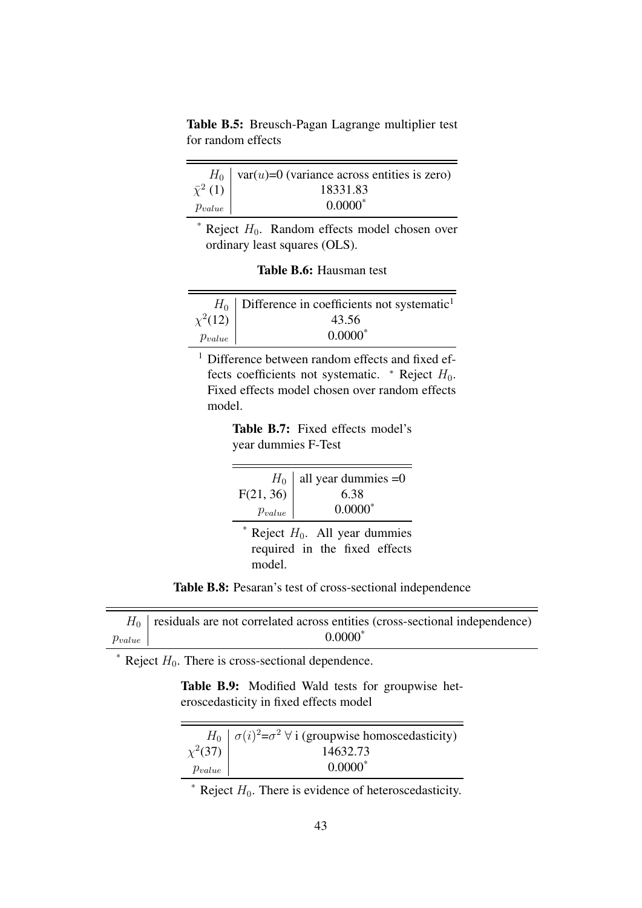**Table B.5:** Breusch-Pagan Lagrange multiplier test for random effects

| | |
|---|---|
| $H_0$ | var($u$)=0 (variance across entities is zero) |
| $\bar{\chi}^2$ (1) | 18331.83 |
| $p_{value}$ | 0.0000* |

\* Reject $H_0$. Random effects model chosen over ordinary least squares (OLS).

**Table B.6:** Hausman test

| | |
|---|---|
| $H_0$ | Difference in coefficients not systematic[1] |
| $\chi^2(12)$ | 43.56 |
| $p_{value}$ | 0.0000* |

[1] Difference between random effects and fixed effects coefficients not systematic. * Reject $H_0$. Fixed effects model chosen over random effects model.

**Table B.7:** Fixed effects model's year dummies F-Test

| | |
|---|---|
| $H_0$ | all year dummies =0 |
| F(21, 36) | 6.38 |
| $p_{value}$ | 0.0000* |

\* Reject $H_0$. All year dummies required in the fixed effects model.

**Table B.8:** Pesaran's test of cross-sectional independence

| | |
|---|---|
| $H_0$ | residuals are not correlated across entities (cross-sectional independence) |
| $p_{value}$ | 0.0000* |

\* Reject $H_0$. There is cross-sectional dependence.

**Table B.9:** Modified Wald tests for groupwise heteroscedasticity in fixed effects model

| | |
|---|---|
| $H_0$ | $\sigma(i)^2$=$\sigma^2$ $\forall$ i (groupwise homoscedasticity) |
| $\chi^2(37)$ | 14632.73 |
| $p_{value}$ | 0.0000* |

\* Reject $H_0$. There is evidence of heteroscedasticity.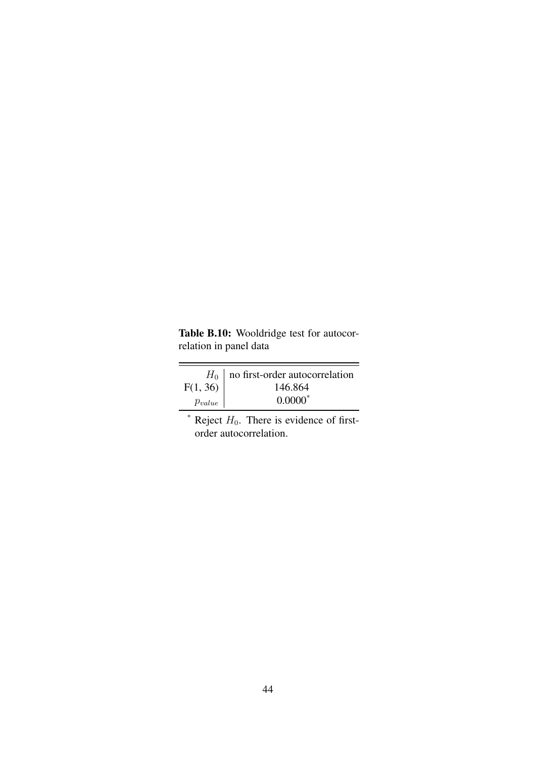**Table B.10:** Wooldridge test for autocorrelation in panel data

| | |
|---|---|
| $H_0$ | no first-order autocorrelation |
| F(1, 36) | 146.864 |
| $p_{value}$ | 0.0000* |

* Reject $H_0$. There is evidence of first-order autocorrelation.